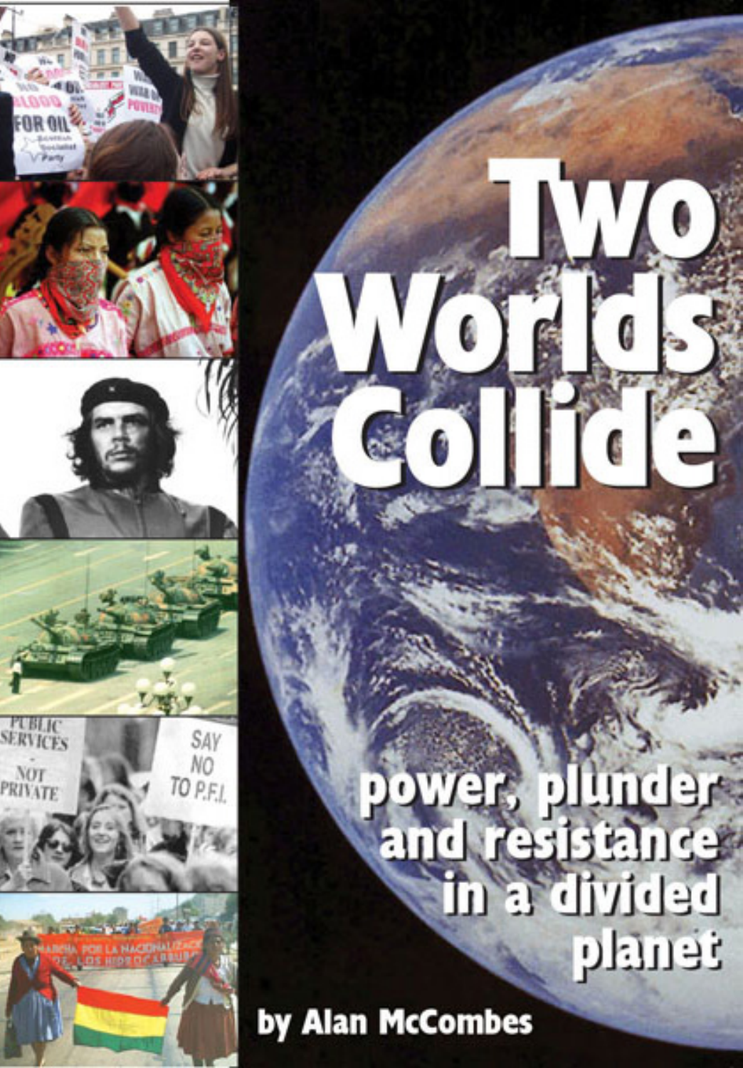# Two Worlds Collide

## power, plunder and resistance in a divided planet

by Alan McCombes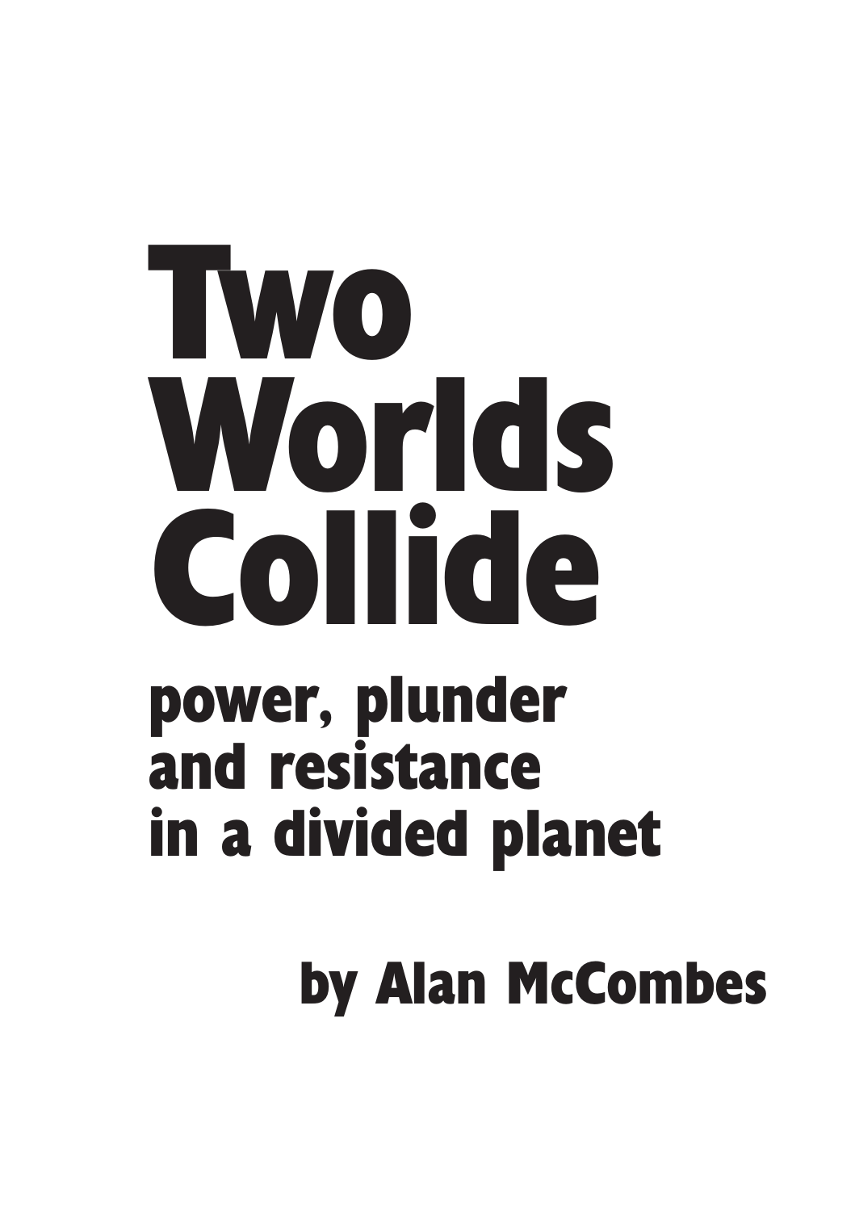# Two Worlds Collide

## power, plunder and resistance in a divided planet

### by Alan McCombes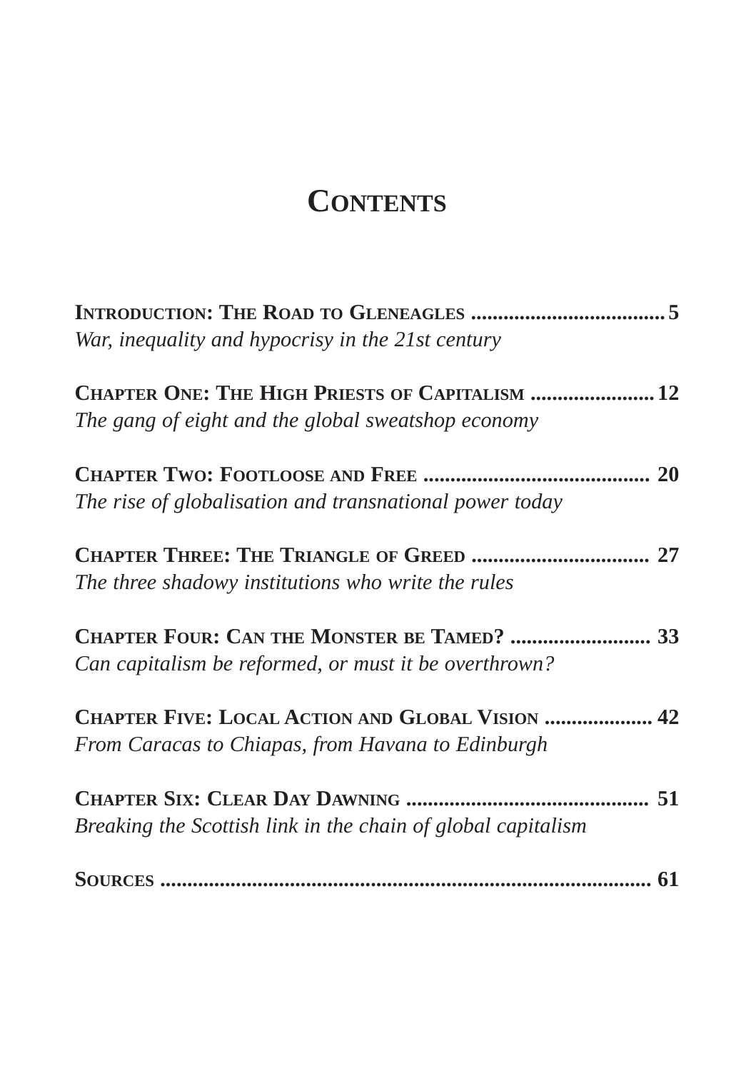# Contents

**Introduction: The Road to Gleneagles** .................................... **5**
*War, inequality and hypocrisy in the 21st century*

**Chapter One: The High Priests of Capitalism** ....................... **12**
*The gang of eight and the global sweatshop economy*

**Chapter Two: Footloose and Free** .......................................... **20**
*The rise of globalisation and transnational power today*

**Chapter Three: The Triangle of Greed** ................................. **27**
*The three shadowy institutions who write the rules*

**Chapter Four: Can the Monster be Tamed?** .......................... **33**
*Can capitalism be reformed, or must it be overthrown?*

**Chapter Five: Local Action and Global Vision** .................... **42**
*From Caracas to Chiapas, from Havana to Edinburgh*

**Chapter Six: Clear Day Dawning** ............................................ **51**
*Breaking the Scottish link in the chain of global capitalism*

**Sources** .......................................................................................... **61**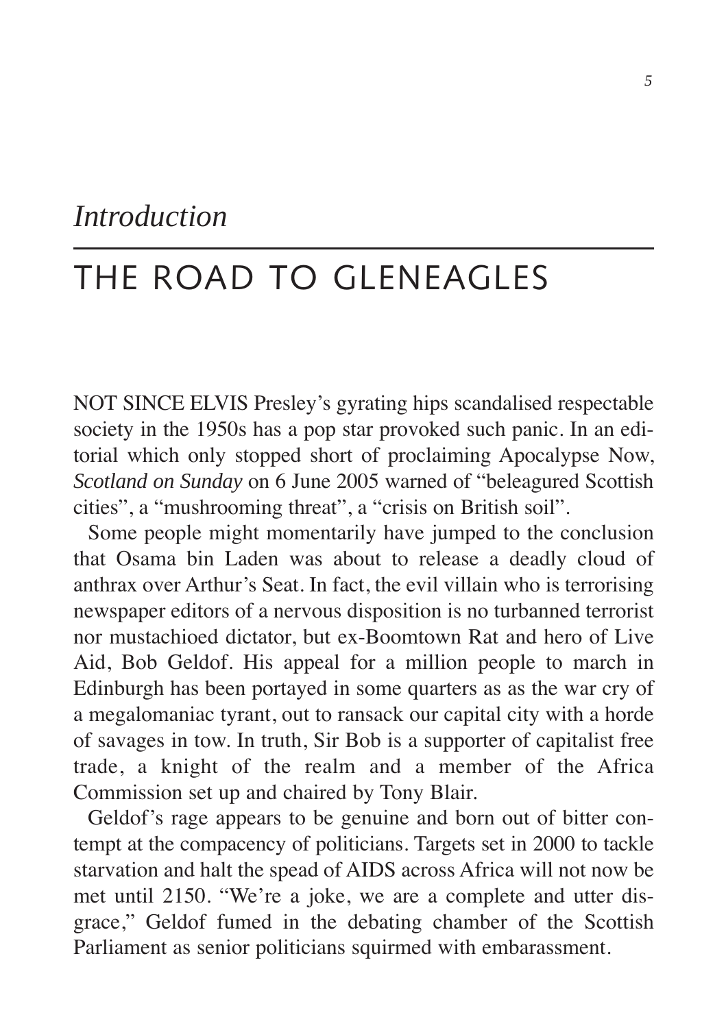*Introduction*

# THE ROAD TO GLENEAGLES

NOT SINCE ELVIS Presley's gyrating hips scandalised respectable society in the 1950s has a pop star provoked such panic. In an editorial which only stopped short of proclaiming Apocalypse Now, *Scotland on Sunday* on 6 June 2005 warned of "beleagured Scottish cities", a "mushrooming threat", a "crisis on British soil".

Some people might momentarily have jumped to the conclusion that Osama bin Laden was about to release a deadly cloud of anthrax over Arthur's Seat. In fact, the evil villain who is terrorising newspaper editors of a nervous disposition is no turbanned terrorist nor mustachioed dictator, but ex-Boomtown Rat and hero of Live Aid, Bob Geldof. His appeal for a million people to march in Edinburgh has been portayed in some quarters as as the war cry of a megalomaniac tyrant, out to ransack our capital city with a horde of savages in tow. In truth, Sir Bob is a supporter of capitalist free trade, a knight of the realm and a member of the Africa Commission set up and chaired by Tony Blair.

Geldof's rage appears to be genuine and born out of bitter contempt at the compacency of politicians. Targets set in 2000 to tackle starvation and halt the spead of AIDS across Africa will not now be met until 2150. "We're a joke, we are a complete and utter disgrace," Geldof fumed in the debating chamber of the Scottish Parliament as senior politicians squirmed with embarassment.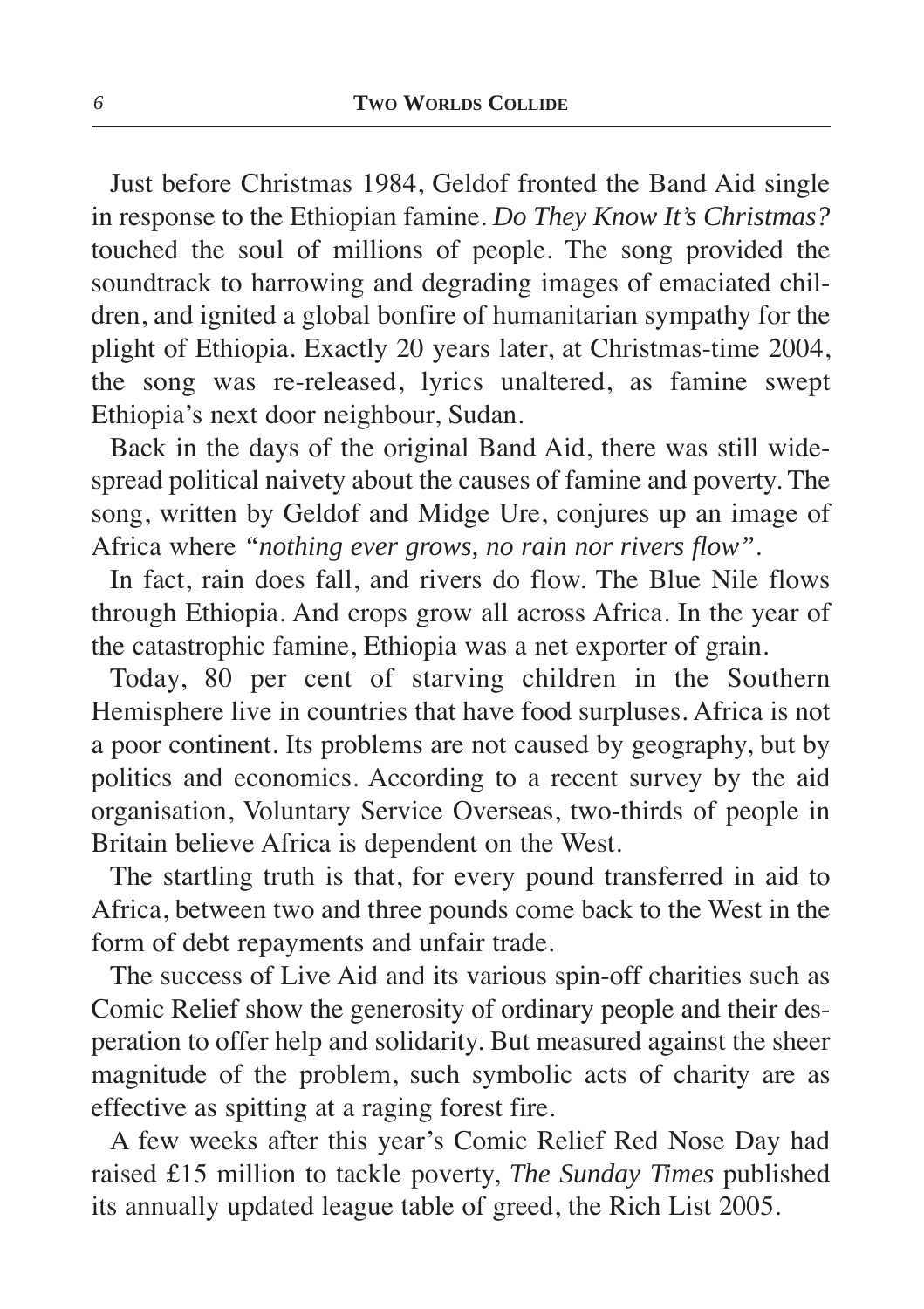Just before Christmas 1984, Geldof fronted the Band Aid single in response to the Ethiopian famine. *Do They Know It's Christmas?* touched the soul of millions of people. The song provided the soundtrack to harrowing and degrading images of emaciated children, and ignited a global bonfire of humanitarian sympathy for the plight of Ethiopia. Exactly 20 years later, at Christmas-time 2004, the song was re-released, lyrics unaltered, as famine swept Ethiopia's next door neighbour, Sudan.

Back in the days of the original Band Aid, there was still widespread political naivety about the causes of famine and poverty. The song, written by Geldof and Midge Ure, conjures up an image of Africa where *"nothing ever grows, no rain nor rivers flow"*.

In fact, rain does fall, and rivers do flow. The Blue Nile flows through Ethiopia. And crops grow all across Africa. In the year of the catastrophic famine, Ethiopia was a net exporter of grain.

Today, 80 per cent of starving children in the Southern Hemisphere live in countries that have food surpluses. Africa is not a poor continent. Its problems are not caused by geography, but by politics and economics. According to a recent survey by the aid organisation, Voluntary Service Overseas, two-thirds of people in Britain believe Africa is dependent on the West.

The startling truth is that, for every pound transferred in aid to Africa, between two and three pounds come back to the West in the form of debt repayments and unfair trade.

The success of Live Aid and its various spin-off charities such as Comic Relief show the generosity of ordinary people and their desperation to offer help and solidarity. But measured against the sheer magnitude of the problem, such symbolic acts of charity are as effective as spitting at a raging forest fire.

A few weeks after this year's Comic Relief Red Nose Day had raised £15 million to tackle poverty, *The Sunday Times* published its annually updated league table of greed, the Rich List 2005.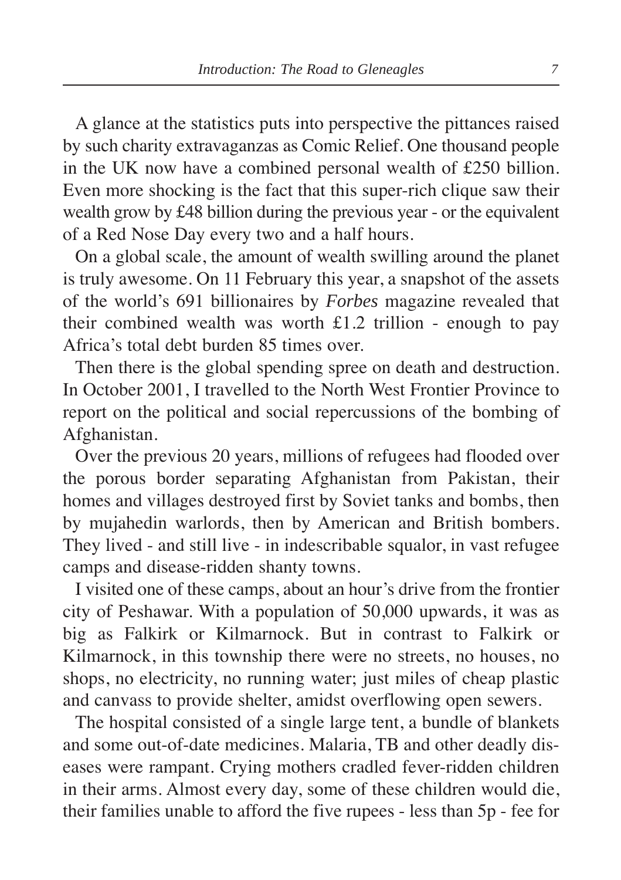A glance at the statistics puts into perspective the pittances raised by such charity extravaganzas as Comic Relief. One thousand people in the UK now have a combined personal wealth of £250 billion. Even more shocking is the fact that this super-rich clique saw their wealth grow by £48 billion during the previous year - or the equivalent of a Red Nose Day every two and a half hours.

On a global scale, the amount of wealth swilling around the planet is truly awesome. On 11 February this year, a snapshot of the assets of the world's 691 billionaires by *Forbes* magazine revealed that their combined wealth was worth £1.2 trillion - enough to pay Africa's total debt burden 85 times over.

Then there is the global spending spree on death and destruction. In October 2001, I travelled to the North West Frontier Province to report on the political and social repercussions of the bombing of Afghanistan.

Over the previous 20 years, millions of refugees had flooded over the porous border separating Afghanistan from Pakistan, their homes and villages destroyed first by Soviet tanks and bombs, then by mujahedin warlords, then by American and British bombers. They lived - and still live - in indescribable squalor, in vast refugee camps and disease-ridden shanty towns.

I visited one of these camps, about an hour's drive from the frontier city of Peshawar. With a population of 50,000 upwards, it was as big as Falkirk or Kilmarnock. But in contrast to Falkirk or Kilmarnock, in this township there were no streets, no houses, no shops, no electricity, no running water; just miles of cheap plastic and canvass to provide shelter, amidst overflowing open sewers.

The hospital consisted of a single large tent, a bundle of blankets and some out-of-date medicines. Malaria, TB and other deadly diseases were rampant. Crying mothers cradled fever-ridden children in their arms. Almost every day, some of these children would die, their families unable to afford the five rupees - less than 5p - fee for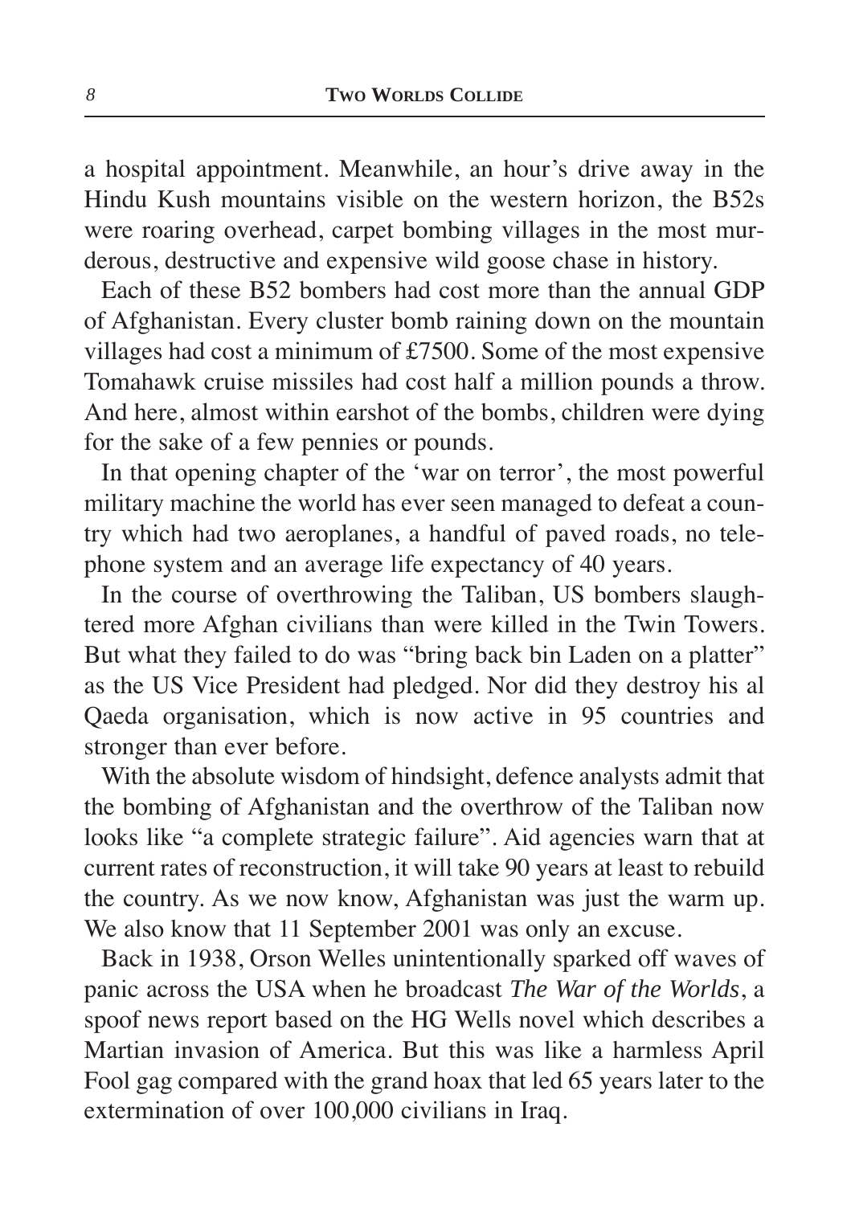a hospital appointment. Meanwhile, an hour's drive away in the Hindu Kush mountains visible on the western horizon, the B52s were roaring overhead, carpet bombing villages in the most murderous, destructive and expensive wild goose chase in history.

Each of these B52 bombers had cost more than the annual GDP of Afghanistan. Every cluster bomb raining down on the mountain villages had cost a minimum of £7500. Some of the most expensive Tomahawk cruise missiles had cost half a million pounds a throw. And here, almost within earshot of the bombs, children were dying for the sake of a few pennies or pounds.

In that opening chapter of the 'war on terror', the most powerful military machine the world has ever seen managed to defeat a country which had two aeroplanes, a handful of paved roads, no telephone system and an average life expectancy of 40 years.

In the course of overthrowing the Taliban, US bombers slaughtered more Afghan civilians than were killed in the Twin Towers. But what they failed to do was "bring back bin Laden on a platter" as the US Vice President had pledged. Nor did they destroy his al Qaeda organisation, which is now active in 95 countries and stronger than ever before.

With the absolute wisdom of hindsight, defence analysts admit that the bombing of Afghanistan and the overthrow of the Taliban now looks like "a complete strategic failure". Aid agencies warn that at current rates of reconstruction, it will take 90 years at least to rebuild the country. As we now know, Afghanistan was just the warm up. We also know that 11 September 2001 was only an excuse.

Back in 1938, Orson Welles unintentionally sparked off waves of panic across the USA when he broadcast *The War of the Worlds*, a spoof news report based on the HG Wells novel which describes a Martian invasion of America. But this was like a harmless April Fool gag compared with the grand hoax that led 65 years later to the extermination of over 100,000 civilians in Iraq.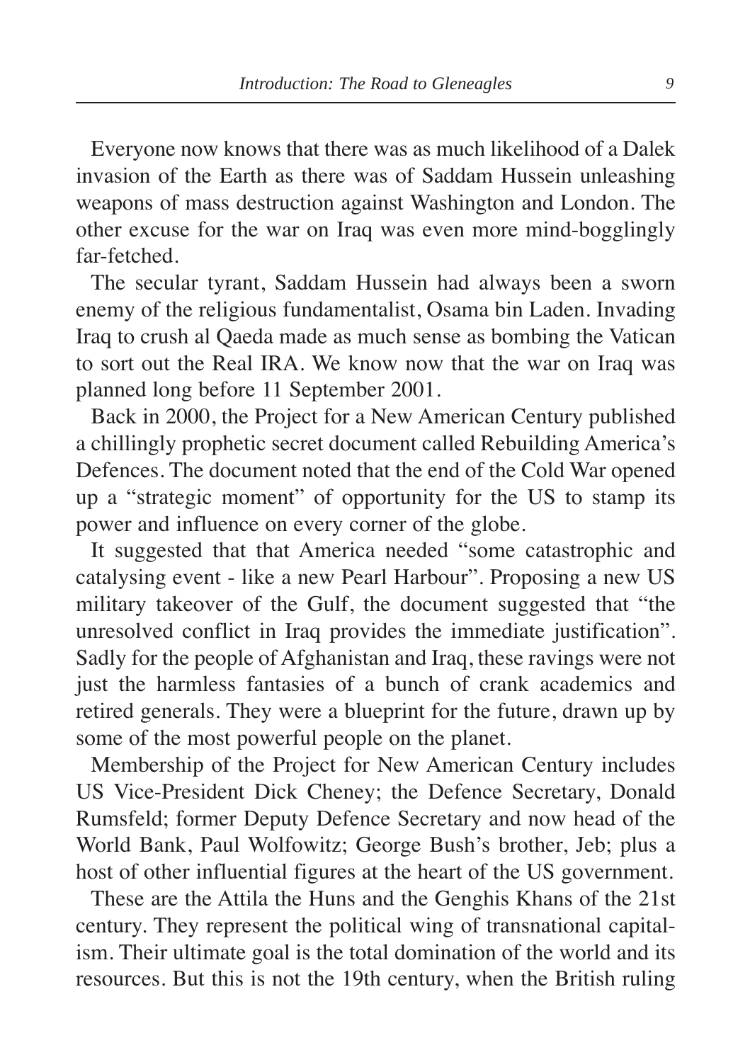Everyone now knows that there was as much likelihood of a Dalek invasion of the Earth as there was of Saddam Hussein unleashing weapons of mass destruction against Washington and London. The other excuse for the war on Iraq was even more mind-bogglingly far-fetched.

The secular tyrant, Saddam Hussein had always been a sworn enemy of the religious fundamentalist, Osama bin Laden. Invading Iraq to crush al Qaeda made as much sense as bombing the Vatican to sort out the Real IRA. We know now that the war on Iraq was planned long before 11 September 2001.

Back in 2000, the Project for a New American Century published a chillingly prophetic secret document called Rebuilding America's Defences. The document noted that the end of the Cold War opened up a "strategic moment" of opportunity for the US to stamp its power and influence on every corner of the globe.

It suggested that that America needed "some catastrophic and catalysing event - like a new Pearl Harbour". Proposing a new US military takeover of the Gulf, the document suggested that "the unresolved conflict in Iraq provides the immediate justification". Sadly for the people of Afghanistan and Iraq, these ravings were not just the harmless fantasies of a bunch of crank academics and retired generals. They were a blueprint for the future, drawn up by some of the most powerful people on the planet.

Membership of the Project for New American Century includes US Vice-President Dick Cheney; the Defence Secretary, Donald Rumsfeld; former Deputy Defence Secretary and now head of the World Bank, Paul Wolfowitz; George Bush's brother, Jeb; plus a host of other influential figures at the heart of the US government.

These are the Attila the Huns and the Genghis Khans of the 21st century. They represent the political wing of transnational capitalism. Their ultimate goal is the total domination of the world and its resources. But this is not the 19th century, when the British ruling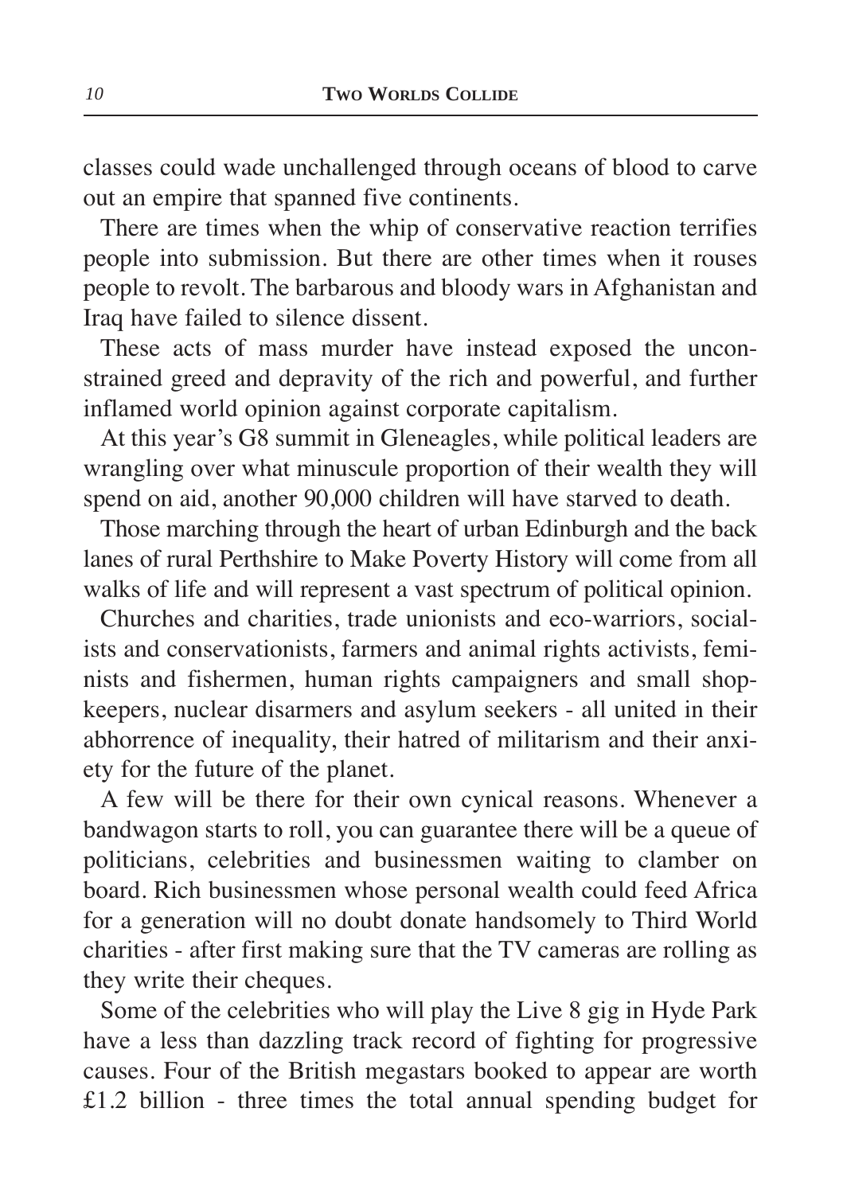classes could wade unchallenged through oceans of blood to carve out an empire that spanned five continents.

There are times when the whip of conservative reaction terrifies people into submission. But there are other times when it rouses people to revolt. The barbarous and bloody wars in Afghanistan and Iraq have failed to silence dissent.

These acts of mass murder have instead exposed the unconstrained greed and depravity of the rich and powerful, and further inflamed world opinion against corporate capitalism.

At this year's G8 summit in Gleneagles, while political leaders are wrangling over what minuscule proportion of their wealth they will spend on aid, another 90,000 children will have starved to death.

Those marching through the heart of urban Edinburgh and the back lanes of rural Perthshire to Make Poverty History will come from all walks of life and will represent a vast spectrum of political opinion.

Churches and charities, trade unionists and eco-warriors, socialists and conservationists, farmers and animal rights activists, feminists and fishermen, human rights campaigners and small shopkeepers, nuclear disarmers and asylum seekers - all united in their abhorrence of inequality, their hatred of militarism and their anxiety for the future of the planet.

A few will be there for their own cynical reasons. Whenever a bandwagon starts to roll, you can guarantee there will be a queue of politicians, celebrities and businessmen waiting to clamber on board. Rich businessmen whose personal wealth could feed Africa for a generation will no doubt donate handsomely to Third World charities - after first making sure that the TV cameras are rolling as they write their cheques.

Some of the celebrities who will play the Live 8 gig in Hyde Park have a less than dazzling track record of fighting for progressive causes. Four of the British megastars booked to appear are worth £1.2 billion - three times the total annual spending budget for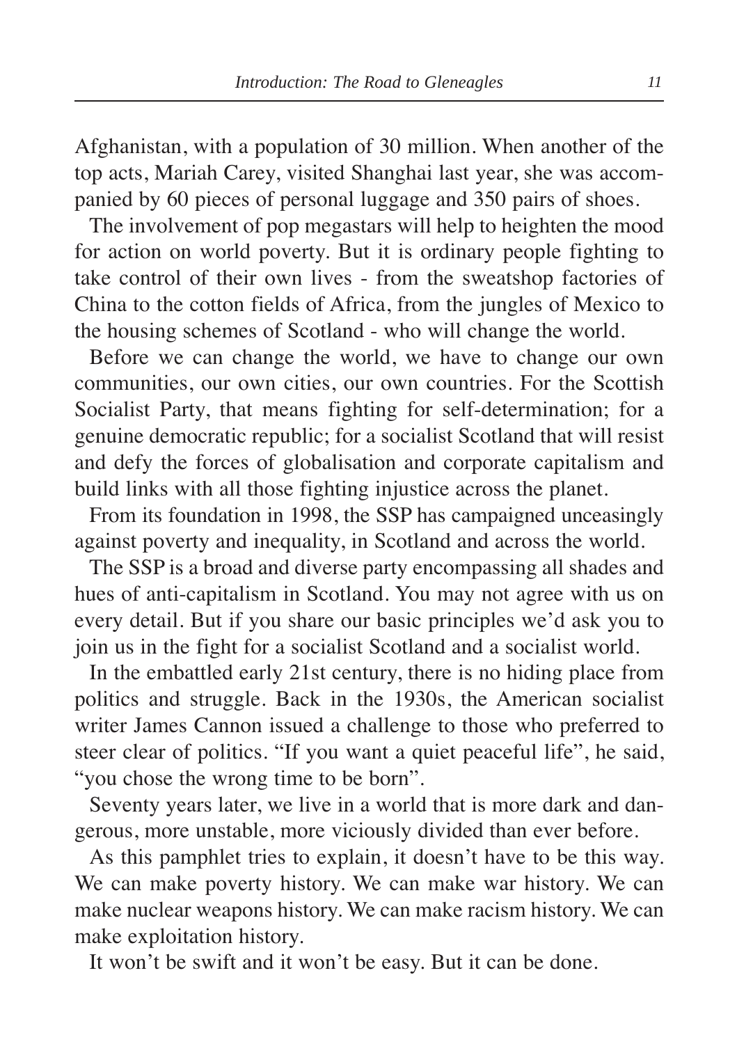Afghanistan, with a population of 30 million. When another of the top acts, Mariah Carey, visited Shanghai last year, she was accompanied by 60 pieces of personal luggage and 350 pairs of shoes.

The involvement of pop megastars will help to heighten the mood for action on world poverty. But it is ordinary people fighting to take control of their own lives - from the sweatshop factories of China to the cotton fields of Africa, from the jungles of Mexico to the housing schemes of Scotland - who will change the world.

Before we can change the world, we have to change our own communities, our own cities, our own countries. For the Scottish Socialist Party, that means fighting for self-determination; for a genuine democratic republic; for a socialist Scotland that will resist and defy the forces of globalisation and corporate capitalism and build links with all those fighting injustice across the planet.

From its foundation in 1998, the SSP has campaigned unceasingly against poverty and inequality, in Scotland and across the world.

The SSP is a broad and diverse party encompassing all shades and hues of anti-capitalism in Scotland. You may not agree with us on every detail. But if you share our basic principles we'd ask you to join us in the fight for a socialist Scotland and a socialist world.

In the embattled early 21st century, there is no hiding place from politics and struggle. Back in the 1930s, the American socialist writer James Cannon issued a challenge to those who preferred to steer clear of politics. "If you want a quiet peaceful life", he said, "you chose the wrong time to be born".

Seventy years later, we live in a world that is more dark and dangerous, more unstable, more viciously divided than ever before.

As this pamphlet tries to explain, it doesn't have to be this way. We can make poverty history. We can make war history. We can make nuclear weapons history. We can make racism history. We can make exploitation history.

It won't be swift and it won't be easy. But it can be done.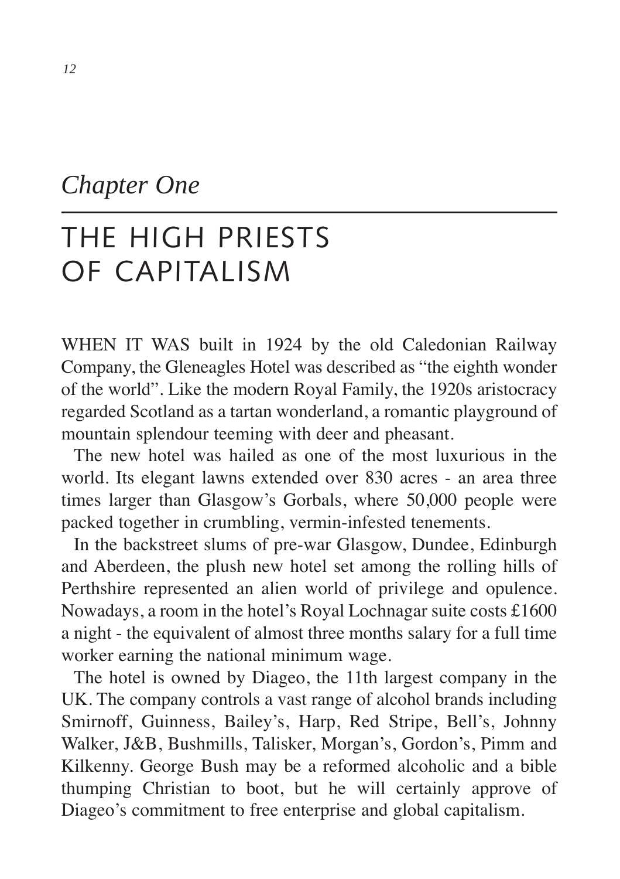*Chapter One*

# THE HIGH PRIESTS OF CAPITALISM

WHEN IT WAS built in 1924 by the old Caledonian Railway Company, the Gleneagles Hotel was described as "the eighth wonder of the world". Like the modern Royal Family, the 1920s aristocracy regarded Scotland as a tartan wonderland, a romantic playground of mountain splendour teeming with deer and pheasant.

The new hotel was hailed as one of the most luxurious in the world. Its elegant lawns extended over 830 acres - an area three times larger than Glasgow's Gorbals, where 50,000 people were packed together in crumbling, vermin-infested tenements.

In the backstreet slums of pre-war Glasgow, Dundee, Edinburgh and Aberdeen, the plush new hotel set among the rolling hills of Perthshire represented an alien world of privilege and opulence. Nowadays, a room in the hotel's Royal Lochnagar suite costs £1600 a night - the equivalent of almost three months salary for a full time worker earning the national minimum wage.

The hotel is owned by Diageo, the 11th largest company in the UK. The company controls a vast range of alcohol brands including Smirnoff, Guinness, Bailey's, Harp, Red Stripe, Bell's, Johnny Walker, J&B, Bushmills, Talisker, Morgan's, Gordon's, Pimm and Kilkenny. George Bush may be a reformed alcoholic and a bible thumping Christian to boot, but he will certainly approve of Diageo's commitment to free enterprise and global capitalism.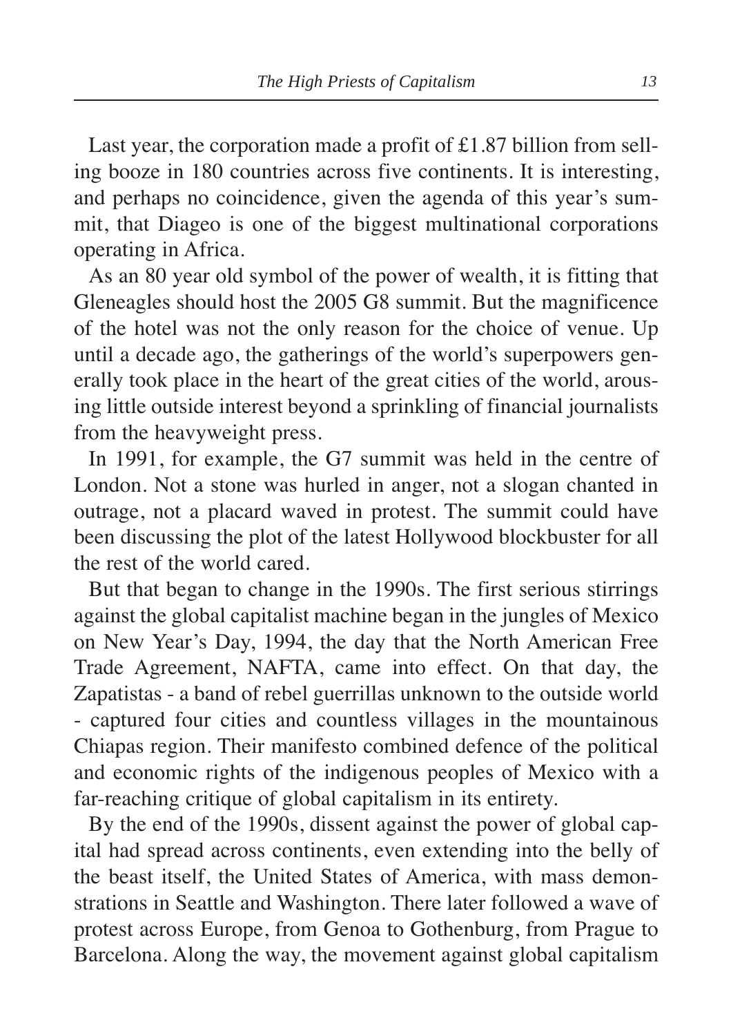Last year, the corporation made a profit of £1.87 billion from selling booze in 180 countries across five continents. It is interesting, and perhaps no coincidence, given the agenda of this year's summit, that Diageo is one of the biggest multinational corporations operating in Africa.

As an 80 year old symbol of the power of wealth, it is fitting that Gleneagles should host the 2005 G8 summit. But the magnificence of the hotel was not the only reason for the choice of venue. Up until a decade ago, the gatherings of the world's superpowers generally took place in the heart of the great cities of the world, arousing little outside interest beyond a sprinkling of financial journalists from the heavyweight press.

In 1991, for example, the G7 summit was held in the centre of London. Not a stone was hurled in anger, not a slogan chanted in outrage, not a placard waved in protest. The summit could have been discussing the plot of the latest Hollywood blockbuster for all the rest of the world cared.

But that began to change in the 1990s. The first serious stirrings against the global capitalist machine began in the jungles of Mexico on New Year's Day, 1994, the day that the North American Free Trade Agreement, NAFTA, came into effect. On that day, the Zapatistas - a band of rebel guerrillas unknown to the outside world - captured four cities and countless villages in the mountainous Chiapas region. Their manifesto combined defence of the political and economic rights of the indigenous peoples of Mexico with a far-reaching critique of global capitalism in its entirety.

By the end of the 1990s, dissent against the power of global capital had spread across continents, even extending into the belly of the beast itself, the United States of America, with mass demonstrations in Seattle and Washington. There later followed a wave of protest across Europe, from Genoa to Gothenburg, from Prague to Barcelona. Along the way, the movement against global capitalism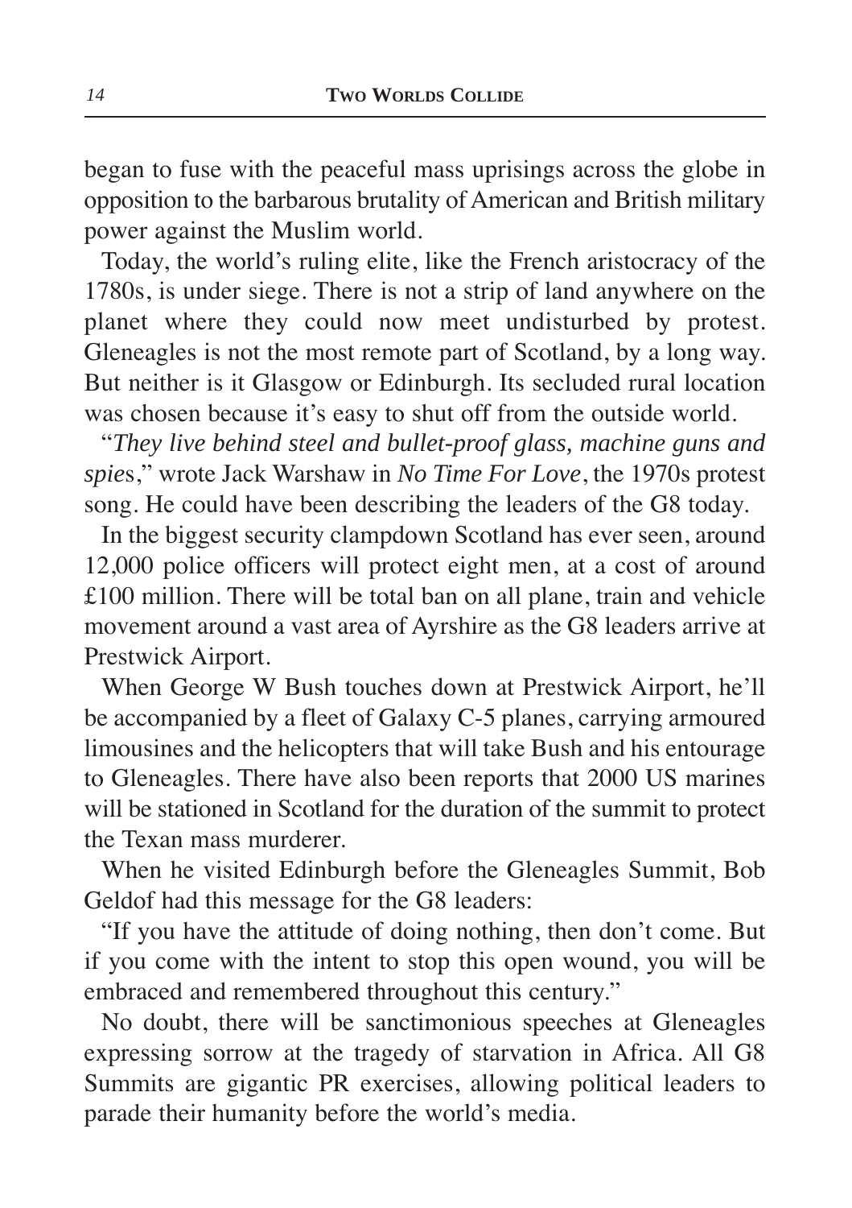began to fuse with the peaceful mass uprisings across the globe in opposition to the barbarous brutality of American and British military power against the Muslim world.

Today, the world's ruling elite, like the French aristocracy of the 1780s, is under siege. There is not a strip of land anywhere on the planet where they could now meet undisturbed by protest. Gleneagles is not the most remote part of Scotland, by a long way. But neither is it Glasgow or Edinburgh. Its secluded rural location was chosen because it's easy to shut off from the outside world.

"*They live behind steel and bullet-proof glass, machine guns and spies*," wrote Jack Warshaw in *No Time For Love*, the 1970s protest song. He could have been describing the leaders of the G8 today.

In the biggest security clampdown Scotland has ever seen, around 12,000 police officers will protect eight men, at a cost of around £100 million. There will be total ban on all plane, train and vehicle movement around a vast area of Ayrshire as the G8 leaders arrive at Prestwick Airport.

When George W Bush touches down at Prestwick Airport, he'll be accompanied by a fleet of Galaxy C-5 planes, carrying armoured limousines and the helicopters that will take Bush and his entourage to Gleneagles. There have also been reports that 2000 US marines will be stationed in Scotland for the duration of the summit to protect the Texan mass murderer.

When he visited Edinburgh before the Gleneagles Summit, Bob Geldof had this message for the G8 leaders:

"If you have the attitude of doing nothing, then don't come. But if you come with the intent to stop this open wound, you will be embraced and remembered throughout this century."

No doubt, there will be sanctimonious speeches at Gleneagles expressing sorrow at the tragedy of starvation in Africa. All G8 Summits are gigantic PR exercises, allowing political leaders to parade their humanity before the world's media.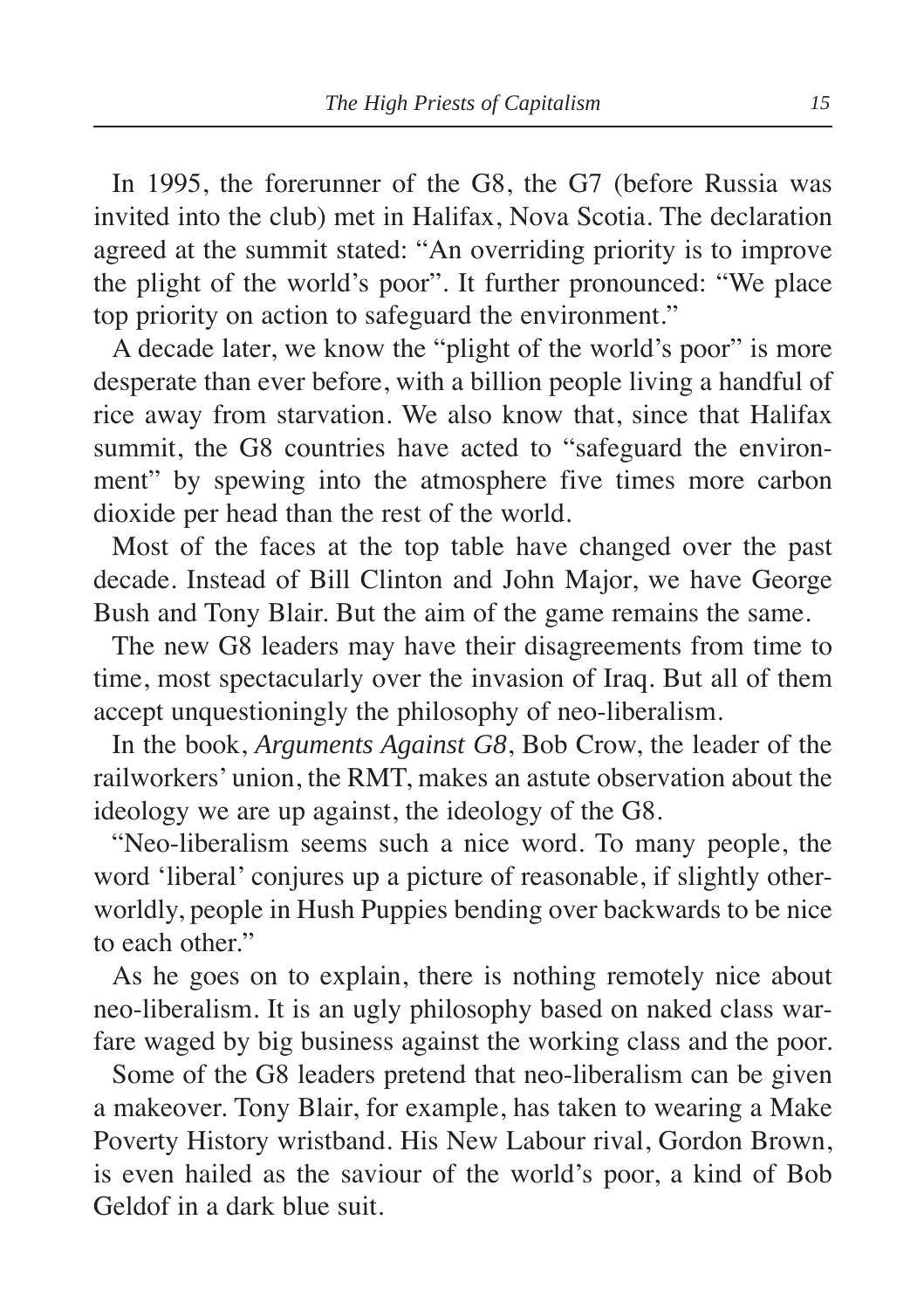In 1995, the forerunner of the G8, the G7 (before Russia was invited into the club) met in Halifax, Nova Scotia. The declaration agreed at the summit stated: "An overriding priority is to improve the plight of the world's poor". It further pronounced: "We place top priority on action to safeguard the environment."

A decade later, we know the "plight of the world's poor" is more desperate than ever before, with a billion people living a handful of rice away from starvation. We also know that, since that Halifax summit, the G8 countries have acted to "safeguard the environment" by spewing into the atmosphere five times more carbon dioxide per head than the rest of the world.

Most of the faces at the top table have changed over the past decade. Instead of Bill Clinton and John Major, we have George Bush and Tony Blair. But the aim of the game remains the same.

The new G8 leaders may have their disagreements from time to time, most spectacularly over the invasion of Iraq. But all of them accept unquestioningly the philosophy of neo-liberalism.

In the book, *Arguments Against G8*, Bob Crow, the leader of the railworkers' union, the RMT, makes an astute observation about the ideology we are up against, the ideology of the G8.

"Neo-liberalism seems such a nice word. To many people, the word 'liberal' conjures up a picture of reasonable, if slightly other-worldly, people in Hush Puppies bending over backwards to be nice to each other."

As he goes on to explain, there is nothing remotely nice about neo-liberalism. It is an ugly philosophy based on naked class warfare waged by big business against the working class and the poor.

Some of the G8 leaders pretend that neo-liberalism can be given a makeover. Tony Blair, for example, has taken to wearing a Make Poverty History wristband. His New Labour rival, Gordon Brown, is even hailed as the saviour of the world's poor, a kind of Bob Geldof in a dark blue suit.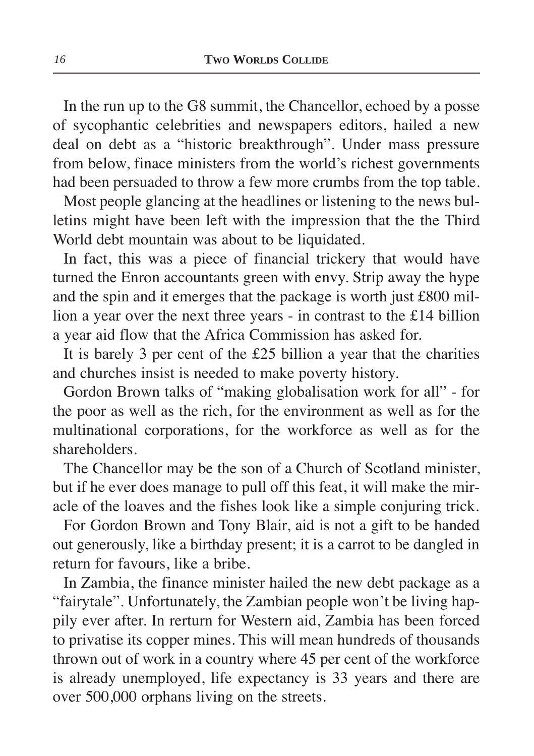In the run up to the G8 summit, the Chancellor, echoed by a posse of sycophantic celebrities and newspapers editors, hailed a new deal on debt as a "historic breakthrough". Under mass pressure from below, finace ministers from the world's richest governments had been persuaded to throw a few more crumbs from the top table.

Most people glancing at the headlines or listening to the news bulletins might have been left with the impression that the the Third World debt mountain was about to be liquidated.

In fact, this was a piece of financial trickery that would have turned the Enron accountants green with envy. Strip away the hype and the spin and it emerges that the package is worth just £800 million a year over the next three years - in contrast to the £14 billion a year aid flow that the Africa Commission has asked for.

It is barely 3 per cent of the £25 billion a year that the charities and churches insist is needed to make poverty history.

Gordon Brown talks of "making globalisation work for all" - for the poor as well as the rich, for the environment as well as for the multinational corporations, for the workforce as well as for the shareholders.

The Chancellor may be the son of a Church of Scotland minister, but if he ever does manage to pull off this feat, it will make the miracle of the loaves and the fishes look like a simple conjuring trick.

For Gordon Brown and Tony Blair, aid is not a gift to be handed out generously, like a birthday present; it is a carrot to be dangled in return for favours, like a bribe.

In Zambia, the finance minister hailed the new debt package as a "fairytale". Unfortunately, the Zambian people won't be living happily ever after. In rerturn for Western aid, Zambia has been forced to privatise its copper mines. This will mean hundreds of thousands thrown out of work in a country where 45 per cent of the workforce is already unemployed, life expectancy is 33 years and there are over 500,000 orphans living on the streets.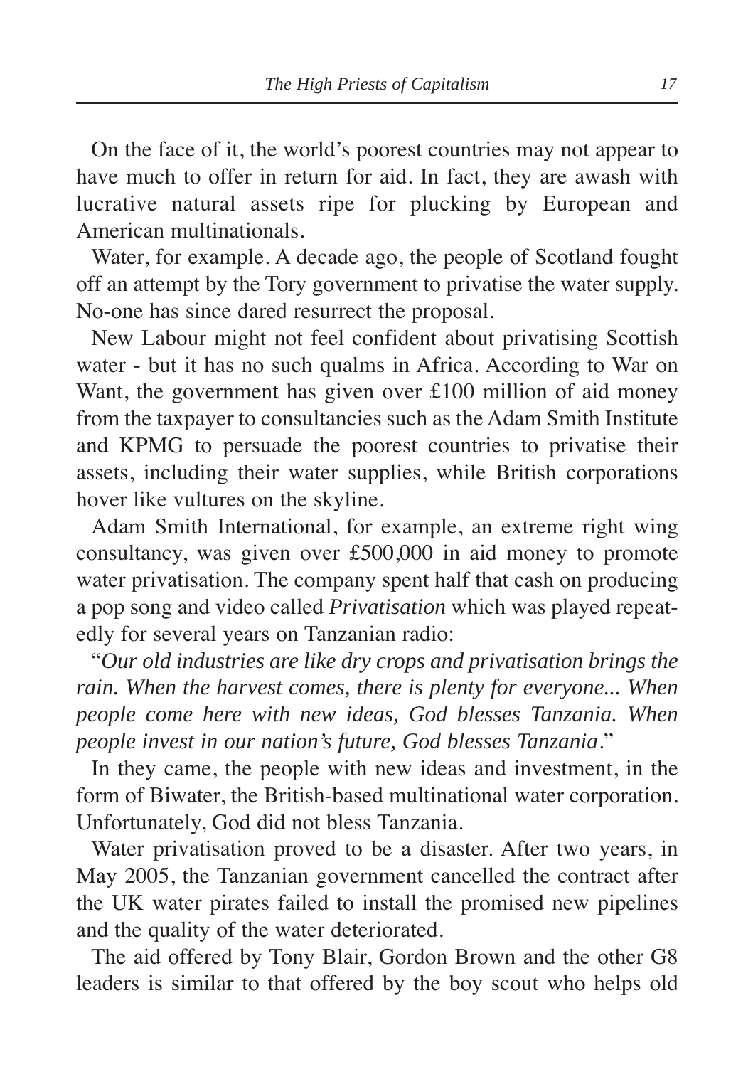On the face of it, the world's poorest countries may not appear to have much to offer in return for aid. In fact, they are awash with lucrative natural assets ripe for plucking by European and American multinationals.

Water, for example. A decade ago, the people of Scotland fought off an attempt by the Tory government to privatise the water supply. No-one has since dared resurrect the proposal.

New Labour might not feel confident about privatising Scottish water - but it has no such qualms in Africa. According to War on Want, the government has given over £100 million of aid money from the taxpayer to consultancies such as the Adam Smith Institute and KPMG to persuade the poorest countries to privatise their assets, including their water supplies, while British corporations hover like vultures on the skyline.

Adam Smith International, for example, an extreme right wing consultancy, was given over £500,000 in aid money to promote water privatisation. The company spent half that cash on producing a pop song and video called *Privatisation* which was played repeatedly for several years on Tanzanian radio:

"*Our old industries are like dry crops and privatisation brings the rain. When the harvest comes, there is plenty for everyone... When people come here with new ideas, God blesses Tanzania. When people invest in our nation's future, God blesses Tanzania*."

In they came, the people with new ideas and investment, in the form of Biwater, the British-based multinational water corporation. Unfortunately, God did not bless Tanzania.

Water privatisation proved to be a disaster. After two years, in May 2005, the Tanzanian government cancelled the contract after the UK water pirates failed to install the promised new pipelines and the quality of the water deteriorated.

The aid offered by Tony Blair, Gordon Brown and the other G8 leaders is similar to that offered by the boy scout who helps old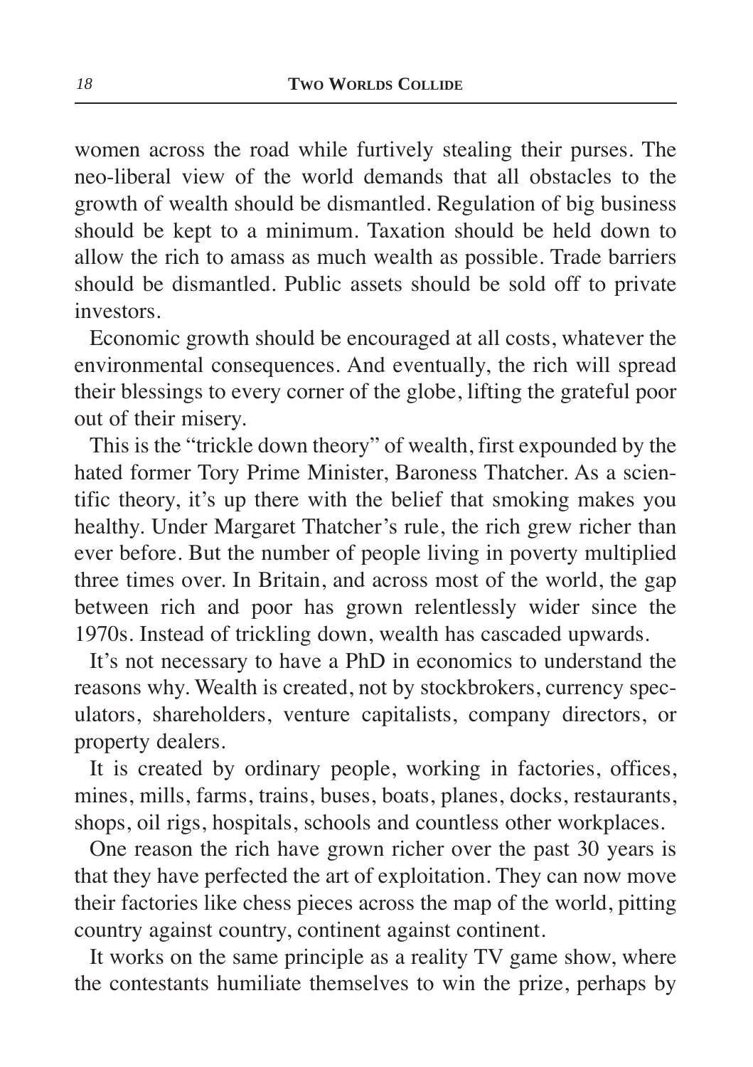women across the road while furtively stealing their purses. The neo-liberal view of the world demands that all obstacles to the growth of wealth should be dismantled. Regulation of big business should be kept to a minimum. Taxation should be held down to allow the rich to amass as much wealth as possible. Trade barriers should be dismantled. Public assets should be sold off to private investors.

Economic growth should be encouraged at all costs, whatever the environmental consequences. And eventually, the rich will spread their blessings to every corner of the globe, lifting the grateful poor out of their misery.

This is the "trickle down theory" of wealth, first expounded by the hated former Tory Prime Minister, Baroness Thatcher. As a scientific theory, it's up there with the belief that smoking makes you healthy. Under Margaret Thatcher's rule, the rich grew richer than ever before. But the number of people living in poverty multiplied three times over. In Britain, and across most of the world, the gap between rich and poor has grown relentlessly wider since the 1970s. Instead of trickling down, wealth has cascaded upwards.

It's not necessary to have a PhD in economics to understand the reasons why. Wealth is created, not by stockbrokers, currency speculators, shareholders, venture capitalists, company directors, or property dealers.

It is created by ordinary people, working in factories, offices, mines, mills, farms, trains, buses, boats, planes, docks, restaurants, shops, oil rigs, hospitals, schools and countless other workplaces.

One reason the rich have grown richer over the past 30 years is that they have perfected the art of exploitation. They can now move their factories like chess pieces across the map of the world, pitting country against country, continent against continent.

It works on the same principle as a reality TV game show, where the contestants humiliate themselves to win the prize, perhaps by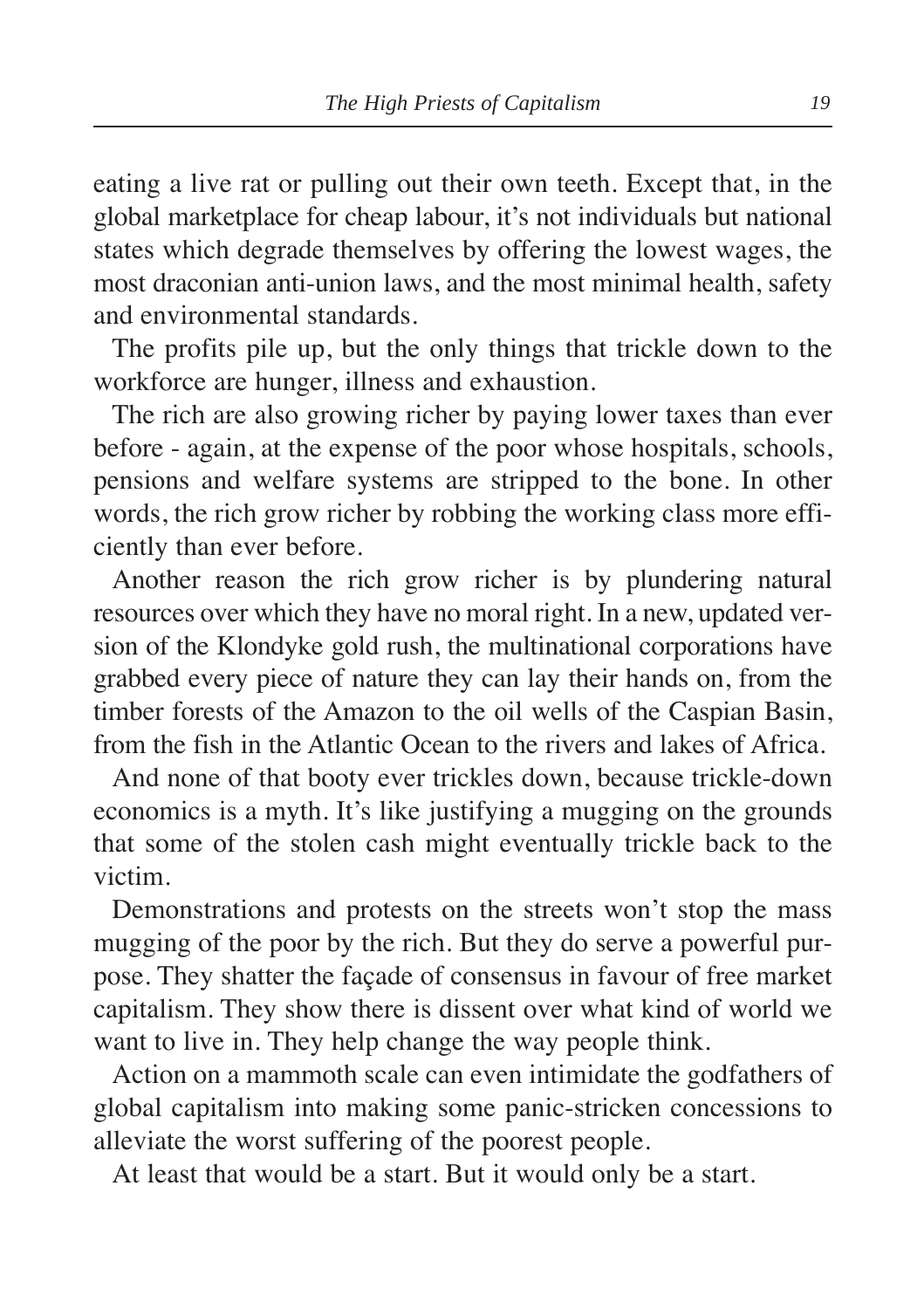eating a live rat or pulling out their own teeth. Except that, in the global marketplace for cheap labour, it's not individuals but national states which degrade themselves by offering the lowest wages, the most draconian anti-union laws, and the most minimal health, safety and environmental standards.

The profits pile up, but the only things that trickle down to the workforce are hunger, illness and exhaustion.

The rich are also growing richer by paying lower taxes than ever before - again, at the expense of the poor whose hospitals, schools, pensions and welfare systems are stripped to the bone. In other words, the rich grow richer by robbing the working class more efficiently than ever before.

Another reason the rich grow richer is by plundering natural resources over which they have no moral right. In a new, updated version of the Klondyke gold rush, the multinational corporations have grabbed every piece of nature they can lay their hands on, from the timber forests of the Amazon to the oil wells of the Caspian Basin, from the fish in the Atlantic Ocean to the rivers and lakes of Africa.

And none of that booty ever trickles down, because trickle-down economics is a myth. It's like justifying a mugging on the grounds that some of the stolen cash might eventually trickle back to the victim.

Demonstrations and protests on the streets won't stop the mass mugging of the poor by the rich. But they do serve a powerful purpose. They shatter the façade of consensus in favour of free market capitalism. They show there is dissent over what kind of world we want to live in. They help change the way people think.

Action on a mammoth scale can even intimidate the godfathers of global capitalism into making some panic-stricken concessions to alleviate the worst suffering of the poorest people.

At least that would be a start. But it would only be a start.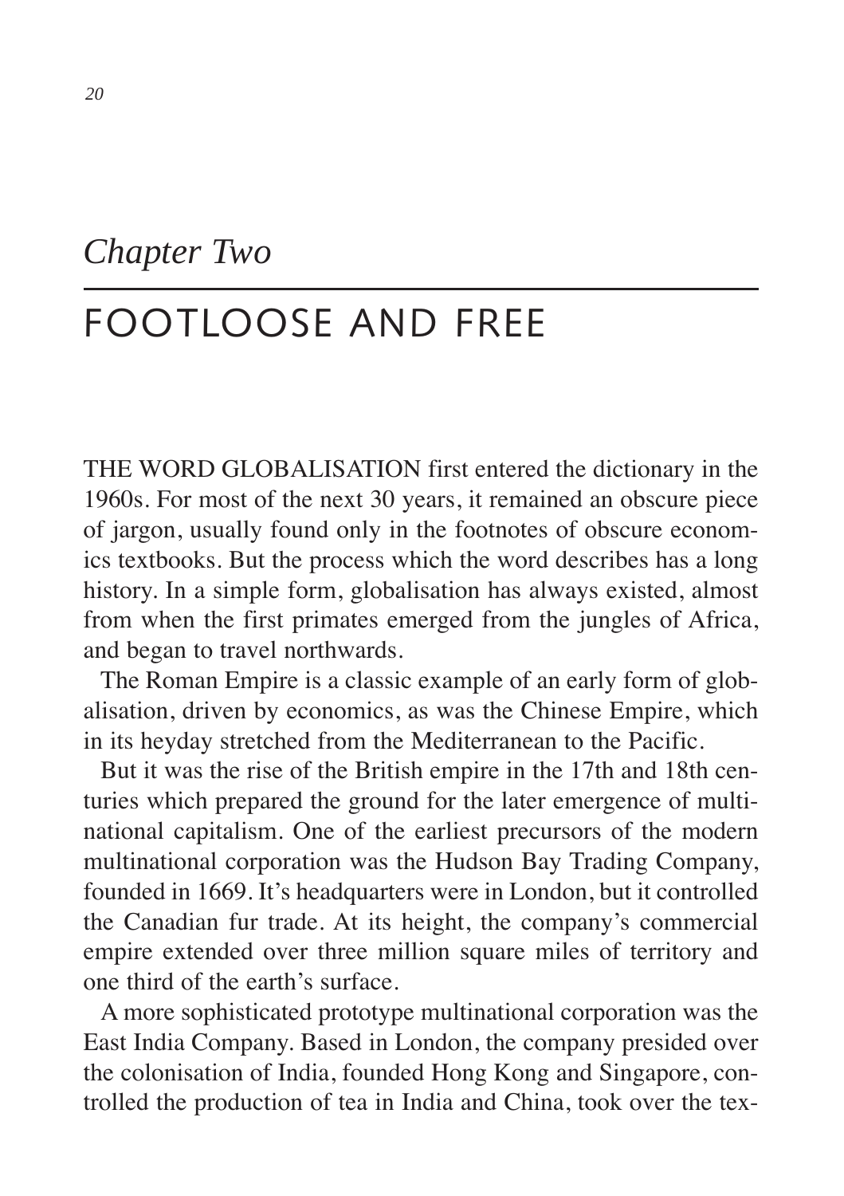*Chapter Two*

# FOOTLOOSE AND FREE

THE WORD GLOBALISATION first entered the dictionary in the 1960s. For most of the next 30 years, it remained an obscure piece of jargon, usually found only in the footnotes of obscure economics textbooks. But the process which the word describes has a long history. In a simple form, globalisation has always existed, almost from when the first primates emerged from the jungles of Africa, and began to travel northwards.

The Roman Empire is a classic example of an early form of globalisation, driven by economics, as was the Chinese Empire, which in its heyday stretched from the Mediterranean to the Pacific.

But it was the rise of the British empire in the 17th and 18th centuries which prepared the ground for the later emergence of multinational capitalism. One of the earliest precursors of the modern multinational corporation was the Hudson Bay Trading Company, founded in 1669. It's headquarters were in London, but it controlled the Canadian fur trade. At its height, the company's commercial empire extended over three million square miles of territory and one third of the earth's surface.

A more sophisticated prototype multinational corporation was the East India Company. Based in London, the company presided over the colonisation of India, founded Hong Kong and Singapore, controlled the production of tea in India and China, took over the tex-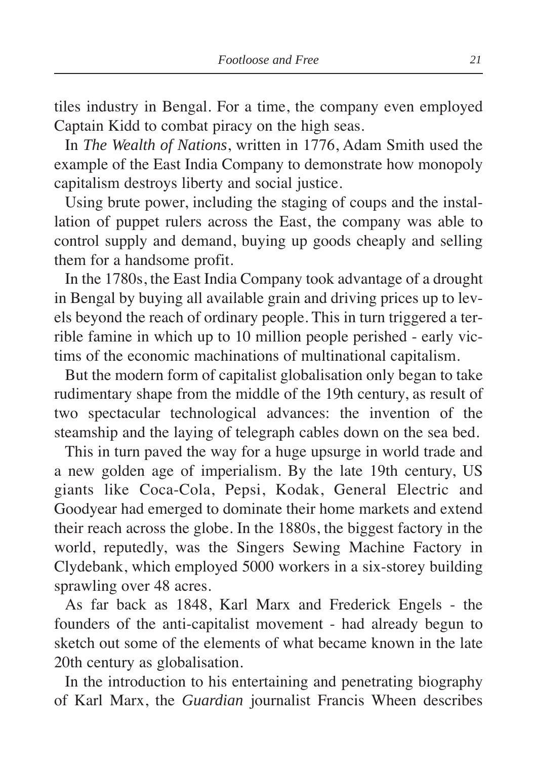tiles industry in Bengal. For a time, the company even employed Captain Kidd to combat piracy on the high seas.

In *The Wealth of Nations*, written in 1776, Adam Smith used the example of the East India Company to demonstrate how monopoly capitalism destroys liberty and social justice.

Using brute power, including the staging of coups and the installation of puppet rulers across the East, the company was able to control supply and demand, buying up goods cheaply and selling them for a handsome profit.

In the 1780s, the East India Company took advantage of a drought in Bengal by buying all available grain and driving prices up to levels beyond the reach of ordinary people. This in turn triggered a terrible famine in which up to 10 million people perished - early victims of the economic machinations of multinational capitalism.

But the modern form of capitalist globalisation only began to take rudimentary shape from the middle of the 19th century, as result of two spectacular technological advances: the invention of the steamship and the laying of telegraph cables down on the sea bed.

This in turn paved the way for a huge upsurge in world trade and a new golden age of imperialism. By the late 19th century, US giants like Coca-Cola, Pepsi, Kodak, General Electric and Goodyear had emerged to dominate their home markets and extend their reach across the globe. In the 1880s, the biggest factory in the world, reputedly, was the Singers Sewing Machine Factory in Clydebank, which employed 5000 workers in a six-storey building sprawling over 48 acres.

As far back as 1848, Karl Marx and Frederick Engels - the founders of the anti-capitalist movement - had already begun to sketch out some of the elements of what became known in the late 20th century as globalisation.

In the introduction to his entertaining and penetrating biography of Karl Marx, the *Guardian* journalist Francis Wheen describes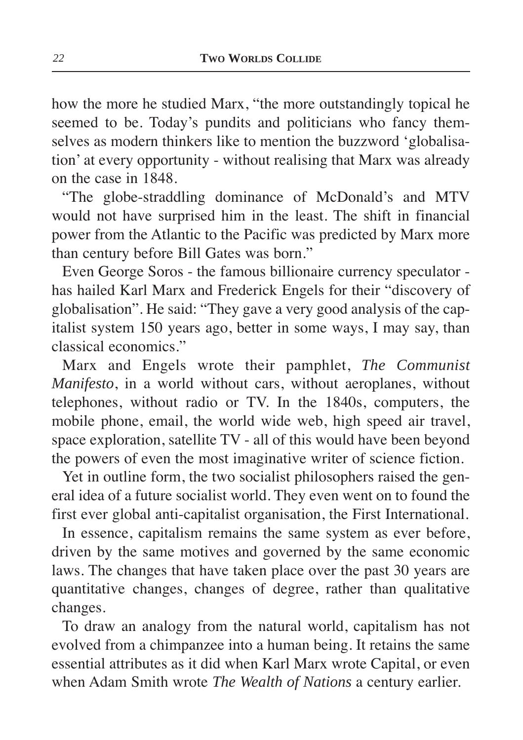how the more he studied Marx, "the more outstandingly topical he seemed to be. Today's pundits and politicians who fancy themselves as modern thinkers like to mention the buzzword 'globalisation' at every opportunity - without realising that Marx was already on the case in 1848.

"The globe-straddling dominance of McDonald's and MTV would not have surprised him in the least. The shift in financial power from the Atlantic to the Pacific was predicted by Marx more than century before Bill Gates was born."

Even George Soros - the famous billionaire currency speculator - has hailed Karl Marx and Frederick Engels for their "discovery of globalisation". He said: "They gave a very good analysis of the capitalist system 150 years ago, better in some ways, I may say, than classical economics."

Marx and Engels wrote their pamphlet, *The Communist Manifesto*, in a world without cars, without aeroplanes, without telephones, without radio or TV. In the 1840s, computers, the mobile phone, email, the world wide web, high speed air travel, space exploration, satellite TV - all of this would have been beyond the powers of even the most imaginative writer of science fiction.

Yet in outline form, the two socialist philosophers raised the general idea of a future socialist world. They even went on to found the first ever global anti-capitalist organisation, the First International.

In essence, capitalism remains the same system as ever before, driven by the same motives and governed by the same economic laws. The changes that have taken place over the past 30 years are quantitative changes, changes of degree, rather than qualitative changes.

To draw an analogy from the natural world, capitalism has not evolved from a chimpanzee into a human being. It retains the same essential attributes as it did when Karl Marx wrote Capital, or even when Adam Smith wrote *The Wealth of Nations* a century earlier.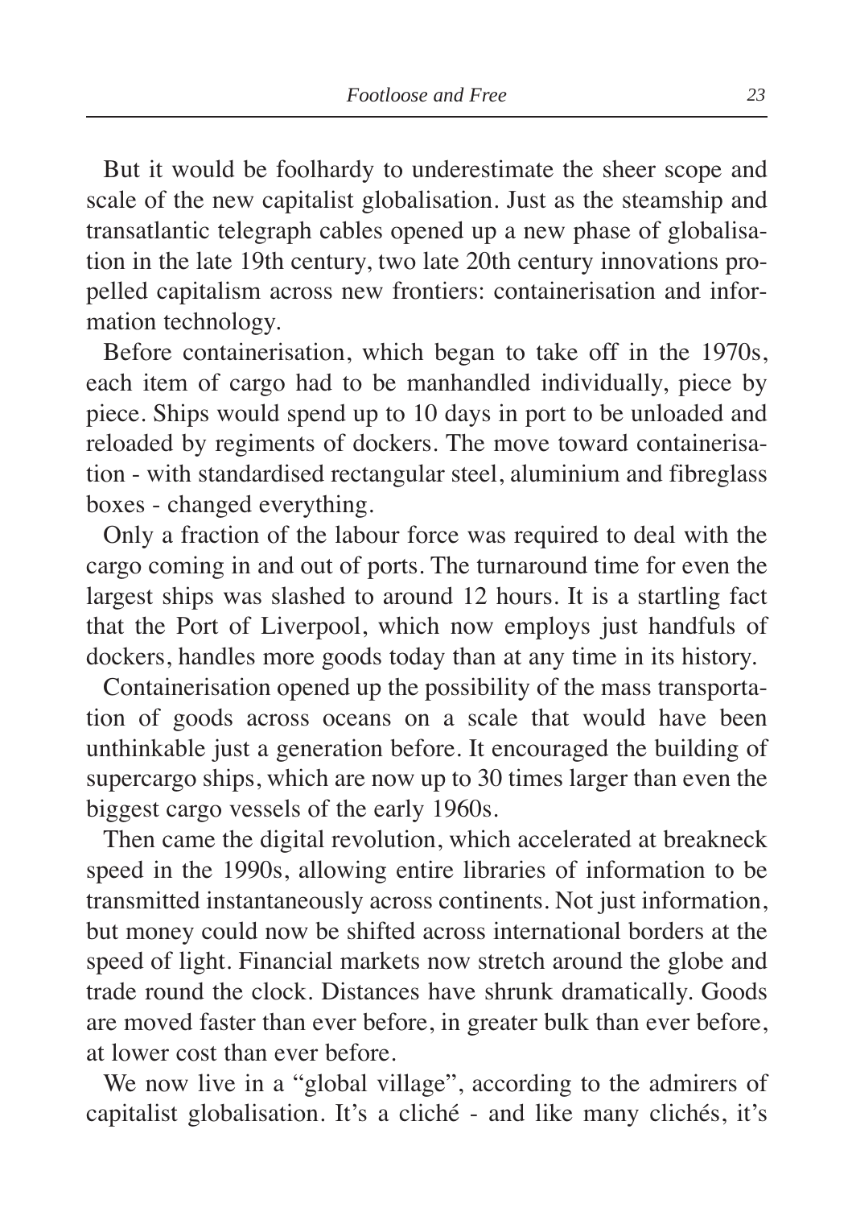But it would be foolhardy to underestimate the sheer scope and scale of the new capitalist globalisation. Just as the steamship and transatlantic telegraph cables opened up a new phase of globalisation in the late 19th century, two late 20th century innovations propelled capitalism across new frontiers: containerisation and information technology.

Before containerisation, which began to take off in the 1970s, each item of cargo had to be manhandled individually, piece by piece. Ships would spend up to 10 days in port to be unloaded and reloaded by regiments of dockers. The move toward containerisation - with standardised rectangular steel, aluminium and fibreglass boxes - changed everything.

Only a fraction of the labour force was required to deal with the cargo coming in and out of ports. The turnaround time for even the largest ships was slashed to around 12 hours. It is a startling fact that the Port of Liverpool, which now employs just handfuls of dockers, handles more goods today than at any time in its history.

Containerisation opened up the possibility of the mass transportation of goods across oceans on a scale that would have been unthinkable just a generation before. It encouraged the building of supercargo ships, which are now up to 30 times larger than even the biggest cargo vessels of the early 1960s.

Then came the digital revolution, which accelerated at breakneck speed in the 1990s, allowing entire libraries of information to be transmitted instantaneously across continents. Not just information, but money could now be shifted across international borders at the speed of light. Financial markets now stretch around the globe and trade round the clock. Distances have shrunk dramatically. Goods are moved faster than ever before, in greater bulk than ever before, at lower cost than ever before.

We now live in a "global village", according to the admirers of capitalist globalisation. It's a cliché - and like many clichés, it's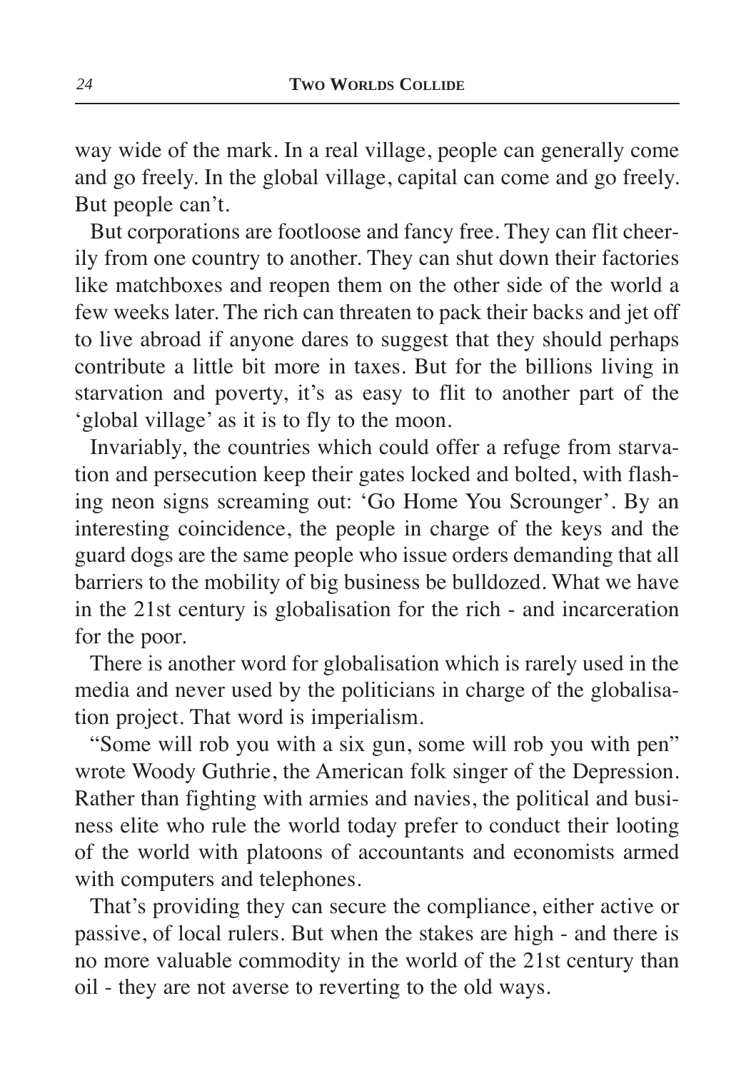way wide of the mark. In a real village, people can generally come and go freely. In the global village, capital can come and go freely. But people can't.

But corporations are footloose and fancy free. They can flit cheerily from one country to another. They can shut down their factories like matchboxes and reopen them on the other side of the world a few weeks later. The rich can threaten to pack their backs and jet off to live abroad if anyone dares to suggest that they should perhaps contribute a little bit more in taxes. But for the billions living in starvation and poverty, it's as easy to flit to another part of the 'global village' as it is to fly to the moon.

Invariably, the countries which could offer a refuge from starvation and persecution keep their gates locked and bolted, with flashing neon signs screaming out: 'Go Home You Scrounger'. By an interesting coincidence, the people in charge of the keys and the guard dogs are the same people who issue orders demanding that all barriers to the mobility of big business be bulldozed. What we have in the 21st century is globalisation for the rich - and incarceration for the poor.

There is another word for globalisation which is rarely used in the media and never used by the politicians in charge of the globalisation project. That word is imperialism.

"Some will rob you with a six gun, some will rob you with pen" wrote Woody Guthrie, the American folk singer of the Depression. Rather than fighting with armies and navies, the political and business elite who rule the world today prefer to conduct their looting of the world with platoons of accountants and economists armed with computers and telephones.

That's providing they can secure the compliance, either active or passive, of local rulers. But when the stakes are high - and there is no more valuable commodity in the world of the 21st century than oil - they are not averse to reverting to the old ways.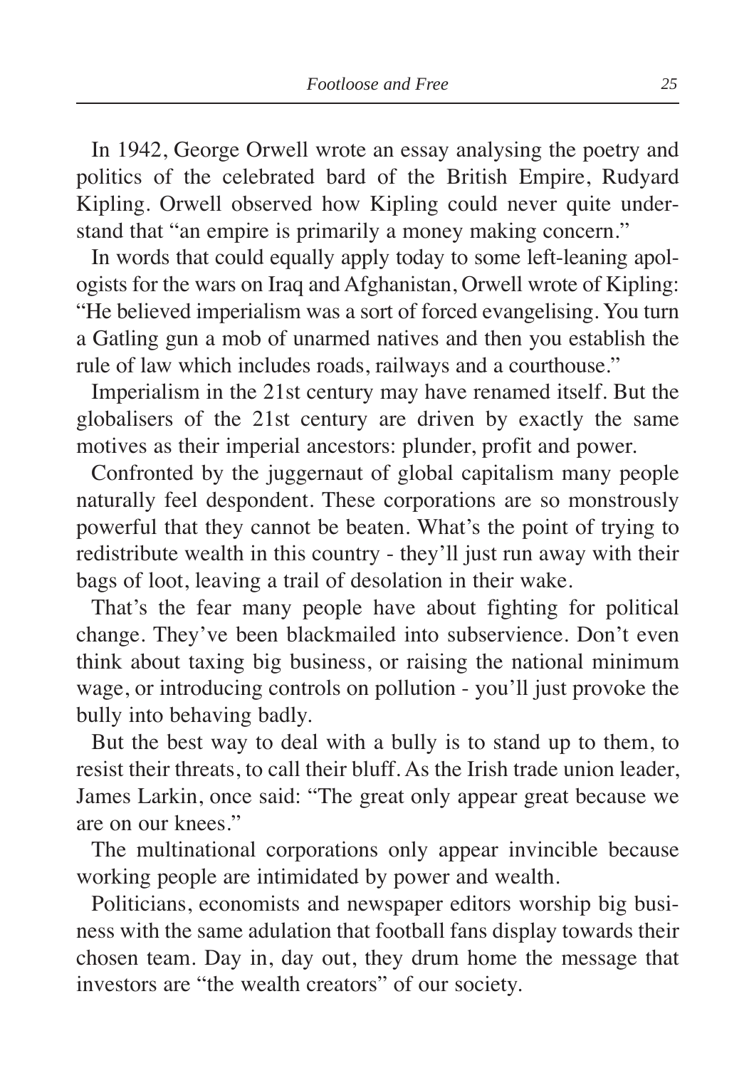In 1942, George Orwell wrote an essay analysing the poetry and politics of the celebrated bard of the British Empire, Rudyard Kipling. Orwell observed how Kipling could never quite understand that "an empire is primarily a money making concern."

In words that could equally apply today to some left-leaning apologists for the wars on Iraq and Afghanistan, Orwell wrote of Kipling: "He believed imperialism was a sort of forced evangelising. You turn a Gatling gun a mob of unarmed natives and then you establish the rule of law which includes roads, railways and a courthouse."

Imperialism in the 21st century may have renamed itself. But the globalisers of the 21st century are driven by exactly the same motives as their imperial ancestors: plunder, profit and power.

Confronted by the juggernaut of global capitalism many people naturally feel despondent. These corporations are so monstrously powerful that they cannot be beaten. What's the point of trying to redistribute wealth in this country - they'll just run away with their bags of loot, leaving a trail of desolation in their wake.

That's the fear many people have about fighting for political change. They've been blackmailed into subservience. Don't even think about taxing big business, or raising the national minimum wage, or introducing controls on pollution - you'll just provoke the bully into behaving badly.

But the best way to deal with a bully is to stand up to them, to resist their threats, to call their bluff. As the Irish trade union leader, James Larkin, once said: "The great only appear great because we are on our knees."

The multinational corporations only appear invincible because working people are intimidated by power and wealth.

Politicians, economists and newspaper editors worship big business with the same adulation that football fans display towards their chosen team. Day in, day out, they drum home the message that investors are "the wealth creators" of our society.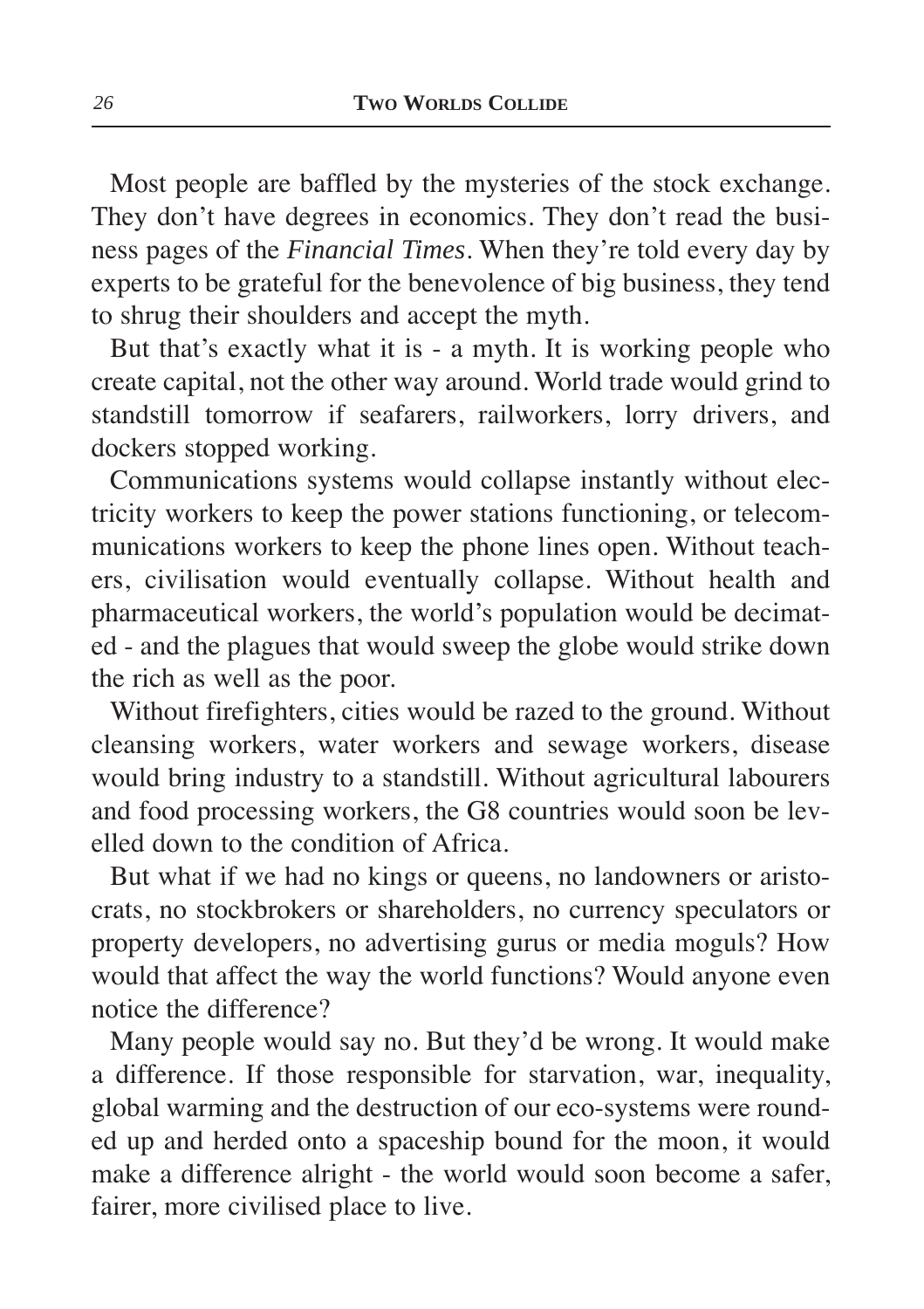Most people are baffled by the mysteries of the stock exchange. They don't have degrees in economics. They don't read the business pages of the *Financial Times*. When they're told every day by experts to be grateful for the benevolence of big business, they tend to shrug their shoulders and accept the myth.

But that's exactly what it is - a myth. It is working people who create capital, not the other way around. World trade would grind to standstill tomorrow if seafarers, railworkers, lorry drivers, and dockers stopped working.

Communications systems would collapse instantly without electricity workers to keep the power stations functioning, or telecommunications workers to keep the phone lines open. Without teachers, civilisation would eventually collapse. Without health and pharmaceutical workers, the world's population would be decimated - and the plagues that would sweep the globe would strike down the rich as well as the poor.

Without firefighters, cities would be razed to the ground. Without cleansing workers, water workers and sewage workers, disease would bring industry to a standstill. Without agricultural labourers and food processing workers, the G8 countries would soon be levelled down to the condition of Africa.

But what if we had no kings or queens, no landowners or aristocrats, no stockbrokers or shareholders, no currency speculators or property developers, no advertising gurus or media moguls? How would that affect the way the world functions? Would anyone even notice the difference?

Many people would say no. But they'd be wrong. It would make a difference. If those responsible for starvation, war, inequality, global warming and the destruction of our eco-systems were rounded up and herded onto a spaceship bound for the moon, it would make a difference alright - the world would soon become a safer, fairer, more civilised place to live.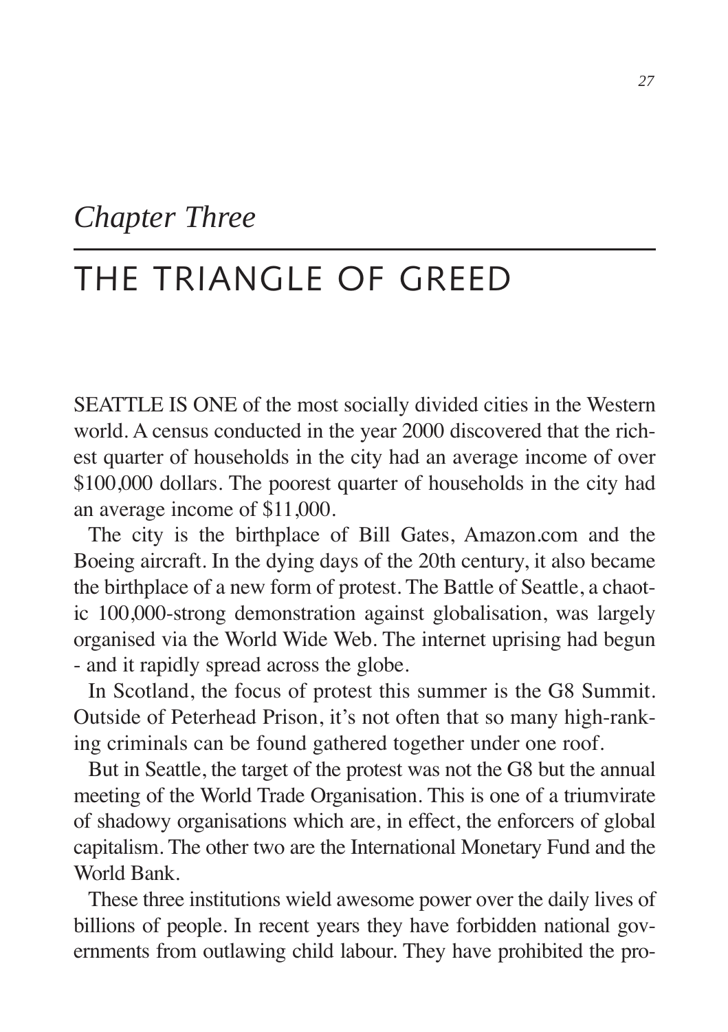*Chapter Three*

# THE TRIANGLE OF GREED

SEATTLE IS ONE of the most socially divided cities in the Western world. A census conducted in the year 2000 discovered that the richest quarter of households in the city had an average income of over $100,000 dollars. The poorest quarter of households in the city had an average income of $11,000.

The city is the birthplace of Bill Gates, Amazon.com and the Boeing aircraft. In the dying days of the 20th century, it also became the birthplace of a new form of protest. The Battle of Seattle, a chaotic 100,000-strong demonstration against globalisation, was largely organised via the World Wide Web. The internet uprising had begun - and it rapidly spread across the globe.

In Scotland, the focus of protest this summer is the G8 Summit. Outside of Peterhead Prison, it's not often that so many high-ranking criminals can be found gathered together under one roof.

But in Seattle, the target of the protest was not the G8 but the annual meeting of the World Trade Organisation. This is one of a triumvirate of shadowy organisations which are, in effect, the enforcers of global capitalism. The other two are the International Monetary Fund and the World Bank.

These three institutions wield awesome power over the daily lives of billions of people. In recent years they have forbidden national governments from outlawing child labour. They have prohibited the pro-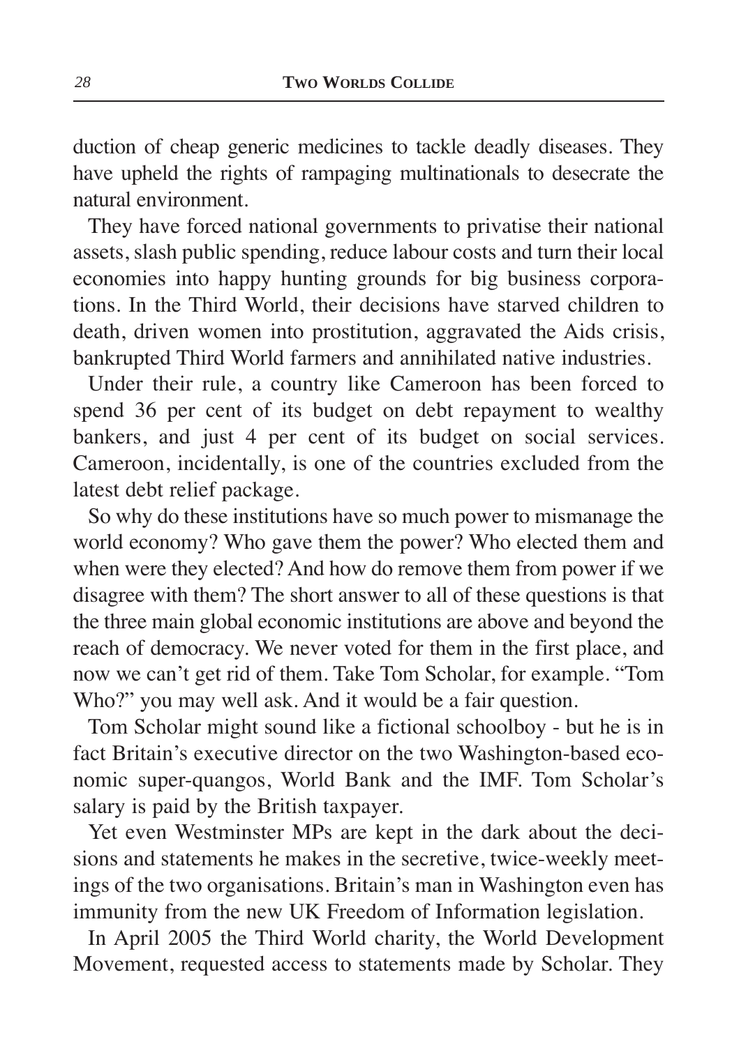duction of cheap generic medicines to tackle deadly diseases. They have upheld the rights of rampaging multinationals to desecrate the natural environment.

They have forced national governments to privatise their national assets, slash public spending, reduce labour costs and turn their local economies into happy hunting grounds for big business corporations. In the Third World, their decisions have starved children to death, driven women into prostitution, aggravated the Aids crisis, bankrupted Third World farmers and annihilated native industries.

Under their rule, a country like Cameroon has been forced to spend 36 per cent of its budget on debt repayment to wealthy bankers, and just 4 per cent of its budget on social services. Cameroon, incidentally, is one of the countries excluded from the latest debt relief package.

So why do these institutions have so much power to mismanage the world economy? Who gave them the power? Who elected them and when were they elected? And how do remove them from power if we disagree with them? The short answer to all of these questions is that the three main global economic institutions are above and beyond the reach of democracy. We never voted for them in the first place, and now we can't get rid of them. Take Tom Scholar, for example. "Tom Who?" you may well ask. And it would be a fair question.

Tom Scholar might sound like a fictional schoolboy - but he is in fact Britain's executive director on the two Washington-based economic super-quangos, World Bank and the IMF. Tom Scholar's salary is paid by the British taxpayer.

Yet even Westminster MPs are kept in the dark about the decisions and statements he makes in the secretive, twice-weekly meetings of the two organisations. Britain's man in Washington even has immunity from the new UK Freedom of Information legislation.

In April 2005 the Third World charity, the World Development Movement, requested access to statements made by Scholar. They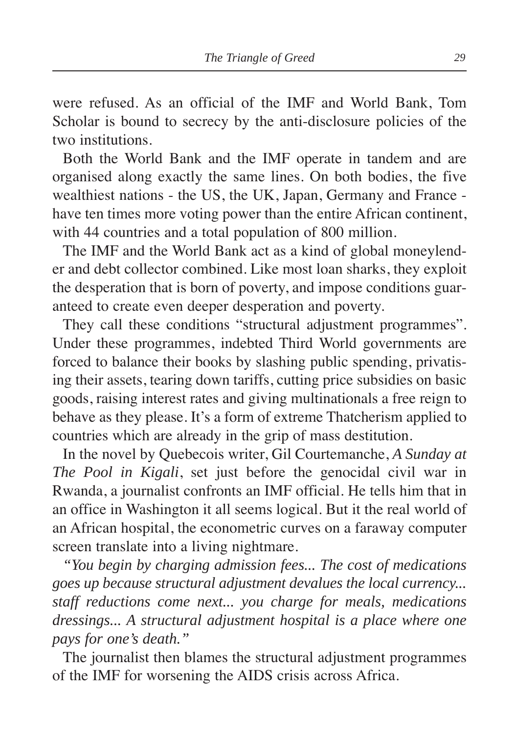were refused. As an official of the IMF and World Bank, Tom Scholar is bound to secrecy by the anti-disclosure policies of the two institutions.

Both the World Bank and the IMF operate in tandem and are organised along exactly the same lines. On both bodies, the five wealthiest nations - the US, the UK, Japan, Germany and France - have ten times more voting power than the entire African continent, with 44 countries and a total population of 800 million.

The IMF and the World Bank act as a kind of global moneylender and debt collector combined. Like most loan sharks, they exploit the desperation that is born of poverty, and impose conditions guaranteed to create even deeper desperation and poverty.

They call these conditions "structural adjustment programmes". Under these programmes, indebted Third World governments are forced to balance their books by slashing public spending, privatising their assets, tearing down tariffs, cutting price subsidies on basic goods, raising interest rates and giving multinationals a free reign to behave as they please. It's a form of extreme Thatcherism applied to countries which are already in the grip of mass destitution.

In the novel by Quebecois writer, Gil Courtemanche, *A Sunday at The Pool in Kigali*, set just before the genocidal civil war in Rwanda, a journalist confronts an IMF official. He tells him that in an office in Washington it all seems logical. But it the real world of an African hospital, the econometric curves on a faraway computer screen translate into a living nightmare.

*"You begin by charging admission fees... The cost of medications goes up because structural adjustment devalues the local currency... staff reductions come next... you charge for meals, medications dressings... A structural adjustment hospital is a place where one pays for one's death."*

The journalist then blames the structural adjustment programmes of the IMF for worsening the AIDS crisis across Africa.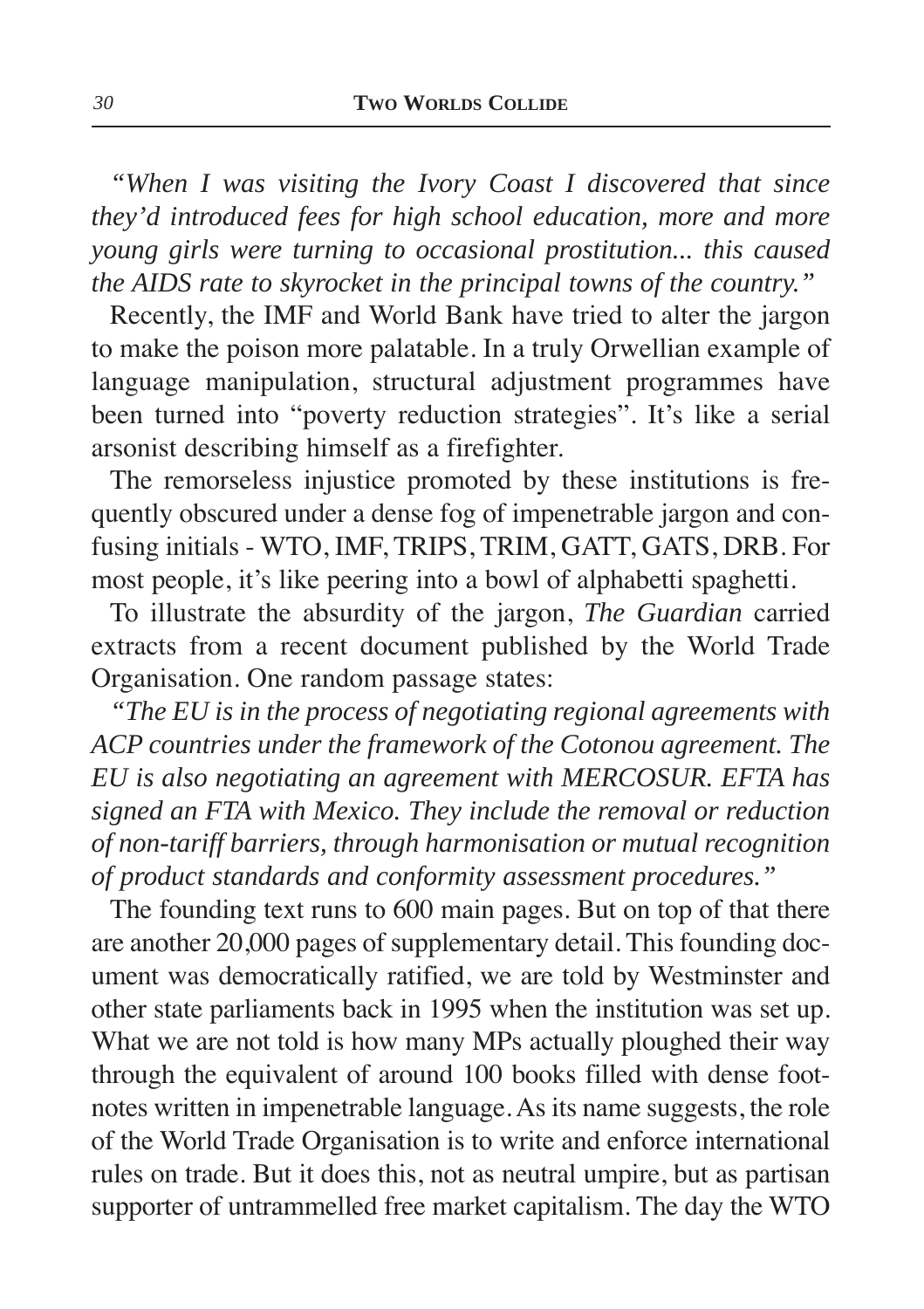*"When I was visiting the Ivory Coast I discovered that since they'd introduced fees for high school education, more and more young girls were turning to occasional prostitution... this caused the AIDS rate to skyrocket in the principal towns of the country."*

Recently, the IMF and World Bank have tried to alter the jargon to make the poison more palatable. In a truly Orwellian example of language manipulation, structural adjustment programmes have been turned into "poverty reduction strategies". It's like a serial arsonist describing himself as a firefighter.

The remorseless injustice promoted by these institutions is frequently obscured under a dense fog of impenetrable jargon and confusing initials - WTO, IMF, TRIPS, TRIM, GATT, GATS, DRB. For most people, it's like peering into a bowl of alphabetti spaghetti.

To illustrate the absurdity of the jargon, *The Guardian* carried extracts from a recent document published by the World Trade Organisation. One random passage states:

*"The EU is in the process of negotiating regional agreements with ACP countries under the framework of the Cotonou agreement. The EU is also negotiating an agreement with MERCOSUR. EFTA has signed an FTA with Mexico. They include the removal or reduction of non-tariff barriers, through harmonisation or mutual recognition of product standards and conformity assessment procedures."*

The founding text runs to 600 main pages. But on top of that there are another 20,000 pages of supplementary detail. This founding document was democratically ratified, we are told by Westminster and other state parliaments back in 1995 when the institution was set up. What we are not told is how many MPs actually ploughed their way through the equivalent of around 100 books filled with dense footnotes written in impenetrable language. As its name suggests, the role of the World Trade Organisation is to write and enforce international rules on trade. But it does this, not as neutral umpire, but as partisan supporter of untrammelled free market capitalism. The day the WTO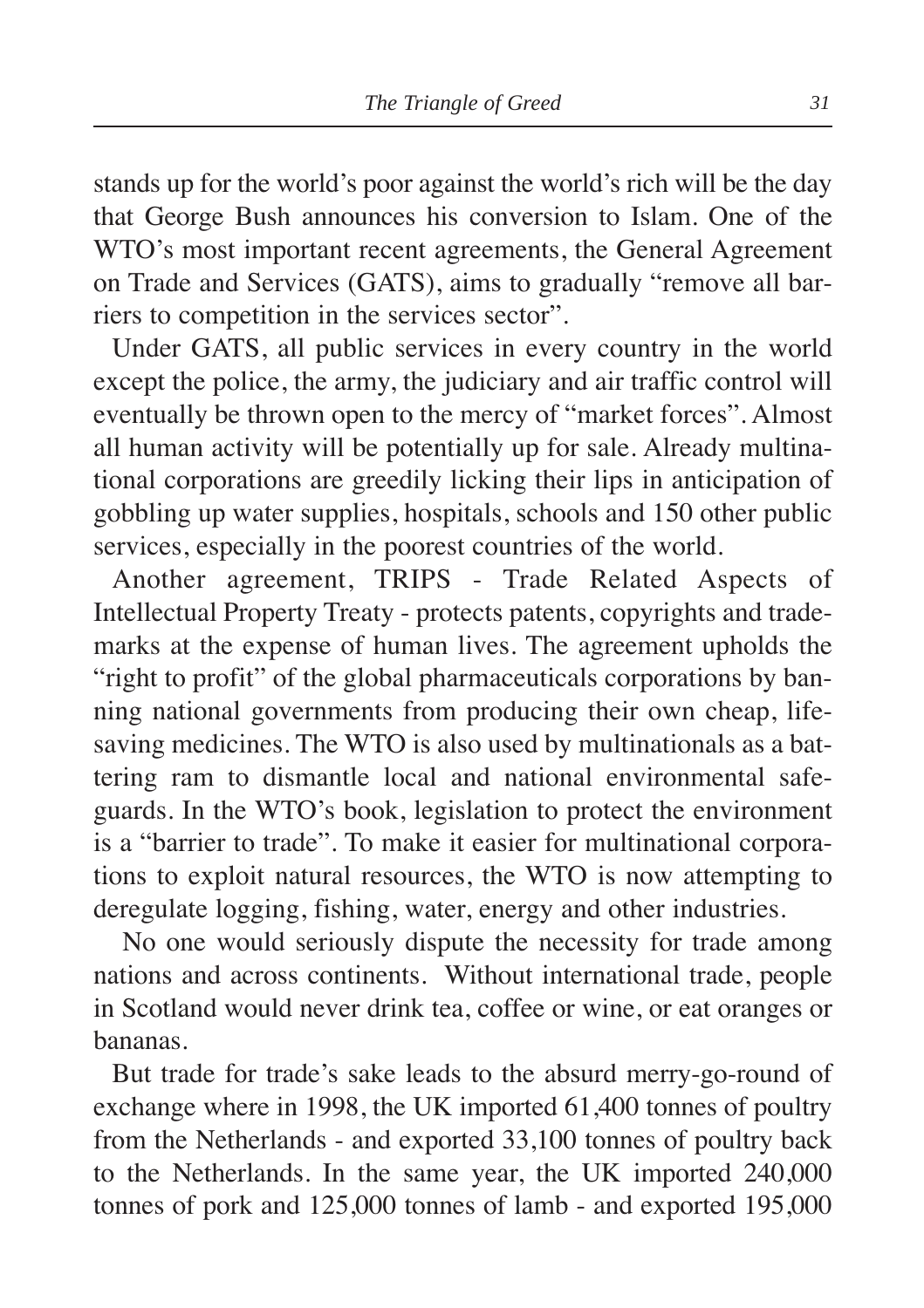stands up for the world's poor against the world's rich will be the day that George Bush announces his conversion to Islam. One of the WTO's most important recent agreements, the General Agreement on Trade and Services (GATS), aims to gradually "remove all barriers to competition in the services sector".

Under GATS, all public services in every country in the world except the police, the army, the judiciary and air traffic control will eventually be thrown open to the mercy of "market forces". Almost all human activity will be potentially up for sale. Already multinational corporations are greedily licking their lips in anticipation of gobbling up water supplies, hospitals, schools and 150 other public services, especially in the poorest countries of the world.

Another agreement, TRIPS - Trade Related Aspects of Intellectual Property Treaty - protects patents, copyrights and trademarks at the expense of human lives. The agreement upholds the "right to profit" of the global pharmaceuticals corporations by banning national governments from producing their own cheap, lifesaving medicines. The WTO is also used by multinationals as a battering ram to dismantle local and national environmental safeguards. In the WTO's book, legislation to protect the environment is a "barrier to trade". To make it easier for multinational corporations to exploit natural resources, the WTO is now attempting to deregulate logging, fishing, water, energy and other industries.

No one would seriously dispute the necessity for trade among nations and across continents. Without international trade, people in Scotland would never drink tea, coffee or wine, or eat oranges or bananas.

But trade for trade's sake leads to the absurd merry-go-round of exchange where in 1998, the UK imported 61,400 tonnes of poultry from the Netherlands - and exported 33,100 tonnes of poultry back to the Netherlands. In the same year, the UK imported 240,000 tonnes of pork and 125,000 tonnes of lamb - and exported 195,000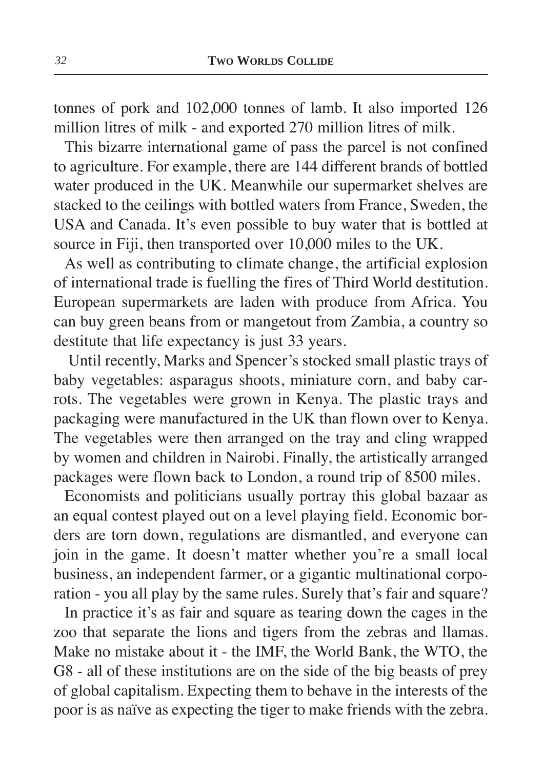tonnes of pork and 102,000 tonnes of lamb. It also imported 126 million litres of milk - and exported 270 million litres of milk.

This bizarre international game of pass the parcel is not confined to agriculture. For example, there are 144 different brands of bottled water produced in the UK. Meanwhile our supermarket shelves are stacked to the ceilings with bottled waters from France, Sweden, the USA and Canada. It's even possible to buy water that is bottled at source in Fiji, then transported over 10,000 miles to the UK.

As well as contributing to climate change, the artificial explosion of international trade is fuelling the fires of Third World destitution. European supermarkets are laden with produce from Africa. You can buy green beans from or mangetout from Zambia, a country so destitute that life expectancy is just 33 years.

Until recently, Marks and Spencer's stocked small plastic trays of baby vegetables: asparagus shoots, miniature corn, and baby carrots. The vegetables were grown in Kenya. The plastic trays and packaging were manufactured in the UK than flown over to Kenya. The vegetables were then arranged on the tray and cling wrapped by women and children in Nairobi. Finally, the artistically arranged packages were flown back to London, a round trip of 8500 miles.

Economists and politicians usually portray this global bazaar as an equal contest played out on a level playing field. Economic borders are torn down, regulations are dismantled, and everyone can join in the game. It doesn't matter whether you're a small local business, an independent farmer, or a gigantic multinational corporation - you all play by the same rules. Surely that's fair and square?

In practice it's as fair and square as tearing down the cages in the zoo that separate the lions and tigers from the zebras and llamas. Make no mistake about it - the IMF, the World Bank, the WTO, the G8 - all of these institutions are on the side of the big beasts of prey of global capitalism. Expecting them to behave in the interests of the poor is as naïve as expecting the tiger to make friends with the zebra.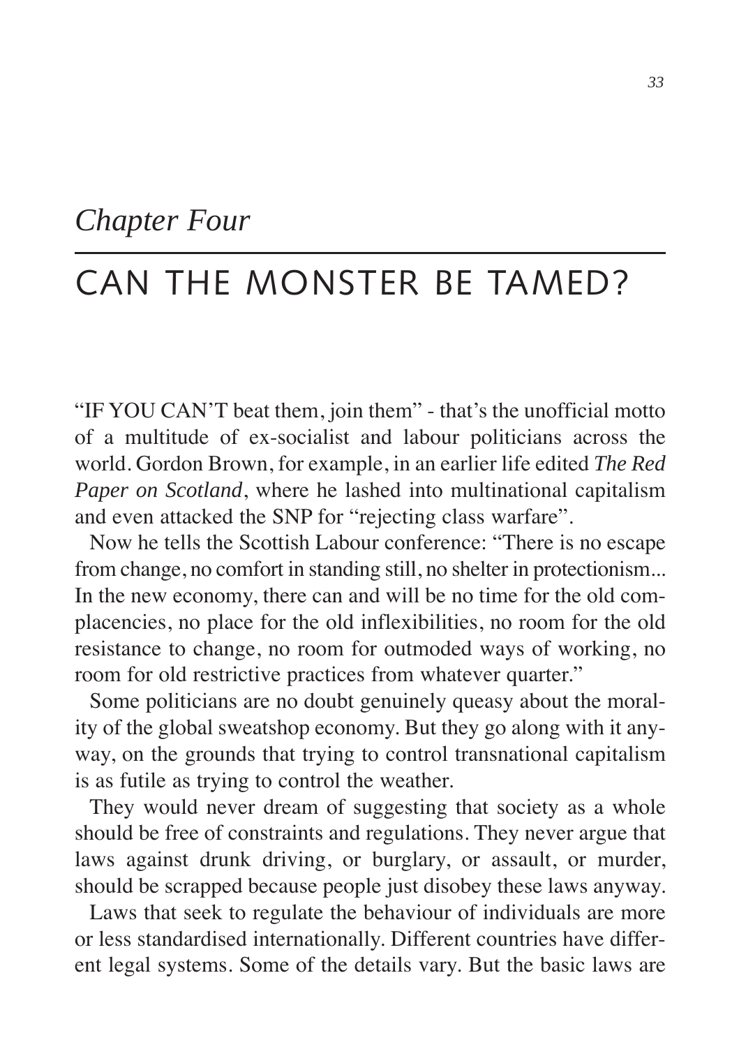*Chapter Four*

# CAN THE MONSTER BE TAMED?

"IF YOU CAN'T beat them, join them" - that's the unofficial motto of a multitude of ex-socialist and labour politicians across the world. Gordon Brown, for example, in an earlier life edited *The Red Paper on Scotland*, where he lashed into multinational capitalism and even attacked the SNP for "rejecting class warfare".

Now he tells the Scottish Labour conference: "There is no escape from change, no comfort in standing still, no shelter in protectionism... In the new economy, there can and will be no time for the old complacencies, no place for the old inflexibilities, no room for the old resistance to change, no room for outmoded ways of working, no room for old restrictive practices from whatever quarter."

Some politicians are no doubt genuinely queasy about the morality of the global sweatshop economy. But they go along with it anyway, on the grounds that trying to control transnational capitalism is as futile as trying to control the weather.

They would never dream of suggesting that society as a whole should be free of constraints and regulations. They never argue that laws against drunk driving, or burglary, or assault, or murder, should be scrapped because people just disobey these laws anyway.

Laws that seek to regulate the behaviour of individuals are more or less standardised internationally. Different countries have different legal systems. Some of the details vary. But the basic laws are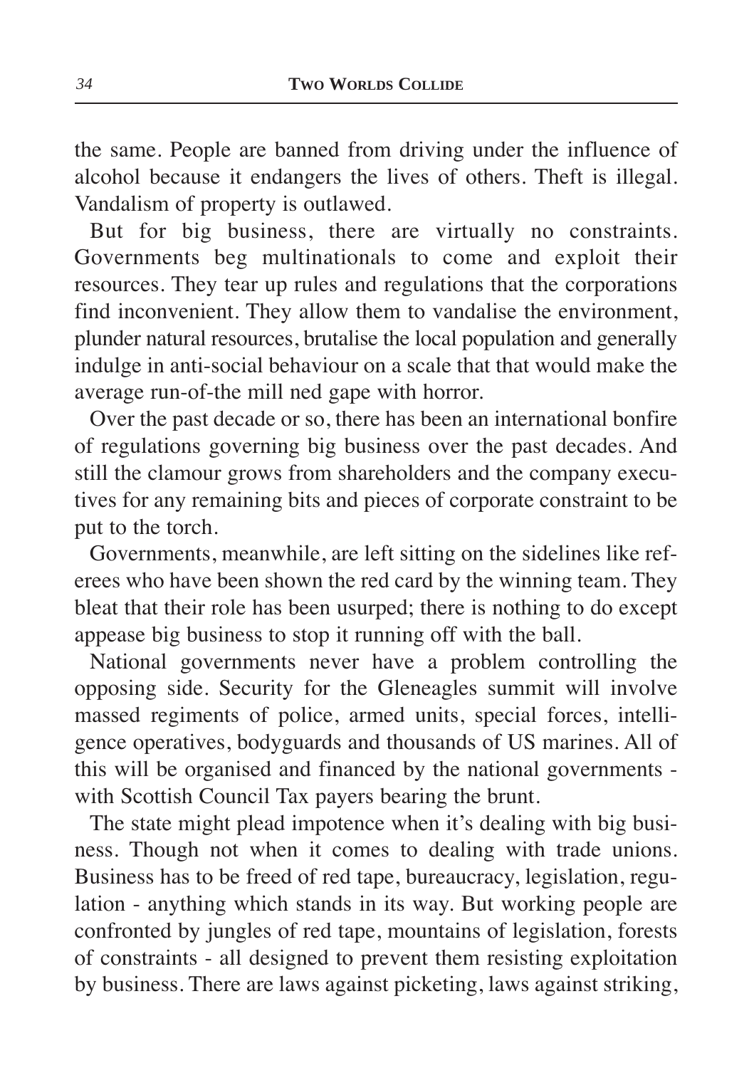the same. People are banned from driving under the influence of alcohol because it endangers the lives of others. Theft is illegal. Vandalism of property is outlawed.

But for big business, there are virtually no constraints. Governments beg multinationals to come and exploit their resources. They tear up rules and regulations that the corporations find inconvenient. They allow them to vandalise the environment, plunder natural resources, brutalise the local population and generally indulge in anti-social behaviour on a scale that that would make the average run-of-the mill ned gape with horror.

Over the past decade or so, there has been an international bonfire of regulations governing big business over the past decades. And still the clamour grows from shareholders and the company executives for any remaining bits and pieces of corporate constraint to be put to the torch.

Governments, meanwhile, are left sitting on the sidelines like referees who have been shown the red card by the winning team. They bleat that their role has been usurped; there is nothing to do except appease big business to stop it running off with the ball.

National governments never have a problem controlling the opposing side. Security for the Gleneagles summit will involve massed regiments of police, armed units, special forces, intelligence operatives, bodyguards and thousands of US marines. All of this will be organised and financed by the national governments - with Scottish Council Tax payers bearing the brunt.

The state might plead impotence when it's dealing with big business. Though not when it comes to dealing with trade unions. Business has to be freed of red tape, bureaucracy, legislation, regulation - anything which stands in its way. But working people are confronted by jungles of red tape, mountains of legislation, forests of constraints - all designed to prevent them resisting exploitation by business. There are laws against picketing, laws against striking,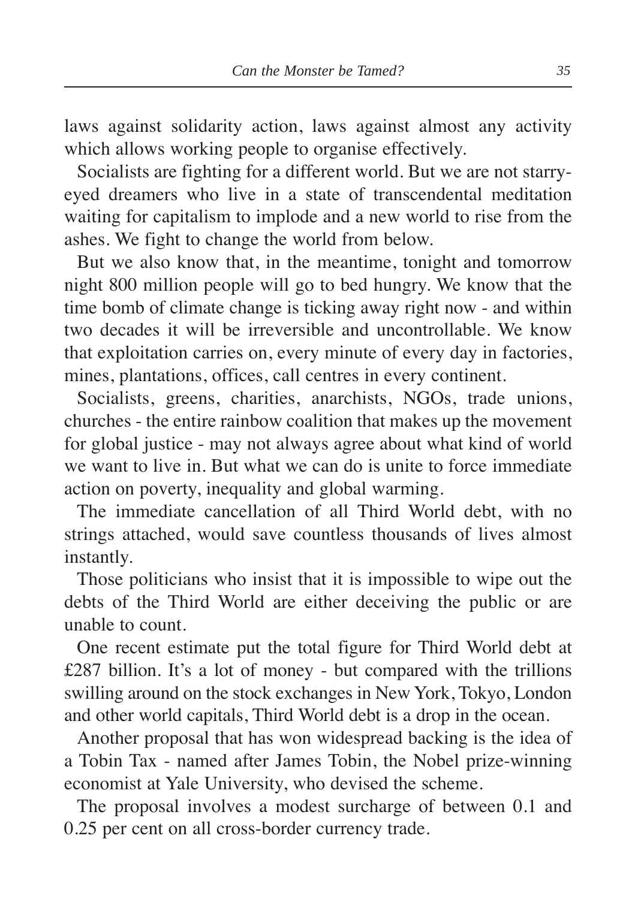laws against solidarity action, laws against almost any activity which allows working people to organise effectively.

Socialists are fighting for a different world. But we are not starry-eyed dreamers who live in a state of transcendental meditation waiting for capitalism to implode and a new world to rise from the ashes. We fight to change the world from below.

But we also know that, in the meantime, tonight and tomorrow night 800 million people will go to bed hungry. We know that the time bomb of climate change is ticking away right now - and within two decades it will be irreversible and uncontrollable. We know that exploitation carries on, every minute of every day in factories, mines, plantations, offices, call centres in every continent.

Socialists, greens, charities, anarchists, NGOs, trade unions, churches - the entire rainbow coalition that makes up the movement for global justice - may not always agree about what kind of world we want to live in. But what we can do is unite to force immediate action on poverty, inequality and global warming.

The immediate cancellation of all Third World debt, with no strings attached, would save countless thousands of lives almost instantly.

Those politicians who insist that it is impossible to wipe out the debts of the Third World are either deceiving the public or are unable to count.

One recent estimate put the total figure for Third World debt at £287 billion. It's a lot of money - but compared with the trillions swilling around on the stock exchanges in New York, Tokyo, London and other world capitals, Third World debt is a drop in the ocean.

Another proposal that has won widespread backing is the idea of a Tobin Tax - named after James Tobin, the Nobel prize-winning economist at Yale University, who devised the scheme.

The proposal involves a modest surcharge of between 0.1 and 0.25 per cent on all cross-border currency trade.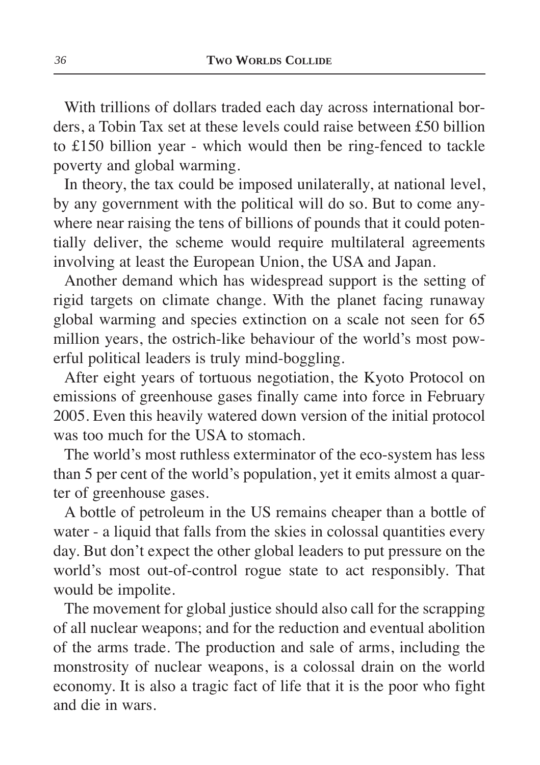With trillions of dollars traded each day across international borders, a Tobin Tax set at these levels could raise between £50 billion to £150 billion year - which would then be ring-fenced to tackle poverty and global warming.

In theory, the tax could be imposed unilaterally, at national level, by any government with the political will do so. But to come anywhere near raising the tens of billions of pounds that it could potentially deliver, the scheme would require multilateral agreements involving at least the European Union, the USA and Japan.

Another demand which has widespread support is the setting of rigid targets on climate change. With the planet facing runaway global warming and species extinction on a scale not seen for 65 million years, the ostrich-like behaviour of the world's most powerful political leaders is truly mind-boggling.

After eight years of tortuous negotiation, the Kyoto Protocol on emissions of greenhouse gases finally came into force in February 2005. Even this heavily watered down version of the initial protocol was too much for the USA to stomach.

The world's most ruthless exterminator of the eco-system has less than 5 per cent of the world's population, yet it emits almost a quarter of greenhouse gases.

A bottle of petroleum in the US remains cheaper than a bottle of water - a liquid that falls from the skies in colossal quantities every day. But don't expect the other global leaders to put pressure on the world's most out-of-control rogue state to act responsibly. That would be impolite.

The movement for global justice should also call for the scrapping of all nuclear weapons; and for the reduction and eventual abolition of the arms trade. The production and sale of arms, including the monstrosity of nuclear weapons, is a colossal drain on the world economy. It is also a tragic fact of life that it is the poor who fight and die in wars.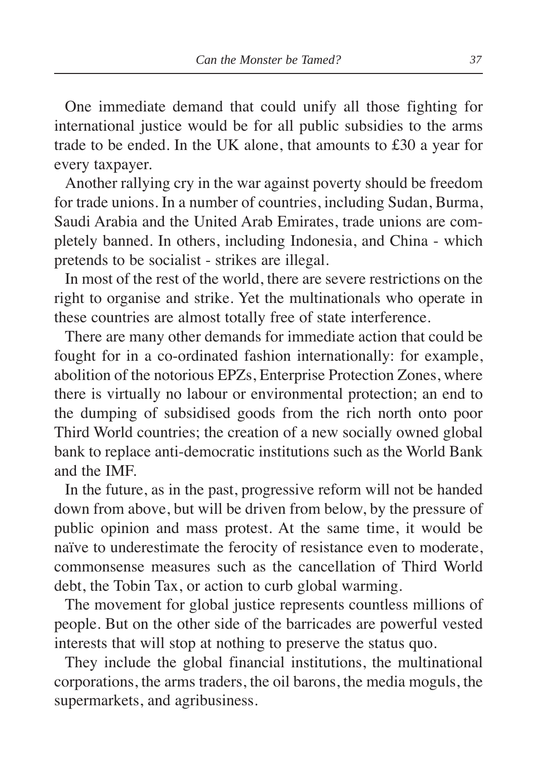One immediate demand that could unify all those fighting for international justice would be for all public subsidies to the arms trade to be ended. In the UK alone, that amounts to £30 a year for every taxpayer.

Another rallying cry in the war against poverty should be freedom for trade unions. In a number of countries, including Sudan, Burma, Saudi Arabia and the United Arab Emirates, trade unions are completely banned. In others, including Indonesia, and China - which pretends to be socialist - strikes are illegal.

In most of the rest of the world, there are severe restrictions on the right to organise and strike. Yet the multinationals who operate in these countries are almost totally free of state interference.

There are many other demands for immediate action that could be fought for in a co-ordinated fashion internationally: for example, abolition of the notorious EPZs, Enterprise Protection Zones, where there is virtually no labour or environmental protection; an end to the dumping of subsidised goods from the rich north onto poor Third World countries; the creation of a new socially owned global bank to replace anti-democratic institutions such as the World Bank and the IMF.

In the future, as in the past, progressive reform will not be handed down from above, but will be driven from below, by the pressure of public opinion and mass protest. At the same time, it would be naïve to underestimate the ferocity of resistance even to moderate, commonsense measures such as the cancellation of Third World debt, the Tobin Tax, or action to curb global warming.

The movement for global justice represents countless millions of people. But on the other side of the barricades are powerful vested interests that will stop at nothing to preserve the status quo.

They include the global financial institutions, the multinational corporations, the arms traders, the oil barons, the media moguls, the supermarkets, and agribusiness.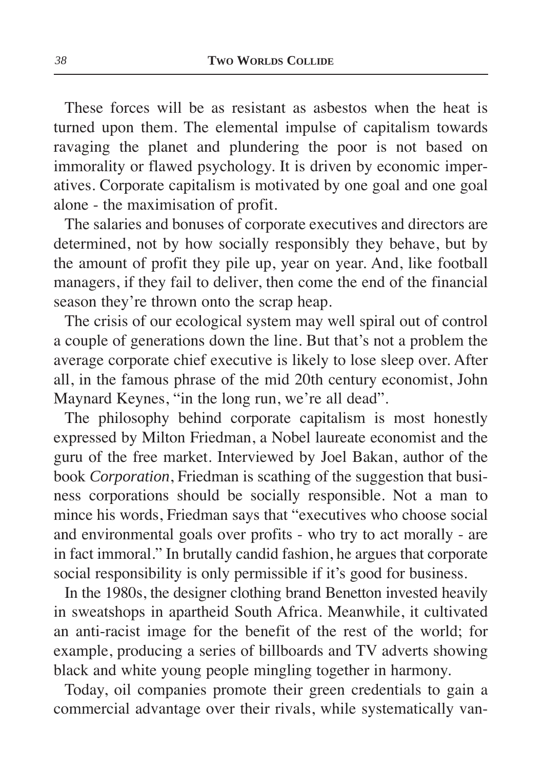These forces will be as resistant as asbestos when the heat is turned upon them. The elemental impulse of capitalism towards ravaging the planet and plundering the poor is not based on immorality or flawed psychology. It is driven by economic imperatives. Corporate capitalism is motivated by one goal and one goal alone - the maximisation of profit.

The salaries and bonuses of corporate executives and directors are determined, not by how socially responsibly they behave, but by the amount of profit they pile up, year on year. And, like football managers, if they fail to deliver, then come the end of the financial season they're thrown onto the scrap heap.

The crisis of our ecological system may well spiral out of control a couple of generations down the line. But that's not a problem the average corporate chief executive is likely to lose sleep over. After all, in the famous phrase of the mid 20th century economist, John Maynard Keynes, "in the long run, we're all dead".

The philosophy behind corporate capitalism is most honestly expressed by Milton Friedman, a Nobel laureate economist and the guru of the free market. Interviewed by Joel Bakan, author of the book *Corporation*, Friedman is scathing of the suggestion that business corporations should be socially responsible. Not a man to mince his words, Friedman says that "executives who choose social and environmental goals over profits - who try to act morally - are in fact immoral." In brutally candid fashion, he argues that corporate social responsibility is only permissible if it's good for business.

In the 1980s, the designer clothing brand Benetton invested heavily in sweatshops in apartheid South Africa. Meanwhile, it cultivated an anti-racist image for the benefit of the rest of the world; for example, producing a series of billboards and TV adverts showing black and white young people mingling together in harmony.

Today, oil companies promote their green credentials to gain a commercial advantage over their rivals, while systematically van-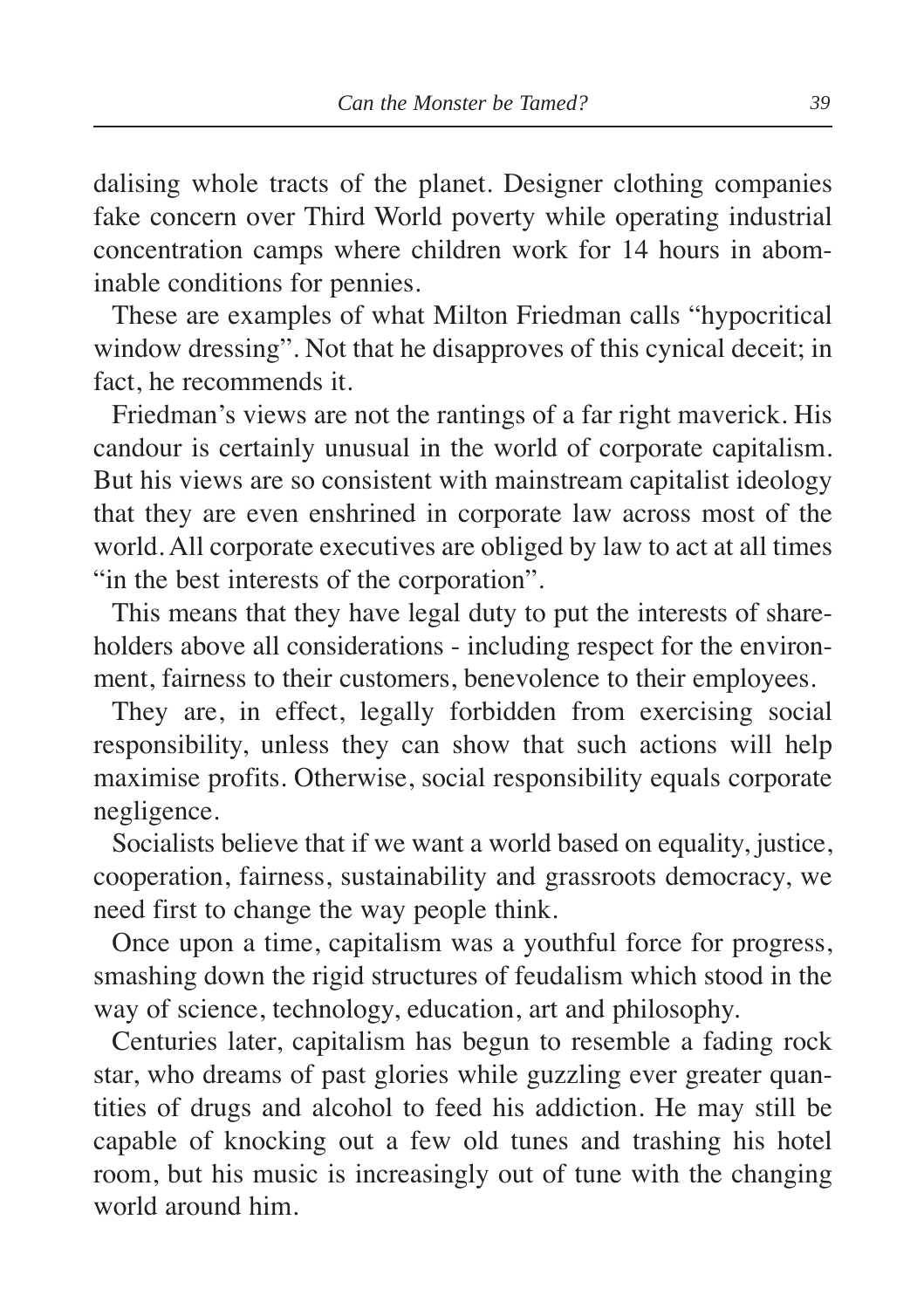dalising whole tracts of the planet. Designer clothing companies fake concern over Third World poverty while operating industrial concentration camps where children work for 14 hours in abominable conditions for pennies.

These are examples of what Milton Friedman calls "hypocritical window dressing". Not that he disapproves of this cynical deceit; in fact, he recommends it.

Friedman's views are not the rantings of a far right maverick. His candour is certainly unusual in the world of corporate capitalism. But his views are so consistent with mainstream capitalist ideology that they are even enshrined in corporate law across most of the world. All corporate executives are obliged by law to act at all times "in the best interests of the corporation".

This means that they have legal duty to put the interests of shareholders above all considerations - including respect for the environment, fairness to their customers, benevolence to their employees.

They are, in effect, legally forbidden from exercising social responsibility, unless they can show that such actions will help maximise profits. Otherwise, social responsibility equals corporate negligence.

Socialists believe that if we want a world based on equality, justice, cooperation, fairness, sustainability and grassroots democracy, we need first to change the way people think.

Once upon a time, capitalism was a youthful force for progress, smashing down the rigid structures of feudalism which stood in the way of science, technology, education, art and philosophy.

Centuries later, capitalism has begun to resemble a fading rock star, who dreams of past glories while guzzling ever greater quantities of drugs and alcohol to feed his addiction. He may still be capable of knocking out a few old tunes and trashing his hotel room, but his music is increasingly out of tune with the changing world around him.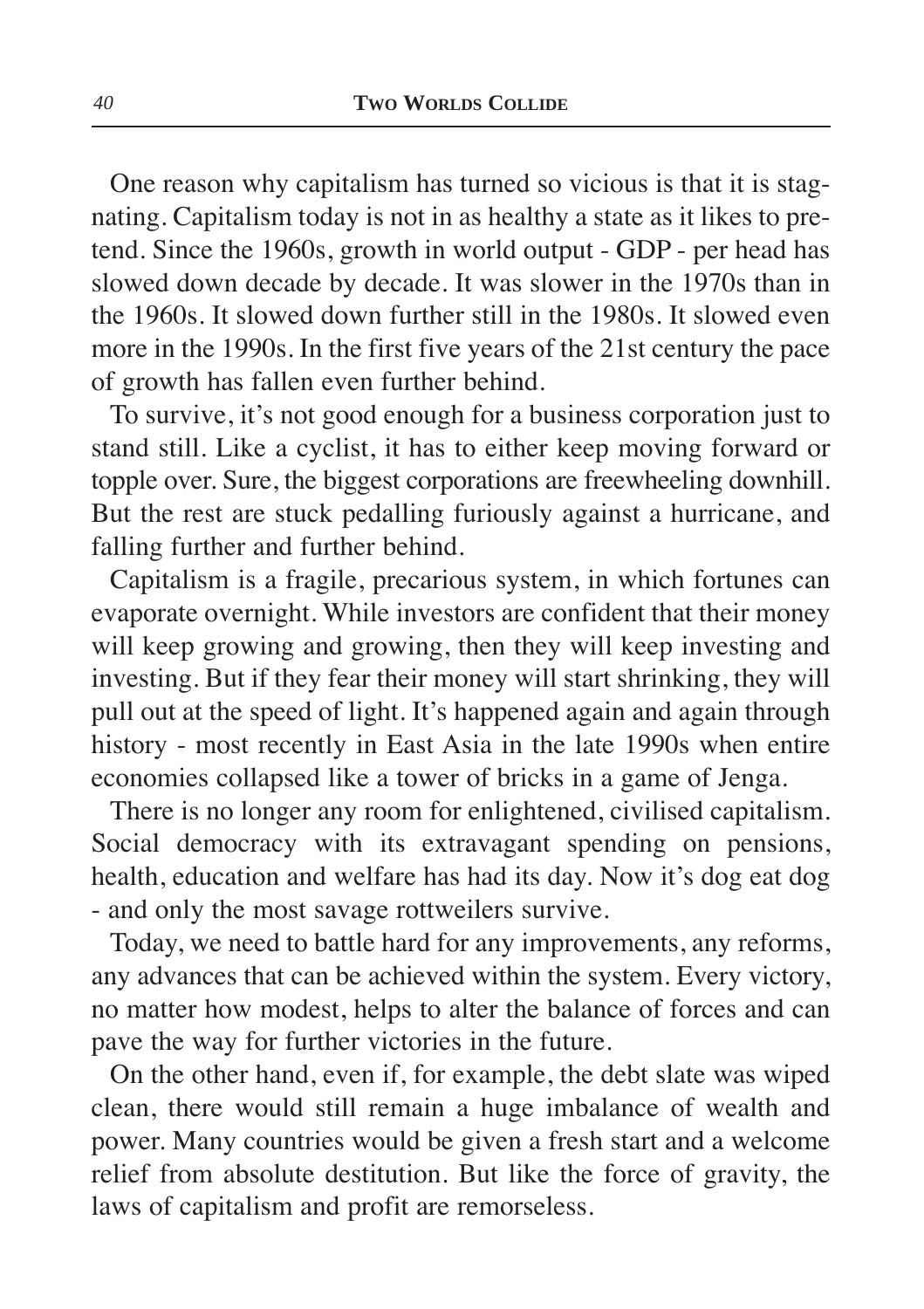One reason why capitalism has turned so vicious is that it is stagnating. Capitalism today is not in as healthy a state as it likes to pretend. Since the 1960s, growth in world output - GDP - per head has slowed down decade by decade. It was slower in the 1970s than in the 1960s. It slowed down further still in the 1980s. It slowed even more in the 1990s. In the first five years of the 21st century the pace of growth has fallen even further behind.

To survive, it's not good enough for a business corporation just to stand still. Like a cyclist, it has to either keep moving forward or topple over. Sure, the biggest corporations are freewheeling downhill. But the rest are stuck pedalling furiously against a hurricane, and falling further and further behind.

Capitalism is a fragile, precarious system, in which fortunes can evaporate overnight. While investors are confident that their money will keep growing and growing, then they will keep investing and investing. But if they fear their money will start shrinking, they will pull out at the speed of light. It's happened again and again through history - most recently in East Asia in the late 1990s when entire economies collapsed like a tower of bricks in a game of Jenga.

There is no longer any room for enlightened, civilised capitalism. Social democracy with its extravagant spending on pensions, health, education and welfare has had its day. Now it's dog eat dog - and only the most savage rottweilers survive.

Today, we need to battle hard for any improvements, any reforms, any advances that can be achieved within the system. Every victory, no matter how modest, helps to alter the balance of forces and can pave the way for further victories in the future.

On the other hand, even if, for example, the debt slate was wiped clean, there would still remain a huge imbalance of wealth and power. Many countries would be given a fresh start and a welcome relief from absolute destitution. But like the force of gravity, the laws of capitalism and profit are remorseless.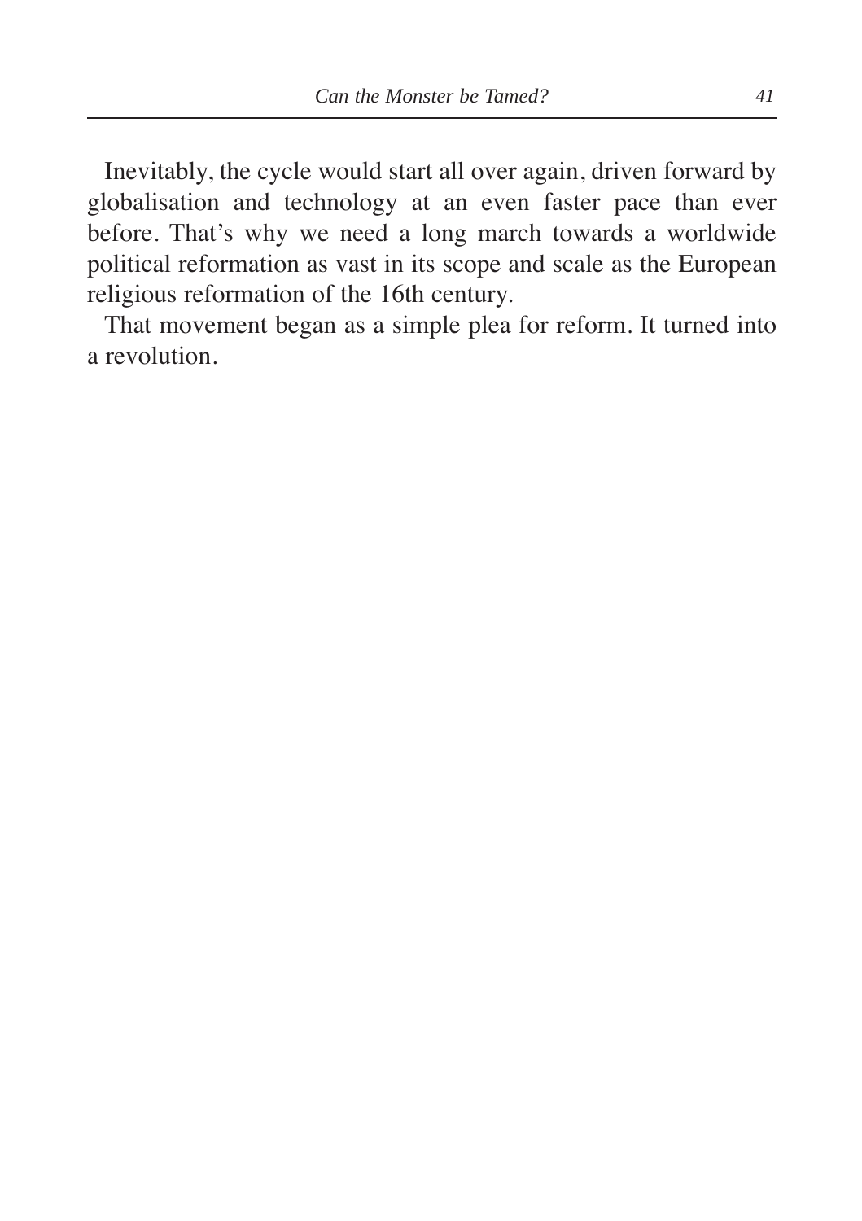Inevitably, the cycle would start all over again, driven forward by globalisation and technology at an even faster pace than ever before. That's why we need a long march towards a worldwide political reformation as vast in its scope and scale as the European religious reformation of the 16th century.

That movement began as a simple plea for reform. It turned into a revolution.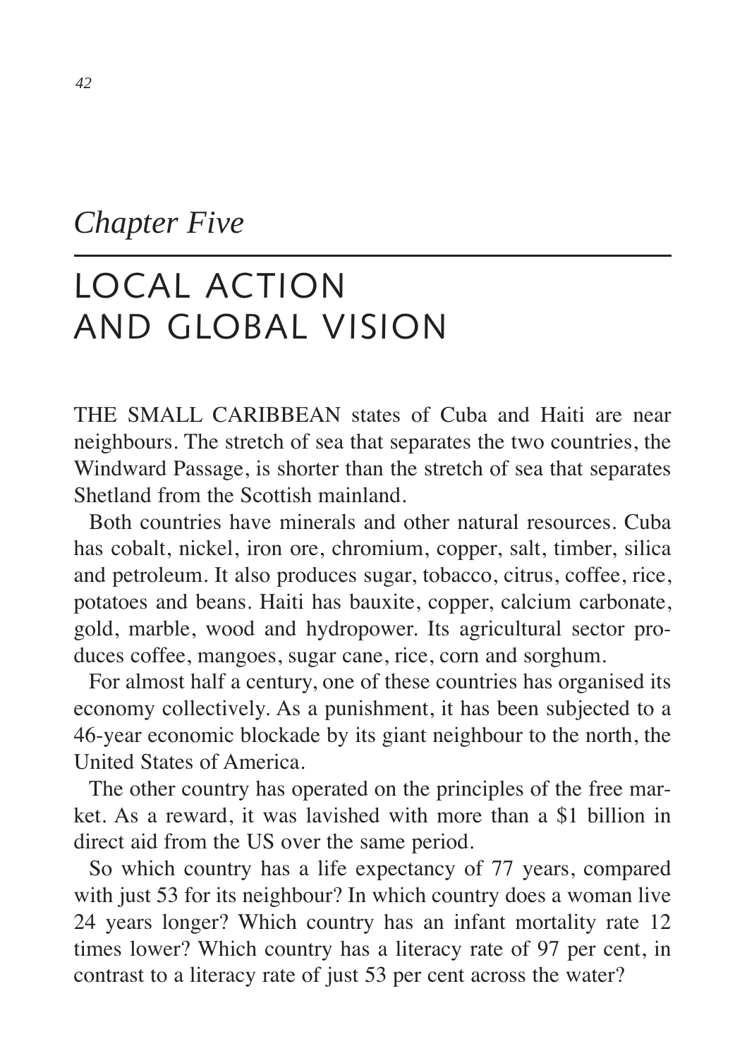*Chapter Five*

# LOCAL ACTION AND GLOBAL VISION

THE SMALL CARIBBEAN states of Cuba and Haiti are near neighbours. The stretch of sea that separates the two countries, the Windward Passage, is shorter than the stretch of sea that separates Shetland from the Scottish mainland.

Both countries have minerals and other natural resources. Cuba has cobalt, nickel, iron ore, chromium, copper, salt, timber, silica and petroleum. It also produces sugar, tobacco, citrus, coffee, rice, potatoes and beans. Haiti has bauxite, copper, calcium carbonate, gold, marble, wood and hydropower. Its agricultural sector produces coffee, mangoes, sugar cane, rice, corn and sorghum.

For almost half a century, one of these countries has organised its economy collectively. As a punishment, it has been subjected to a 46-year economic blockade by its giant neighbour to the north, the United States of America.

The other country has operated on the principles of the free market. As a reward, it was lavished with more than a $1 billion in direct aid from the US over the same period.

So which country has a life expectancy of 77 years, compared with just 53 for its neighbour? In which country does a woman live 24 years longer? Which country has an infant mortality rate 12 times lower? Which country has a literacy rate of 97 per cent, in contrast to a literacy rate of just 53 per cent across the water?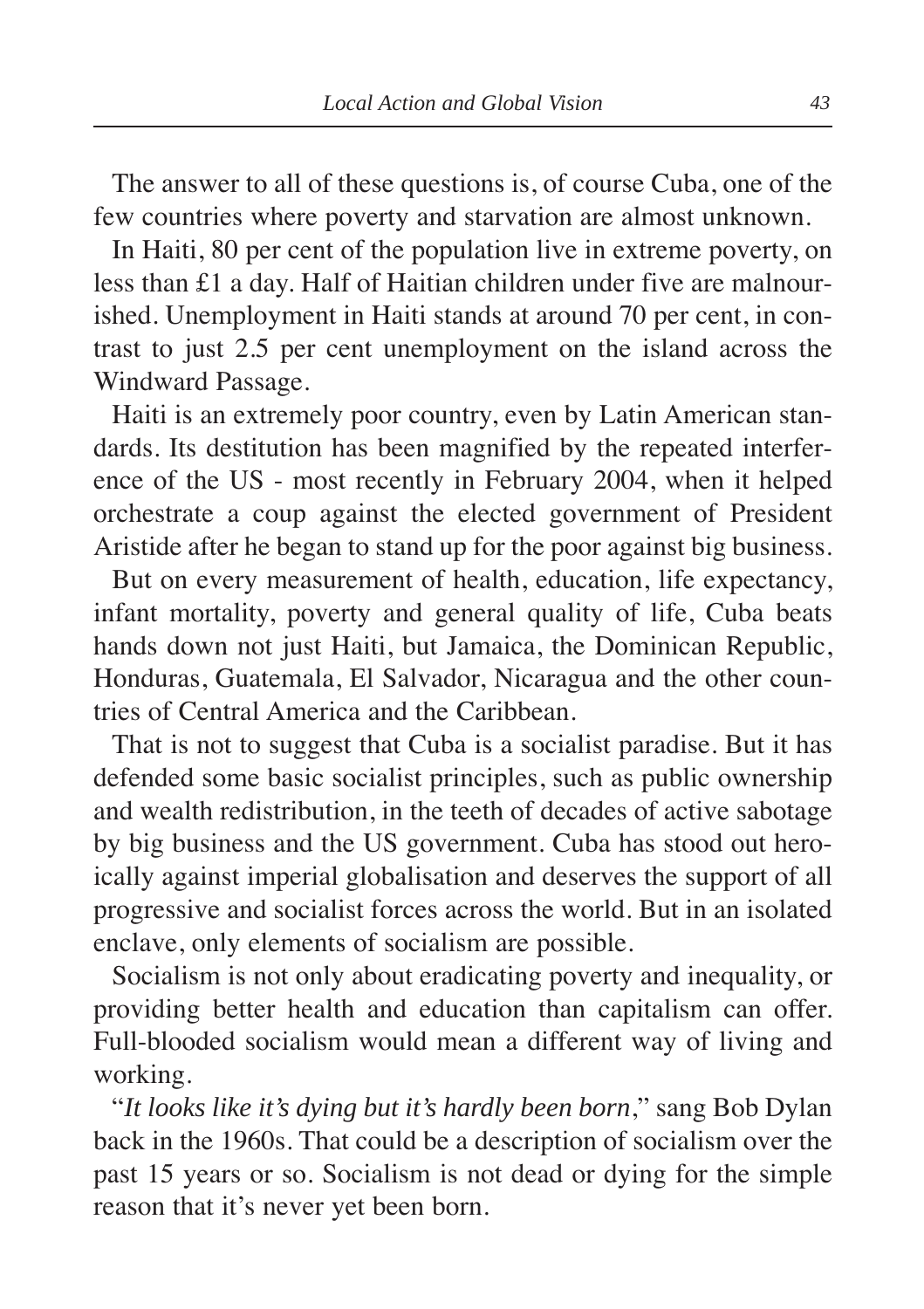The answer to all of these questions is, of course Cuba, one of the few countries where poverty and starvation are almost unknown.

In Haiti, 80 per cent of the population live in extreme poverty, on less than £1 a day. Half of Haitian children under five are malnourished. Unemployment in Haiti stands at around 70 per cent, in contrast to just 2.5 per cent unemployment on the island across the Windward Passage.

Haiti is an extremely poor country, even by Latin American standards. Its destitution has been magnified by the repeated interference of the US - most recently in February 2004, when it helped orchestrate a coup against the elected government of President Aristide after he began to stand up for the poor against big business.

But on every measurement of health, education, life expectancy, infant mortality, poverty and general quality of life, Cuba beats hands down not just Haiti, but Jamaica, the Dominican Republic, Honduras, Guatemala, El Salvador, Nicaragua and the other countries of Central America and the Caribbean.

That is not to suggest that Cuba is a socialist paradise. But it has defended some basic socialist principles, such as public ownership and wealth redistribution, in the teeth of decades of active sabotage by big business and the US government. Cuba has stood out heroically against imperial globalisation and deserves the support of all progressive and socialist forces across the world. But in an isolated enclave, only elements of socialism are possible.

Socialism is not only about eradicating poverty and inequality, or providing better health and education than capitalism can offer. Full-blooded socialism would mean a different way of living and working.

"*It looks like it's dying but it's hardly been born*," sang Bob Dylan back in the 1960s. That could be a description of socialism over the past 15 years or so. Socialism is not dead or dying for the simple reason that it's never yet been born.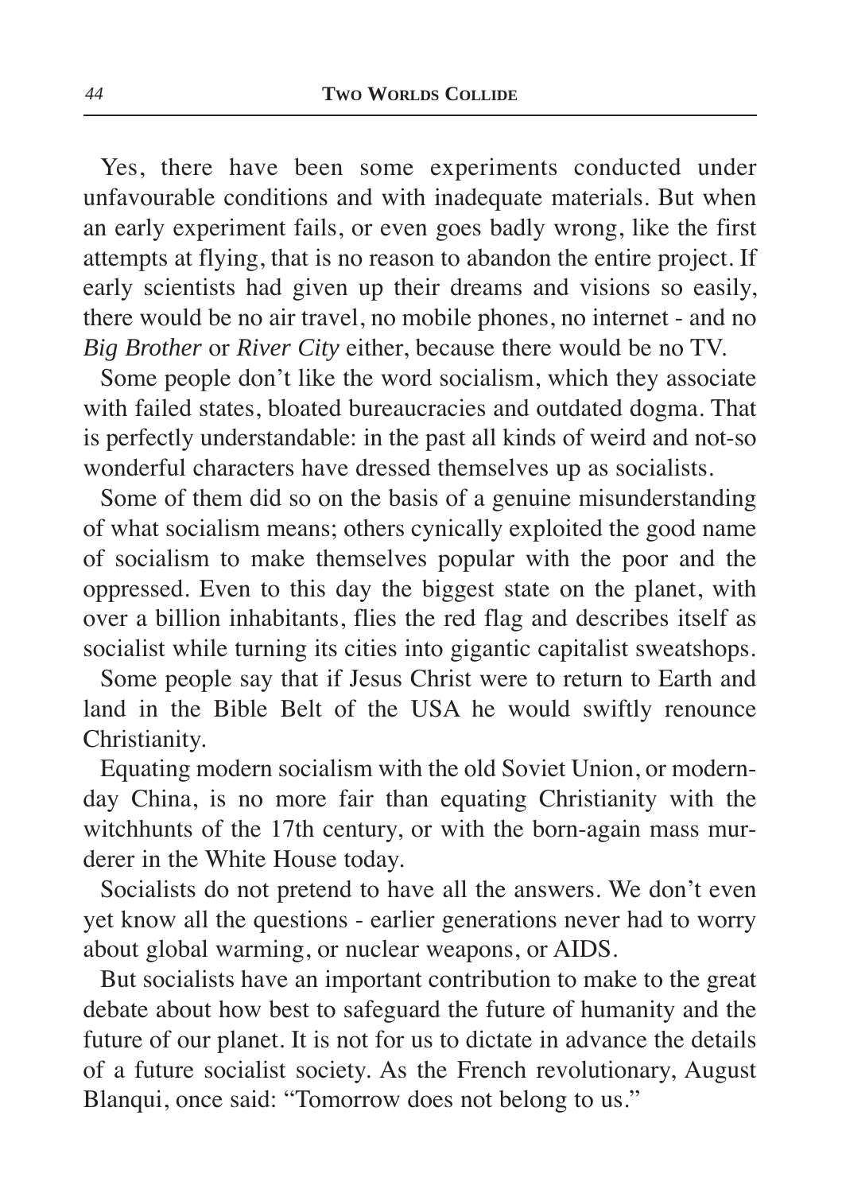Yes, there have been some experiments conducted under unfavourable conditions and with inadequate materials. But when an early experiment fails, or even goes badly wrong, like the first attempts at flying, that is no reason to abandon the entire project. If early scientists had given up their dreams and visions so easily, there would be no air travel, no mobile phones, no internet - and no *Big Brother* or *River City* either, because there would be no TV.

Some people don't like the word socialism, which they associate with failed states, bloated bureaucracies and outdated dogma. That is perfectly understandable: in the past all kinds of weird and not-so wonderful characters have dressed themselves up as socialists.

Some of them did so on the basis of a genuine misunderstanding of what socialism means; others cynically exploited the good name of socialism to make themselves popular with the poor and the oppressed. Even to this day the biggest state on the planet, with over a billion inhabitants, flies the red flag and describes itself as socialist while turning its cities into gigantic capitalist sweatshops.

Some people say that if Jesus Christ were to return to Earth and land in the Bible Belt of the USA he would swiftly renounce Christianity.

Equating modern socialism with the old Soviet Union, or modern-day China, is no more fair than equating Christianity with the witchhunts of the 17th century, or with the born-again mass murderer in the White House today.

Socialists do not pretend to have all the answers. We don't even yet know all the questions - earlier generations never had to worry about global warming, or nuclear weapons, or AIDS.

But socialists have an important contribution to make to the great debate about how best to safeguard the future of humanity and the future of our planet. It is not for us to dictate in advance the details of a future socialist society. As the French revolutionary, August Blanqui, once said: "Tomorrow does not belong to us."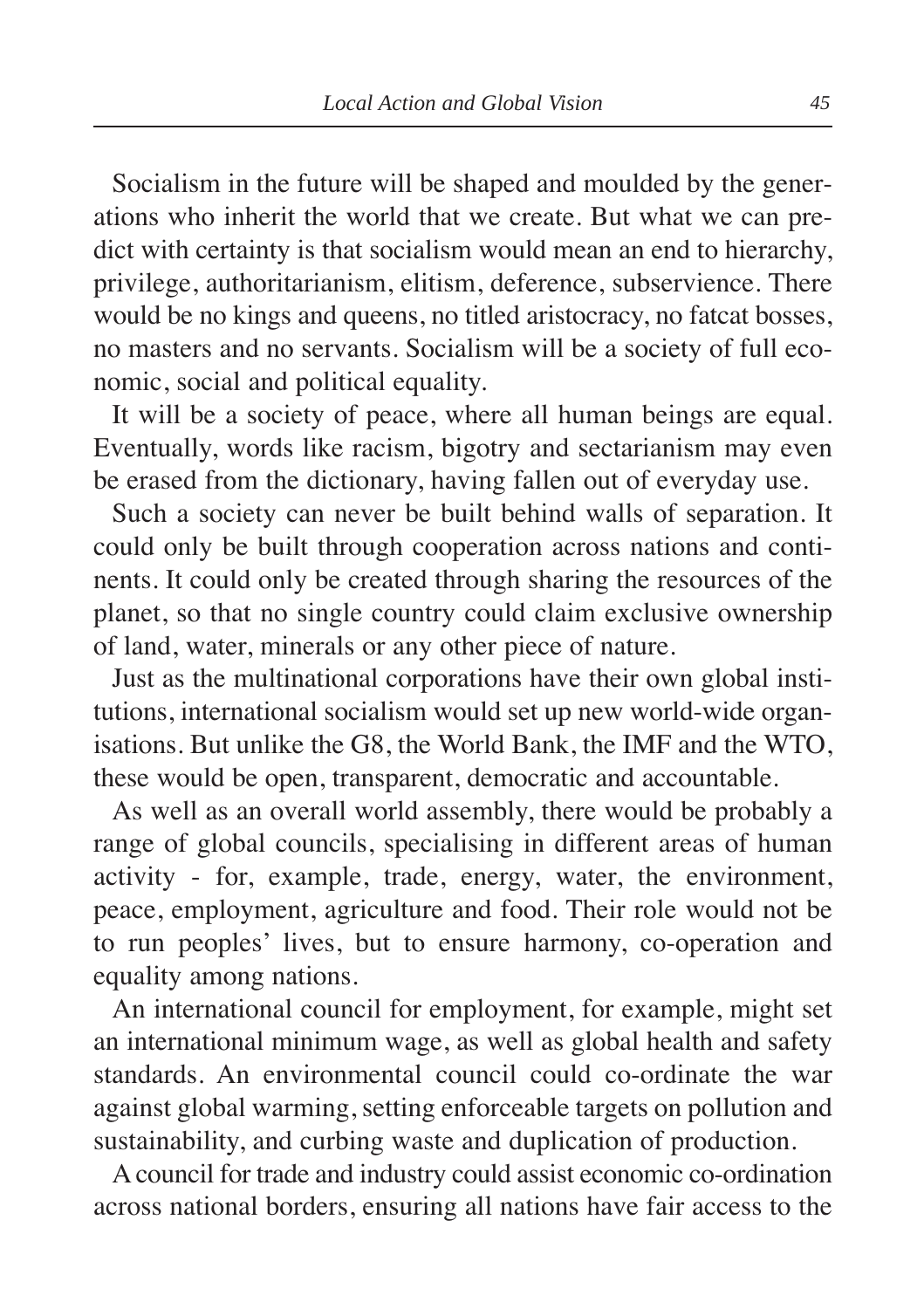Socialism in the future will be shaped and moulded by the generations who inherit the world that we create. But what we can predict with certainty is that socialism would mean an end to hierarchy, privilege, authoritarianism, elitism, deference, subservience. There would be no kings and queens, no titled aristocracy, no fatcat bosses, no masters and no servants. Socialism will be a society of full economic, social and political equality.

It will be a society of peace, where all human beings are equal. Eventually, words like racism, bigotry and sectarianism may even be erased from the dictionary, having fallen out of everyday use.

Such a society can never be built behind walls of separation. It could only be built through cooperation across nations and continents. It could only be created through sharing the resources of the planet, so that no single country could claim exclusive ownership of land, water, minerals or any other piece of nature.

Just as the multinational corporations have their own global institutions, international socialism would set up new world-wide organisations. But unlike the G8, the World Bank, the IMF and the WTO, these would be open, transparent, democratic and accountable.

As well as an overall world assembly, there would be probably a range of global councils, specialising in different areas of human activity - for, example, trade, energy, water, the environment, peace, employment, agriculture and food. Their role would not be to run peoples' lives, but to ensure harmony, co-operation and equality among nations.

An international council for employment, for example, might set an international minimum wage, as well as global health and safety standards. An environmental council could co-ordinate the war against global warming, setting enforceable targets on pollution and sustainability, and curbing waste and duplication of production.

A council for trade and industry could assist economic co-ordination across national borders, ensuring all nations have fair access to the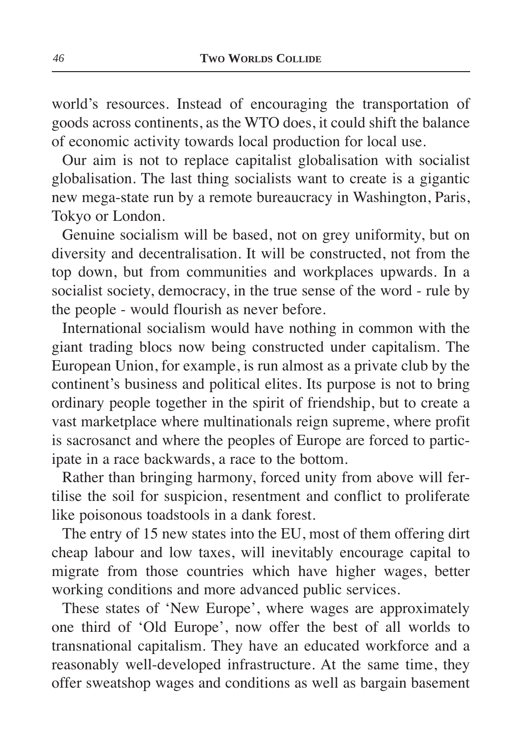world's resources. Instead of encouraging the transportation of goods across continents, as the WTO does, it could shift the balance of economic activity towards local production for local use.

Our aim is not to replace capitalist globalisation with socialist globalisation. The last thing socialists want to create is a gigantic new mega-state run by a remote bureaucracy in Washington, Paris, Tokyo or London.

Genuine socialism will be based, not on grey uniformity, but on diversity and decentralisation. It will be constructed, not from the top down, but from communities and workplaces upwards. In a socialist society, democracy, in the true sense of the word - rule by the people - would flourish as never before.

International socialism would have nothing in common with the giant trading blocs now being constructed under capitalism. The European Union, for example, is run almost as a private club by the continent's business and political elites. Its purpose is not to bring ordinary people together in the spirit of friendship, but to create a vast marketplace where multinationals reign supreme, where profit is sacrosanct and where the peoples of Europe are forced to participate in a race backwards, a race to the bottom.

Rather than bringing harmony, forced unity from above will fertilise the soil for suspicion, resentment and conflict to proliferate like poisonous toadstools in a dank forest.

The entry of 15 new states into the EU, most of them offering dirt cheap labour and low taxes, will inevitably encourage capital to migrate from those countries which have higher wages, better working conditions and more advanced public services.

These states of 'New Europe', where wages are approximately one third of 'Old Europe', now offer the best of all worlds to transnational capitalism. They have an educated workforce and a reasonably well-developed infrastructure. At the same time, they offer sweatshop wages and conditions as well as bargain basement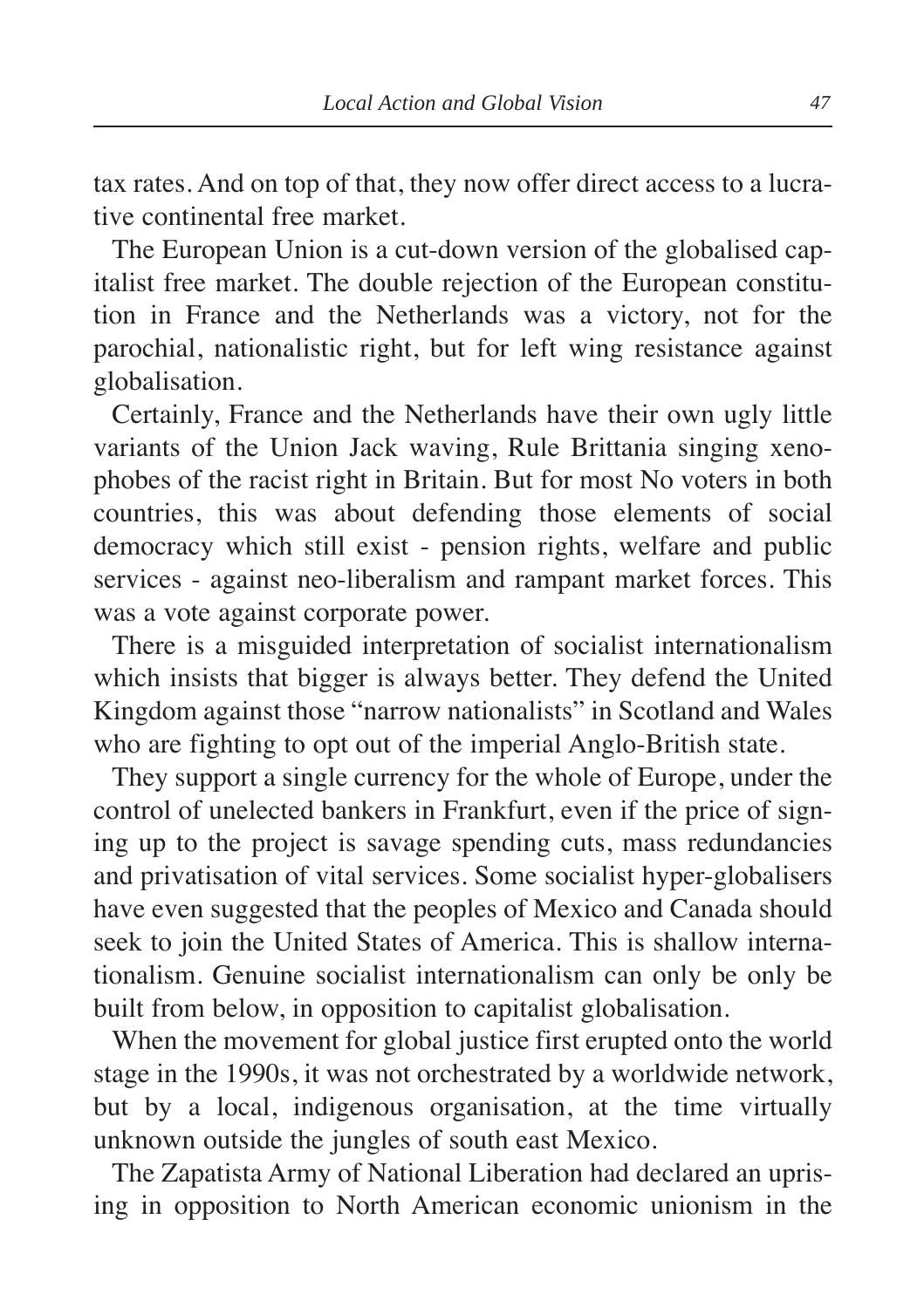tax rates. And on top of that, they now offer direct access to a lucrative continental free market.

The European Union is a cut-down version of the globalised capitalist free market. The double rejection of the European constitution in France and the Netherlands was a victory, not for the parochial, nationalistic right, but for left wing resistance against globalisation.

Certainly, France and the Netherlands have their own ugly little variants of the Union Jack waving, Rule Brittania singing xenophobes of the racist right in Britain. But for most No voters in both countries, this was about defending those elements of social democracy which still exist - pension rights, welfare and public services - against neo-liberalism and rampant market forces. This was a vote against corporate power.

There is a misguided interpretation of socialist internationalism which insists that bigger is always better. They defend the United Kingdom against those "narrow nationalists" in Scotland and Wales who are fighting to opt out of the imperial Anglo-British state.

They support a single currency for the whole of Europe, under the control of unelected bankers in Frankfurt, even if the price of signing up to the project is savage spending cuts, mass redundancies and privatisation of vital services. Some socialist hyper-globalisers have even suggested that the peoples of Mexico and Canada should seek to join the United States of America. This is shallow internationalism. Genuine socialist internationalism can only be only be built from below, in opposition to capitalist globalisation.

When the movement for global justice first erupted onto the world stage in the 1990s, it was not orchestrated by a worldwide network, but by a local, indigenous organisation, at the time virtually unknown outside the jungles of south east Mexico.

The Zapatista Army of National Liberation had declared an uprising in opposition to North American economic unionism in the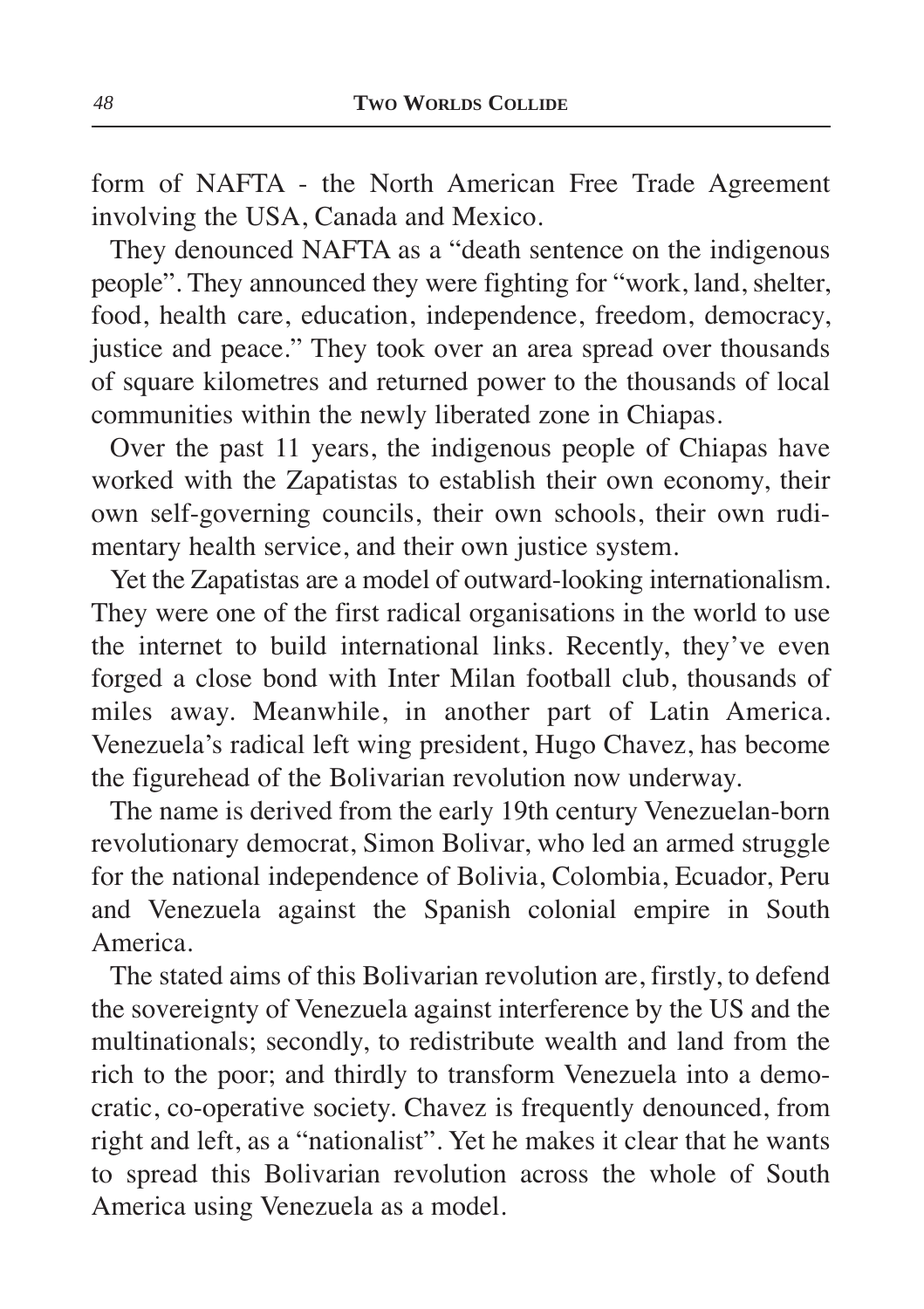form of NAFTA - the North American Free Trade Agreement involving the USA, Canada and Mexico.

They denounced NAFTA as a "death sentence on the indigenous people". They announced they were fighting for "work, land, shelter, food, health care, education, independence, freedom, democracy, justice and peace." They took over an area spread over thousands of square kilometres and returned power to the thousands of local communities within the newly liberated zone in Chiapas.

Over the past 11 years, the indigenous people of Chiapas have worked with the Zapatistas to establish their own economy, their own self-governing councils, their own schools, their own rudimentary health service, and their own justice system.

Yet the Zapatistas are a model of outward-looking internationalism. They were one of the first radical organisations in the world to use the internet to build international links. Recently, they've even forged a close bond with Inter Milan football club, thousands of miles away. Meanwhile, in another part of Latin America. Venezuela's radical left wing president, Hugo Chavez, has become the figurehead of the Bolivarian revolution now underway.

The name is derived from the early 19th century Venezuelan-born revolutionary democrat, Simon Bolivar, who led an armed struggle for the national independence of Bolivia, Colombia, Ecuador, Peru and Venezuela against the Spanish colonial empire in South America.

The stated aims of this Bolivarian revolution are, firstly, to defend the sovereignty of Venezuela against interference by the US and the multinationals; secondly, to redistribute wealth and land from the rich to the poor; and thirdly to transform Venezuela into a democratic, co-operative society. Chavez is frequently denounced, from right and left, as a "nationalist". Yet he makes it clear that he wants to spread this Bolivarian revolution across the whole of South America using Venezuela as a model.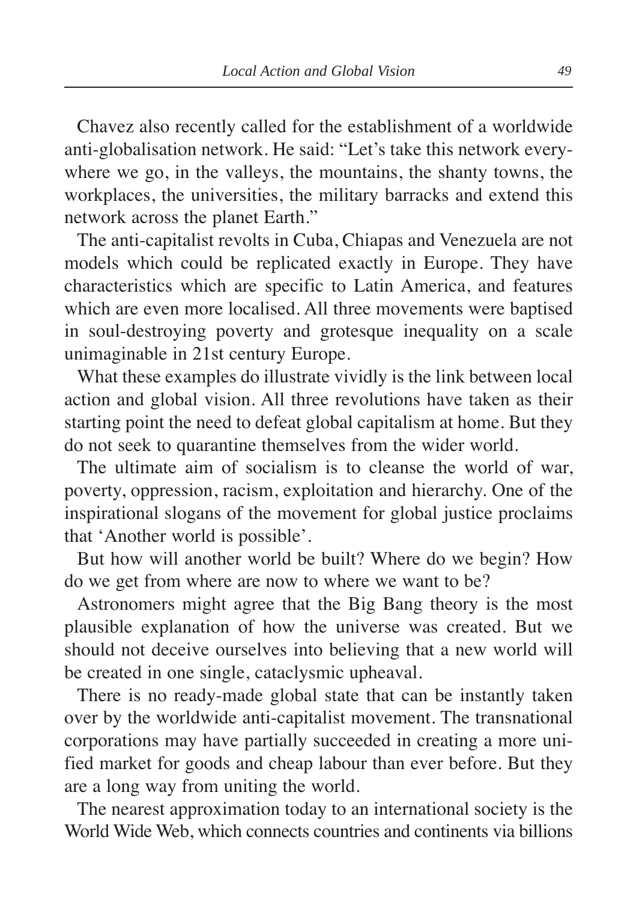Chavez also recently called for the establishment of a worldwide anti-globalisation network. He said: "Let's take this network everywhere we go, in the valleys, the mountains, the shanty towns, the workplaces, the universities, the military barracks and extend this network across the planet Earth."

The anti-capitalist revolts in Cuba, Chiapas and Venezuela are not models which could be replicated exactly in Europe. They have characteristics which are specific to Latin America, and features which are even more localised. All three movements were baptised in soul-destroying poverty and grotesque inequality on a scale unimaginable in 21st century Europe.

What these examples do illustrate vividly is the link between local action and global vision. All three revolutions have taken as their starting point the need to defeat global capitalism at home. But they do not seek to quarantine themselves from the wider world.

The ultimate aim of socialism is to cleanse the world of war, poverty, oppression, racism, exploitation and hierarchy. One of the inspirational slogans of the movement for global justice proclaims that 'Another world is possible'.

But how will another world be built? Where do we begin? How do we get from where are now to where we want to be?

Astronomers might agree that the Big Bang theory is the most plausible explanation of how the universe was created. But we should not deceive ourselves into believing that a new world will be created in one single, cataclysmic upheaval.

There is no ready-made global state that can be instantly taken over by the worldwide anti-capitalist movement. The transnational corporations may have partially succeeded in creating a more unified market for goods and cheap labour than ever before. But they are a long way from uniting the world.

The nearest approximation today to an international society is the World Wide Web, which connects countries and continents via billions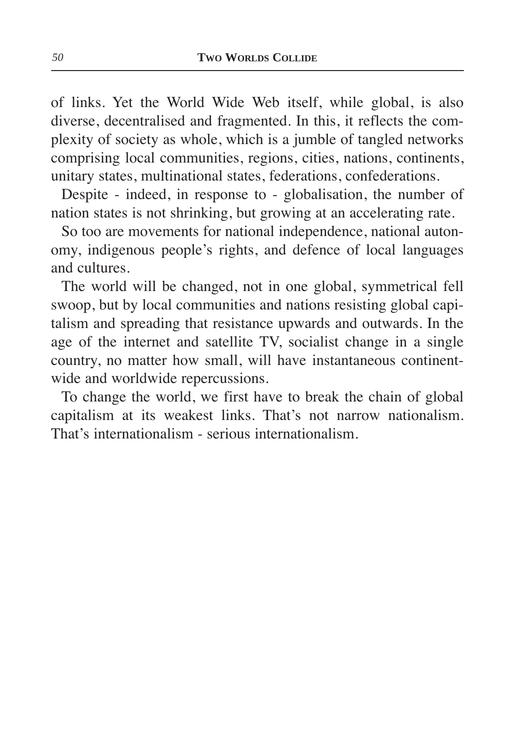of links. Yet the World Wide Web itself, while global, is also diverse, decentralised and fragmented. In this, it reflects the complexity of society as whole, which is a jumble of tangled networks comprising local communities, regions, cities, nations, continents, unitary states, multinational states, federations, confederations.

Despite - indeed, in response to - globalisation, the number of nation states is not shrinking, but growing at an accelerating rate.

So too are movements for national independence, national autonomy, indigenous people's rights, and defence of local languages and cultures.

The world will be changed, not in one global, symmetrical fell swoop, but by local communities and nations resisting global capitalism and spreading that resistance upwards and outwards. In the age of the internet and satellite TV, socialist change in a single country, no matter how small, will have instantaneous continent-wide and worldwide repercussions.

To change the world, we first have to break the chain of global capitalism at its weakest links. That's not narrow nationalism. That's internationalism - serious internationalism.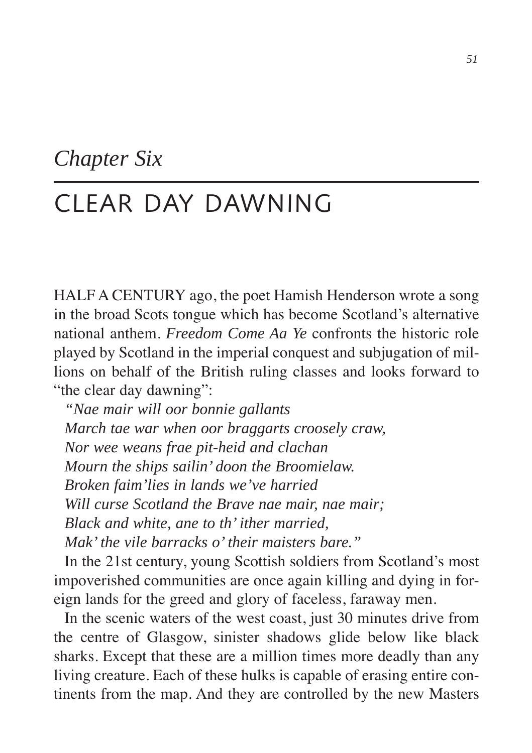*Chapter Six*

# CLEAR DAY DAWNING

HALF A CENTURY ago, the poet Hamish Henderson wrote a song in the broad Scots tongue which has become Scotland's alternative national anthem. *Freedom Come Aa Ye* confronts the historic role played by Scotland in the imperial conquest and subjugation of millions on behalf of the British ruling classes and looks forward to "the clear day dawning":

*"Nae mair will oor bonnie gallants*
*March tae war when oor braggarts croosely craw,*
*Nor wee weans frae pit-heid and clachan*
*Mourn the ships sailin' doon the Broomielaw.*
*Broken faim'lies in lands we've harried*
*Will curse Scotland the Brave nae mair, nae mair;*
*Black and white, ane to th' ither married,*
*Mak' the vile barracks o' their maisters bare."*

In the 21st century, young Scottish soldiers from Scotland's most impoverished communities are once again killing and dying in foreign lands for the greed and glory of faceless, faraway men.

In the scenic waters of the west coast, just 30 minutes drive from the centre of Glasgow, sinister shadows glide below like black sharks. Except that these are a million times more deadly than any living creature. Each of these hulks is capable of erasing entire continents from the map. And they are controlled by the new Masters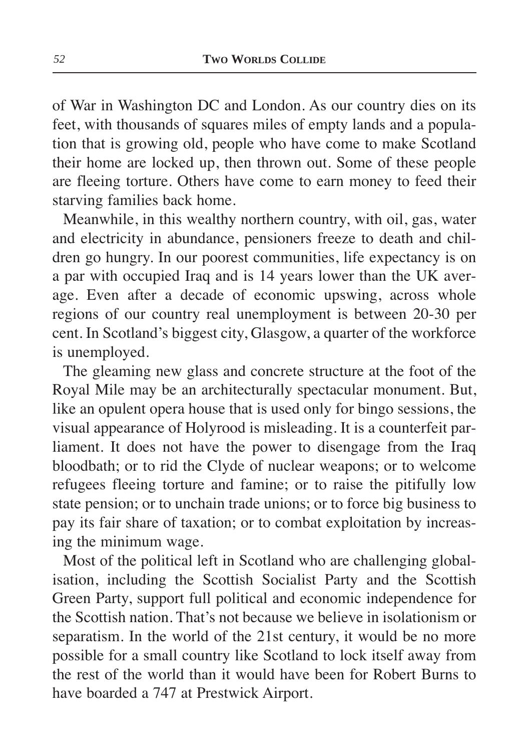of War in Washington DC and London. As our country dies on its feet, with thousands of squares miles of empty lands and a population that is growing old, people who have come to make Scotland their home are locked up, then thrown out. Some of these people are fleeing torture. Others have come to earn money to feed their starving families back home.

Meanwhile, in this wealthy northern country, with oil, gas, water and electricity in abundance, pensioners freeze to death and children go hungry. In our poorest communities, life expectancy is on a par with occupied Iraq and is 14 years lower than the UK average. Even after a decade of economic upswing, across whole regions of our country real unemployment is between 20-30 per cent. In Scotland's biggest city, Glasgow, a quarter of the workforce is unemployed.

The gleaming new glass and concrete structure at the foot of the Royal Mile may be an architecturally spectacular monument. But, like an opulent opera house that is used only for bingo sessions, the visual appearance of Holyrood is misleading. It is a counterfeit parliament. It does not have the power to disengage from the Iraq bloodbath; or to rid the Clyde of nuclear weapons; or to welcome refugees fleeing torture and famine; or to raise the pitifully low state pension; or to unchain trade unions; or to force big business to pay its fair share of taxation; or to combat exploitation by increasing the minimum wage.

Most of the political left in Scotland who are challenging globalisation, including the Scottish Socialist Party and the Scottish Green Party, support full political and economic independence for the Scottish nation. That's not because we believe in isolationism or separatism. In the world of the 21st century, it would be no more possible for a small country like Scotland to lock itself away from the rest of the world than it would have been for Robert Burns to have boarded a 747 at Prestwick Airport.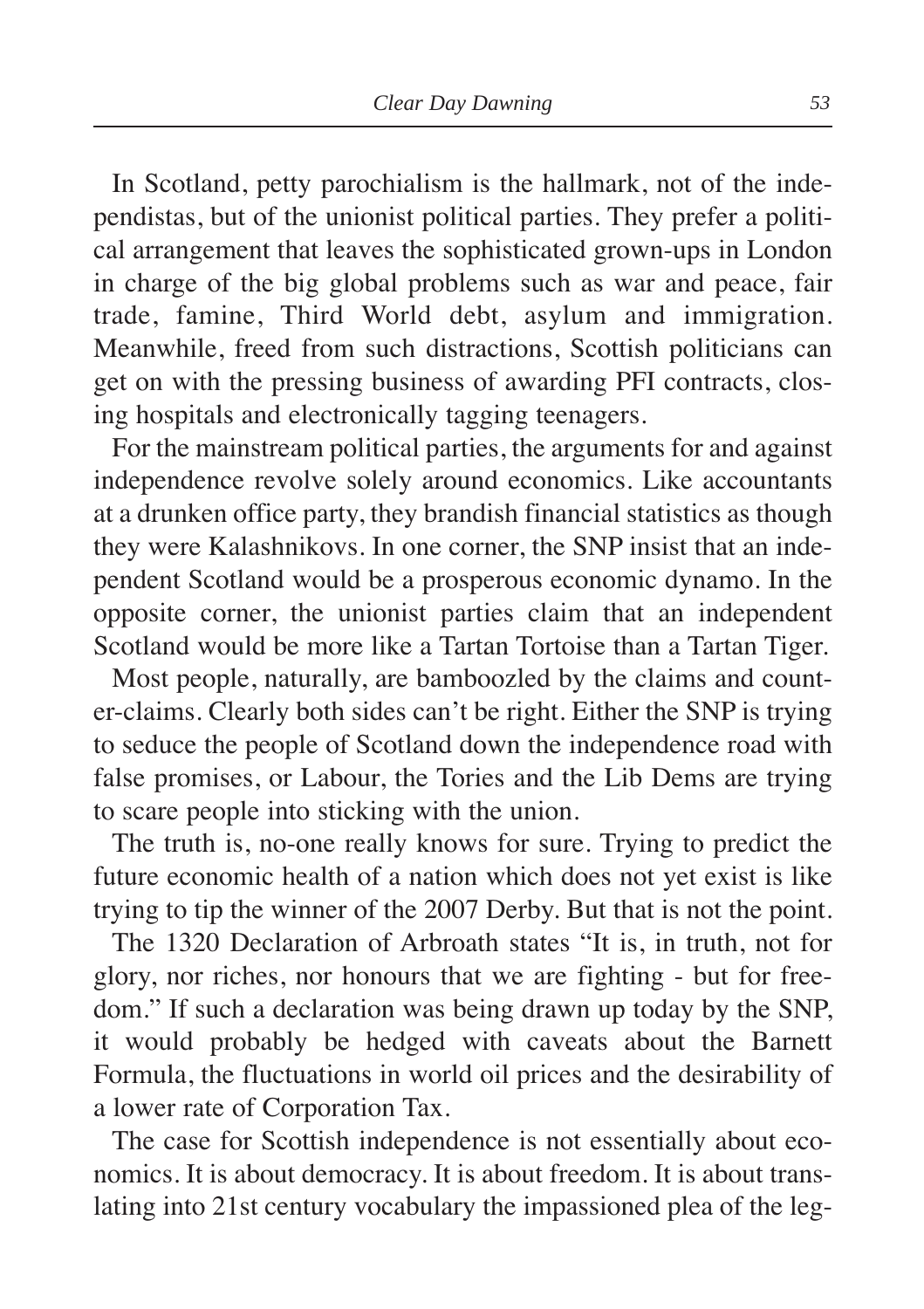In Scotland, petty parochialism is the hallmark, not of the independistas, but of the unionist political parties. They prefer a political arrangement that leaves the sophisticated grown-ups in London in charge of the big global problems such as war and peace, fair trade, famine, Third World debt, asylum and immigration. Meanwhile, freed from such distractions, Scottish politicians can get on with the pressing business of awarding PFI contracts, closing hospitals and electronically tagging teenagers.

For the mainstream political parties, the arguments for and against independence revolve solely around economics. Like accountants at a drunken office party, they brandish financial statistics as though they were Kalashnikovs. In one corner, the SNP insist that an independent Scotland would be a prosperous economic dynamo. In the opposite corner, the unionist parties claim that an independent Scotland would be more like a Tartan Tortoise than a Tartan Tiger.

Most people, naturally, are bamboozled by the claims and counter-claims. Clearly both sides can't be right. Either the SNP is trying to seduce the people of Scotland down the independence road with false promises, or Labour, the Tories and the Lib Dems are trying to scare people into sticking with the union.

The truth is, no-one really knows for sure. Trying to predict the future economic health of a nation which does not yet exist is like trying to tip the winner of the 2007 Derby. But that is not the point.

The 1320 Declaration of Arbroath states "It is, in truth, not for glory, nor riches, nor honours that we are fighting - but for freedom." If such a declaration was being drawn up today by the SNP, it would probably be hedged with caveats about the Barnett Formula, the fluctuations in world oil prices and the desirability of a lower rate of Corporation Tax.

The case for Scottish independence is not essentially about economics. It is about democracy. It is about freedom. It is about translating into 21st century vocabulary the impassioned plea of the leg-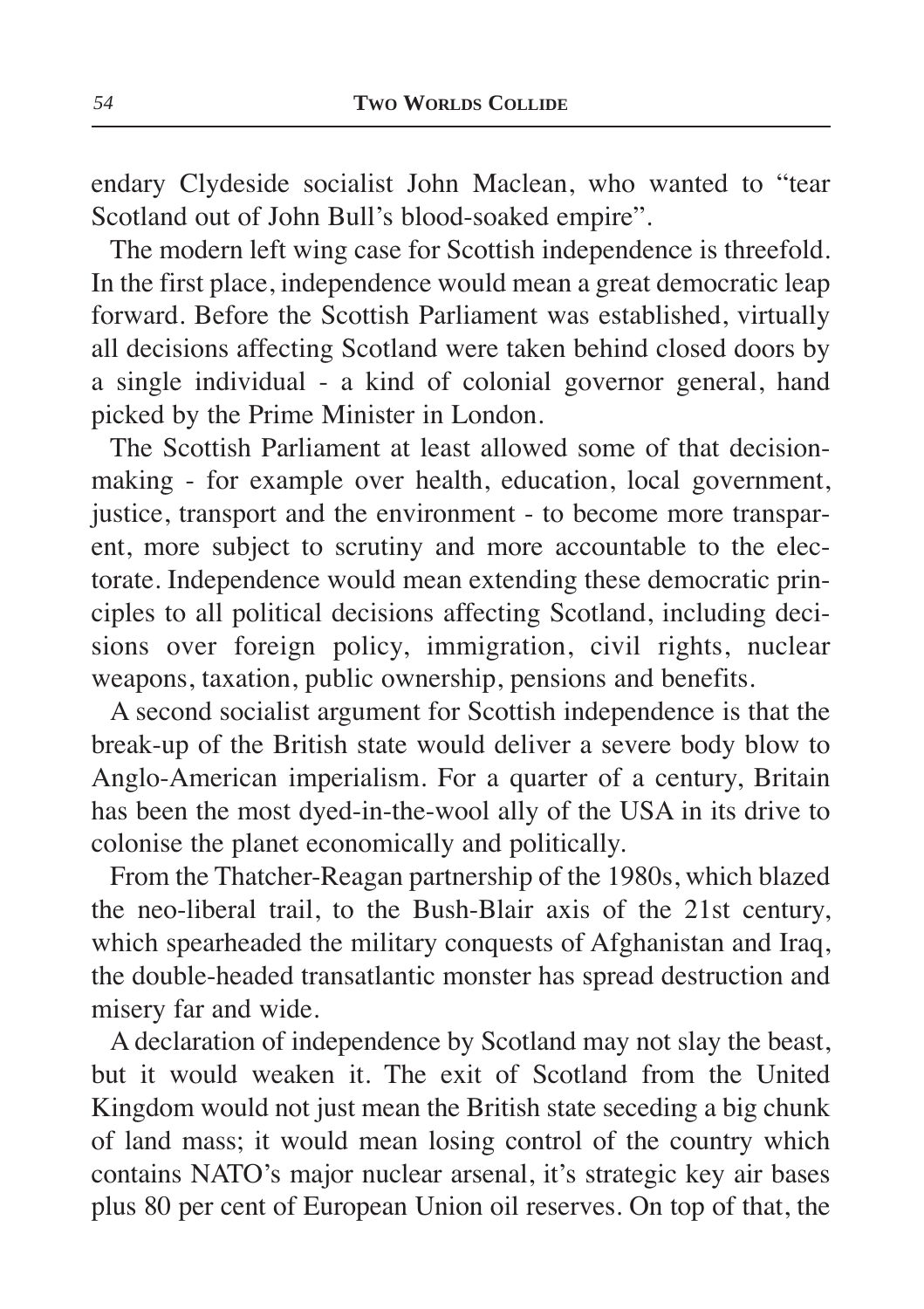endary Clydeside socialist John Maclean, who wanted to “tear Scotland out of John Bull’s blood-soaked empire”.

The modern left wing case for Scottish independence is threefold. In the first place, independence would mean a great democratic leap forward. Before the Scottish Parliament was established, virtually all decisions affecting Scotland were taken behind closed doors by a single individual - a kind of colonial governor general, hand picked by the Prime Minister in London.

The Scottish Parliament at least allowed some of that decision-making - for example over health, education, local government, justice, transport and the environment - to become more transparent, more subject to scrutiny and more accountable to the electorate. Independence would mean extending these democratic principles to all political decisions affecting Scotland, including decisions over foreign policy, immigration, civil rights, nuclear weapons, taxation, public ownership, pensions and benefits.

A second socialist argument for Scottish independence is that the break-up of the British state would deliver a severe body blow to Anglo-American imperialism. For a quarter of a century, Britain has been the most dyed-in-the-wool ally of the USA in its drive to colonise the planet economically and politically.

From the Thatcher-Reagan partnership of the 1980s, which blazed the neo-liberal trail, to the Bush-Blair axis of the 21st century, which spearheaded the military conquests of Afghanistan and Iraq, the double-headed transatlantic monster has spread destruction and misery far and wide.

A declaration of independence by Scotland may not slay the beast, but it would weaken it. The exit of Scotland from the United Kingdom would not just mean the British state seceding a big chunk of land mass; it would mean losing control of the country which contains NATO’s major nuclear arsenal, it’s strategic key air bases plus 80 per cent of European Union oil reserves. On top of that, the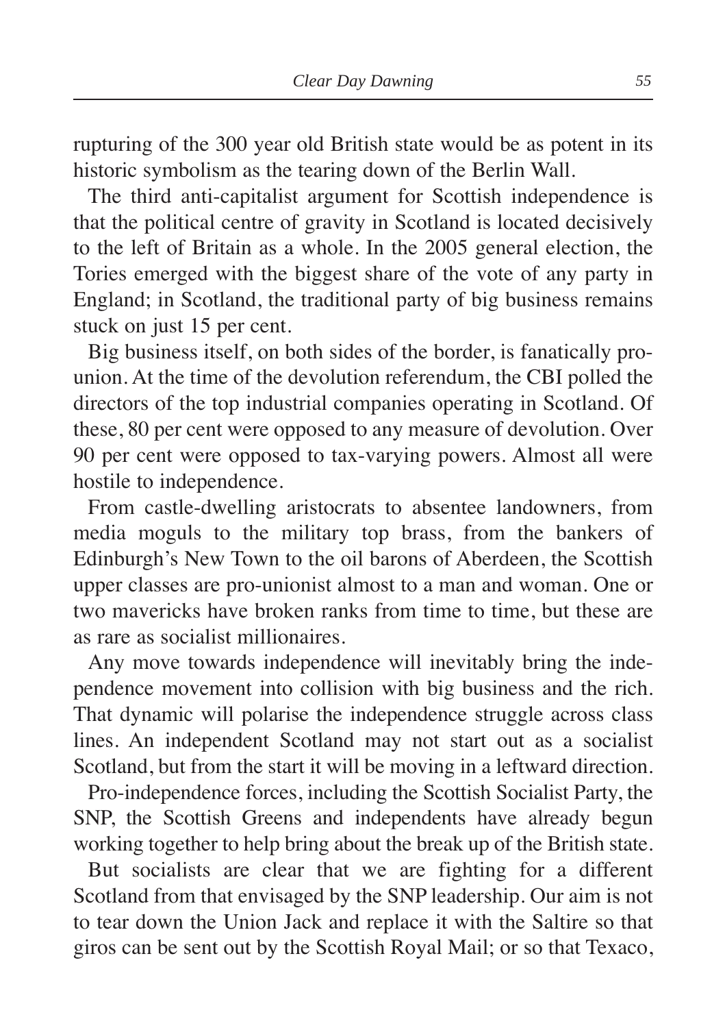rupturing of the 300 year old British state would be as potent in its historic symbolism as the tearing down of the Berlin Wall.

The third anti-capitalist argument for Scottish independence is that the political centre of gravity in Scotland is located decisively to the left of Britain as a whole. In the 2005 general election, the Tories emerged with the biggest share of the vote of any party in England; in Scotland, the traditional party of big business remains stuck on just 15 per cent.

Big business itself, on both sides of the border, is fanatically pro-union. At the time of the devolution referendum, the CBI polled the directors of the top industrial companies operating in Scotland. Of these, 80 per cent were opposed to any measure of devolution. Over 90 per cent were opposed to tax-varying powers. Almost all were hostile to independence.

From castle-dwelling aristocrats to absentee landowners, from media moguls to the military top brass, from the bankers of Edinburgh's New Town to the oil barons of Aberdeen, the Scottish upper classes are pro-unionist almost to a man and woman. One or two mavericks have broken ranks from time to time, but these are as rare as socialist millionaires.

Any move towards independence will inevitably bring the independence movement into collision with big business and the rich. That dynamic will polarise the independence struggle across class lines. An independent Scotland may not start out as a socialist Scotland, but from the start it will be moving in a leftward direction.

Pro-independence forces, including the Scottish Socialist Party, the SNP, the Scottish Greens and independents have already begun working together to help bring about the break up of the British state.

But socialists are clear that we are fighting for a different Scotland from that envisaged by the SNP leadership. Our aim is not to tear down the Union Jack and replace it with the Saltire so that giros can be sent out by the Scottish Royal Mail; or so that Texaco,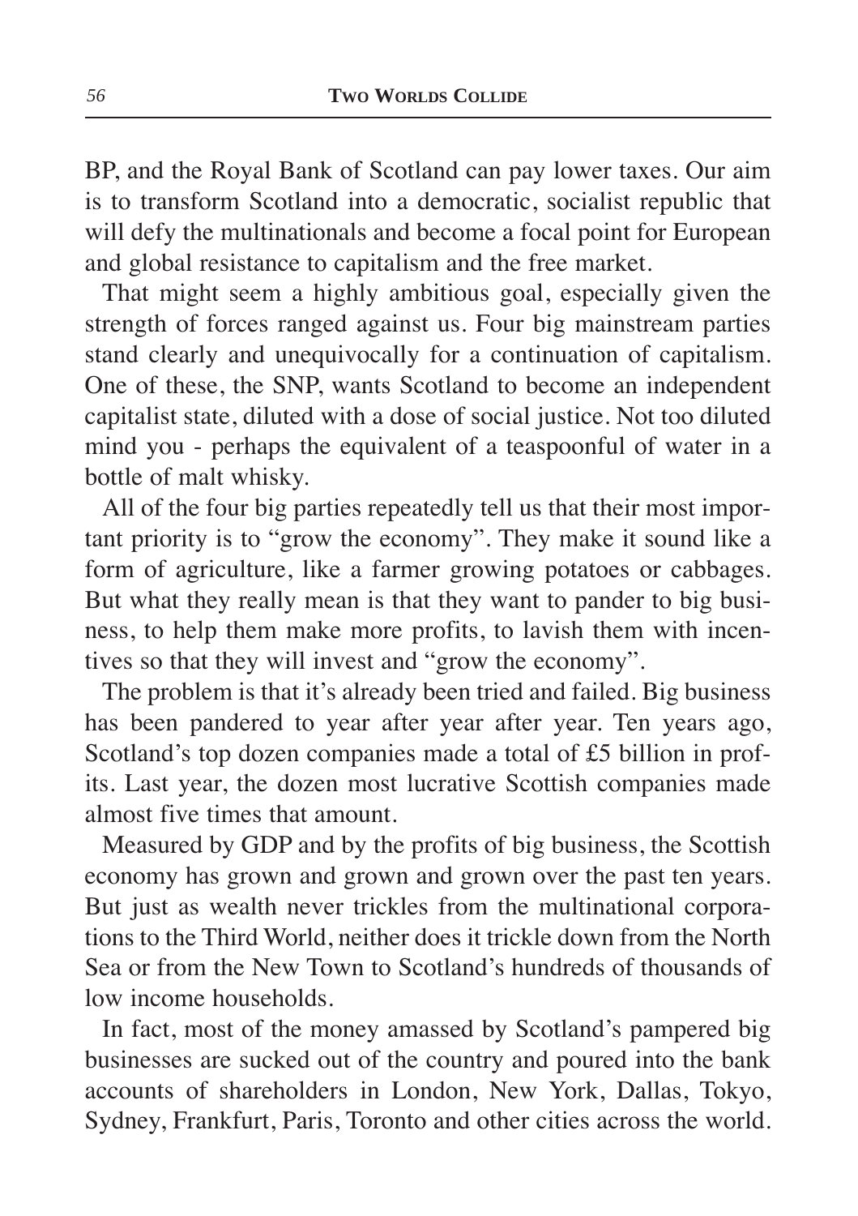BP, and the Royal Bank of Scotland can pay lower taxes. Our aim is to transform Scotland into a democratic, socialist republic that will defy the multinationals and become a focal point for European and global resistance to capitalism and the free market.

That might seem a highly ambitious goal, especially given the strength of forces ranged against us. Four big mainstream parties stand clearly and unequivocally for a continuation of capitalism. One of these, the SNP, wants Scotland to become an independent capitalist state, diluted with a dose of social justice. Not too diluted mind you - perhaps the equivalent of a teaspoonful of water in a bottle of malt whisky.

All of the four big parties repeatedly tell us that their most important priority is to "grow the economy". They make it sound like a form of agriculture, like a farmer growing potatoes or cabbages. But what they really mean is that they want to pander to big business, to help them make more profits, to lavish them with incentives so that they will invest and "grow the economy".

The problem is that it's already been tried and failed. Big business has been pandered to year after year after year. Ten years ago, Scotland's top dozen companies made a total of £5 billion in profits. Last year, the dozen most lucrative Scottish companies made almost five times that amount.

Measured by GDP and by the profits of big business, the Scottish economy has grown and grown and grown over the past ten years. But just as wealth never trickles from the multinational corporations to the Third World, neither does it trickle down from the North Sea or from the New Town to Scotland's hundreds of thousands of low income households.

In fact, most of the money amassed by Scotland's pampered big businesses are sucked out of the country and poured into the bank accounts of shareholders in London, New York, Dallas, Tokyo, Sydney, Frankfurt, Paris, Toronto and other cities across the world.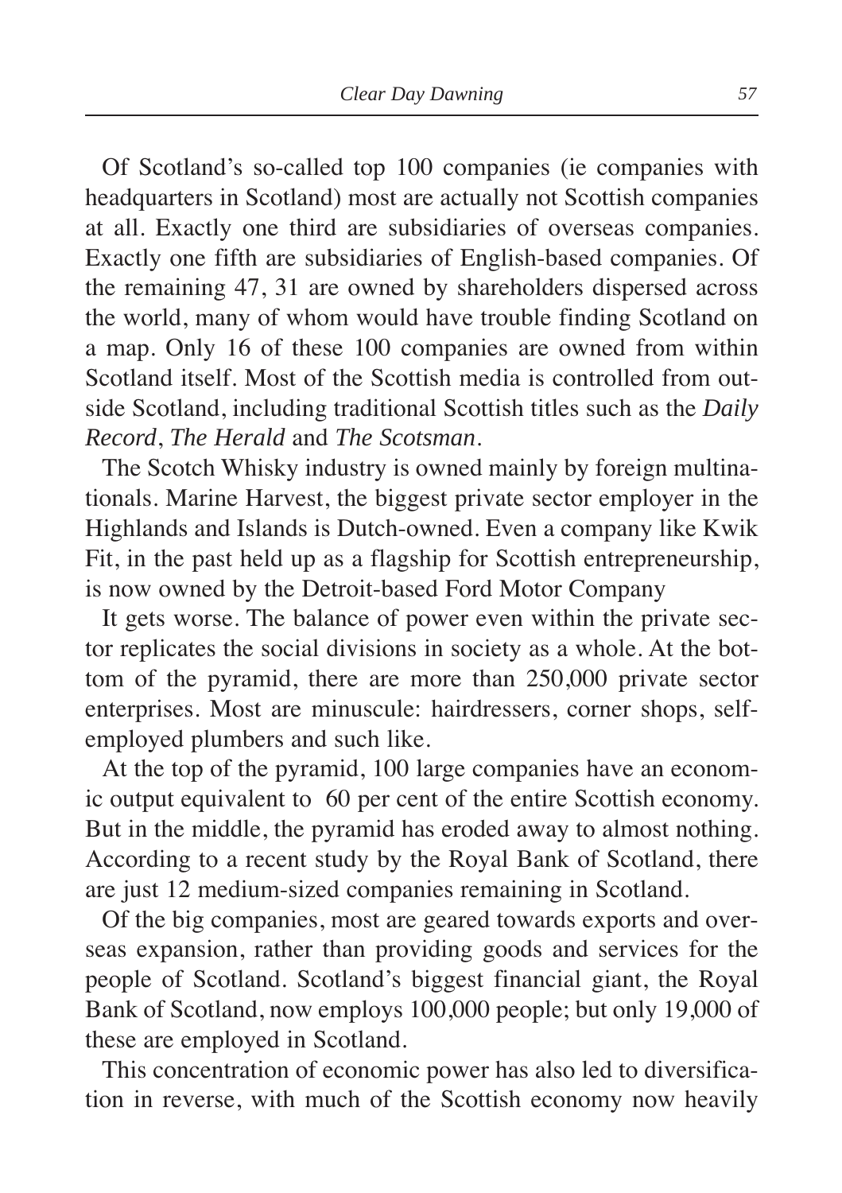Of Scotland's so-called top 100 companies (ie companies with headquarters in Scotland) most are actually not Scottish companies at all. Exactly one third are subsidiaries of overseas companies. Exactly one fifth are subsidiaries of English-based companies. Of the remaining 47, 31 are owned by shareholders dispersed across the world, many of whom would have trouble finding Scotland on a map. Only 16 of these 100 companies are owned from within Scotland itself. Most of the Scottish media is controlled from outside Scotland, including traditional Scottish titles such as the *Daily Record*, *The Herald* and *The Scotsman*.

The Scotch Whisky industry is owned mainly by foreign multinationals. Marine Harvest, the biggest private sector employer in the Highlands and Islands is Dutch-owned. Even a company like Kwik Fit, in the past held up as a flagship for Scottish entrepreneurship, is now owned by the Detroit-based Ford Motor Company

It gets worse. The balance of power even within the private sector replicates the social divisions in society as a whole. At the bottom of the pyramid, there are more than 250,000 private sector enterprises. Most are minuscule: hairdressers, corner shops, self-employed plumbers and such like.

At the top of the pyramid, 100 large companies have an economic output equivalent to 60 per cent of the entire Scottish economy. But in the middle, the pyramid has eroded away to almost nothing. According to a recent study by the Royal Bank of Scotland, there are just 12 medium-sized companies remaining in Scotland.

Of the big companies, most are geared towards exports and overseas expansion, rather than providing goods and services for the people of Scotland. Scotland's biggest financial giant, the Royal Bank of Scotland, now employs 100,000 people; but only 19,000 of these are employed in Scotland.

This concentration of economic power has also led to diversification in reverse, with much of the Scottish economy now heavily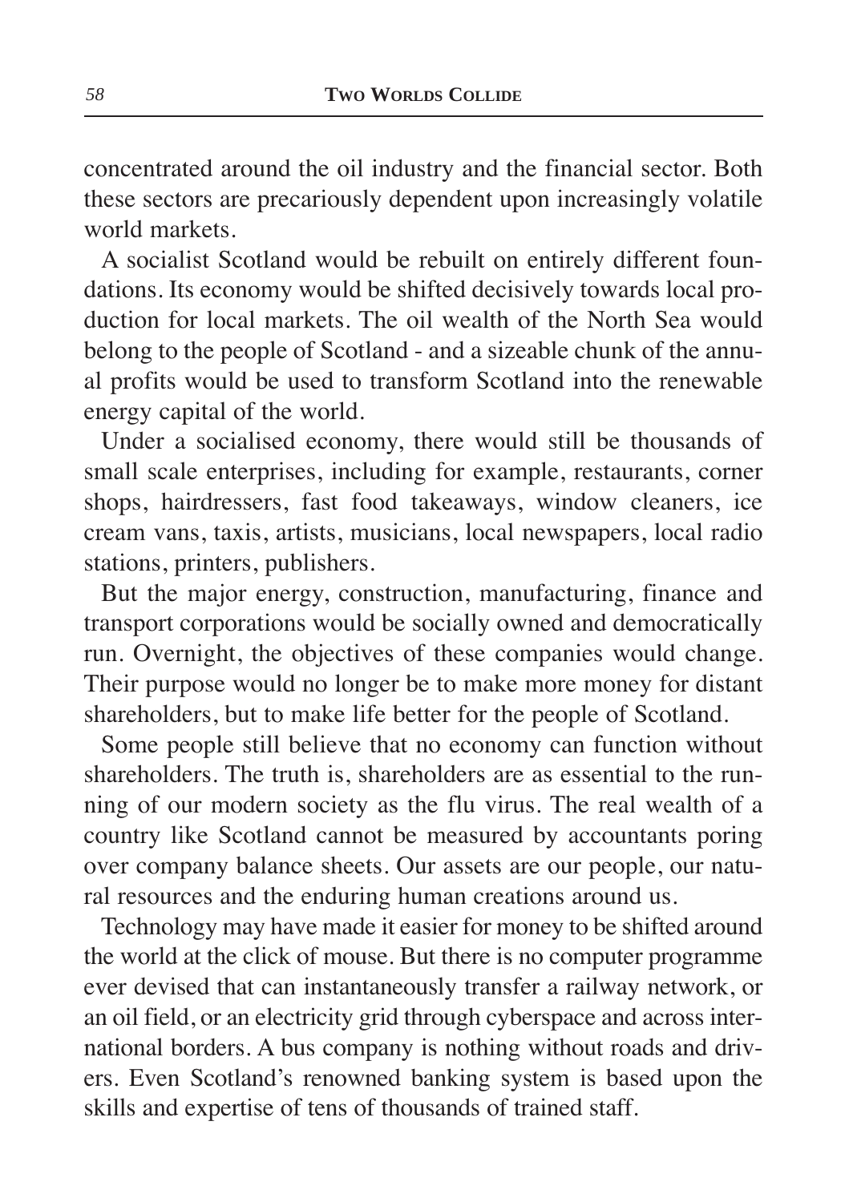concentrated around the oil industry and the financial sector. Both these sectors are precariously dependent upon increasingly volatile world markets.

A socialist Scotland would be rebuilt on entirely different foundations. Its economy would be shifted decisively towards local production for local markets. The oil wealth of the North Sea would belong to the people of Scotland - and a sizeable chunk of the annual profits would be used to transform Scotland into the renewable energy capital of the world.

Under a socialised economy, there would still be thousands of small scale enterprises, including for example, restaurants, corner shops, hairdressers, fast food takeaways, window cleaners, ice cream vans, taxis, artists, musicians, local newspapers, local radio stations, printers, publishers.

But the major energy, construction, manufacturing, finance and transport corporations would be socially owned and democratically run. Overnight, the objectives of these companies would change. Their purpose would no longer be to make more money for distant shareholders, but to make life better for the people of Scotland.

Some people still believe that no economy can function without shareholders. The truth is, shareholders are as essential to the running of our modern society as the flu virus. The real wealth of a country like Scotland cannot be measured by accountants poring over company balance sheets. Our assets are our people, our natural resources and the enduring human creations around us.

Technology may have made it easier for money to be shifted around the world at the click of mouse. But there is no computer programme ever devised that can instantaneously transfer a railway network, or an oil field, or an electricity grid through cyberspace and across international borders. A bus company is nothing without roads and drivers. Even Scotland's renowned banking system is based upon the skills and expertise of tens of thousands of trained staff.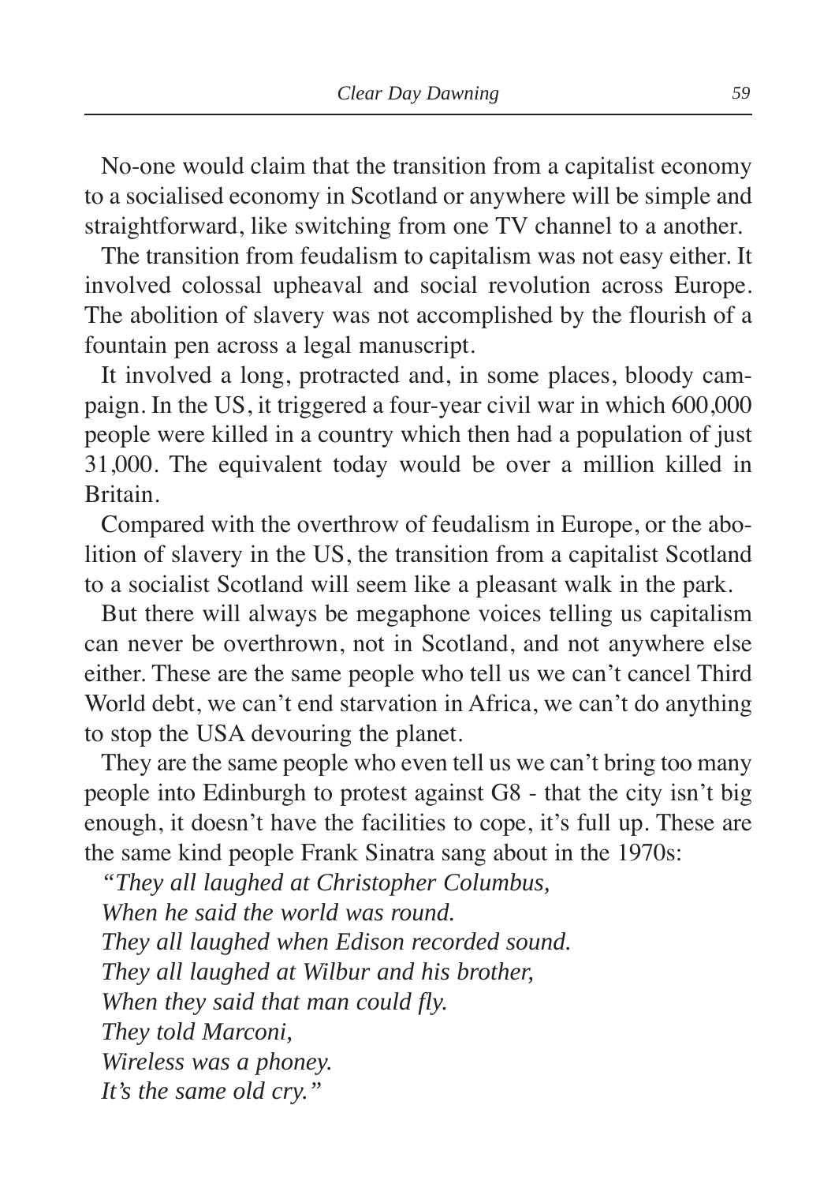No-one would claim that the transition from a capitalist economy to a socialised economy in Scotland or anywhere will be simple and straightforward, like switching from one TV channel to a another.

The transition from feudalism to capitalism was not easy either. It involved colossal upheaval and social revolution across Europe. The abolition of slavery was not accomplished by the flourish of a fountain pen across a legal manuscript.

It involved a long, protracted and, in some places, bloody campaign. In the US, it triggered a four-year civil war in which 600,000 people were killed in a country which then had a population of just 31,000. The equivalent today would be over a million killed in Britain.

Compared with the overthrow of feudalism in Europe, or the abolition of slavery in the US, the transition from a capitalist Scotland to a socialist Scotland will seem like a pleasant walk in the park.

But there will always be megaphone voices telling us capitalism can never be overthrown, not in Scotland, and not anywhere else either. These are the same people who tell us we can't cancel Third World debt, we can't end starvation in Africa, we can't do anything to stop the USA devouring the planet.

They are the same people who even tell us we can't bring too many people into Edinburgh to protest against G8 - that the city isn't big enough, it doesn't have the facilities to cope, it's full up. These are the same kind people Frank Sinatra sang about in the 1970s:

*"They all laughed at Christopher Columbus,*
*When he said the world was round.*
*They all laughed when Edison recorded sound.*
*They all laughed at Wilbur and his brother,*
*When they said that man could fly.*
*They told Marconi,*
*Wireless was a phoney.*
*It's the same old cry."*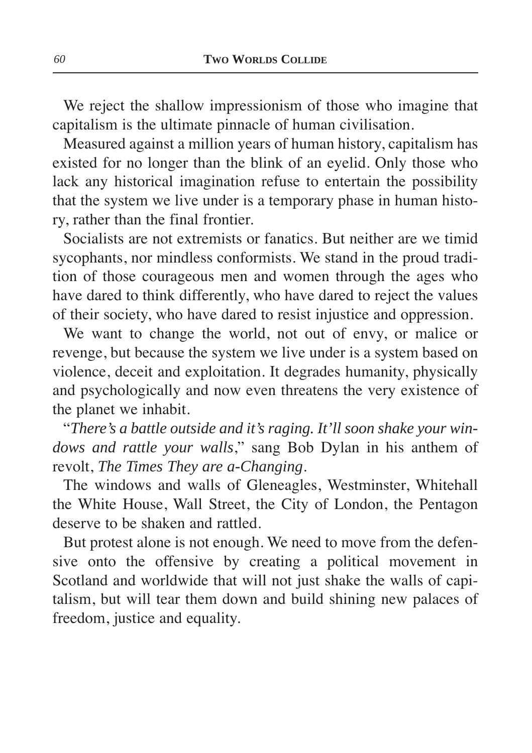We reject the shallow impressionism of those who imagine that capitalism is the ultimate pinnacle of human civilisation.

Measured against a million years of human history, capitalism has existed for no longer than the blink of an eyelid. Only those who lack any historical imagination refuse to entertain the possibility that the system we live under is a temporary phase in human history, rather than the final frontier.

Socialists are not extremists or fanatics. But neither are we timid sycophants, nor mindless conformists. We stand in the proud tradition of those courageous men and women through the ages who have dared to think differently, who have dared to reject the values of their society, who have dared to resist injustice and oppression.

We want to change the world, not out of envy, or malice or revenge, but because the system we live under is a system based on violence, deceit and exploitation. It degrades humanity, physically and psychologically and now even threatens the very existence of the planet we inhabit.

"*There's a battle outside and it's raging. It'll soon shake your windows and rattle your walls*," sang Bob Dylan in his anthem of revolt, *The Times They are a-Changing*.

The windows and walls of Gleneagles, Westminster, Whitehall the White House, Wall Street, the City of London, the Pentagon deserve to be shaken and rattled.

But protest alone is not enough. We need to move from the defensive onto the offensive by creating a political movement in Scotland and worldwide that will not just shake the walls of capitalism, but will tear them down and build shining new palaces of freedom, justice and equality.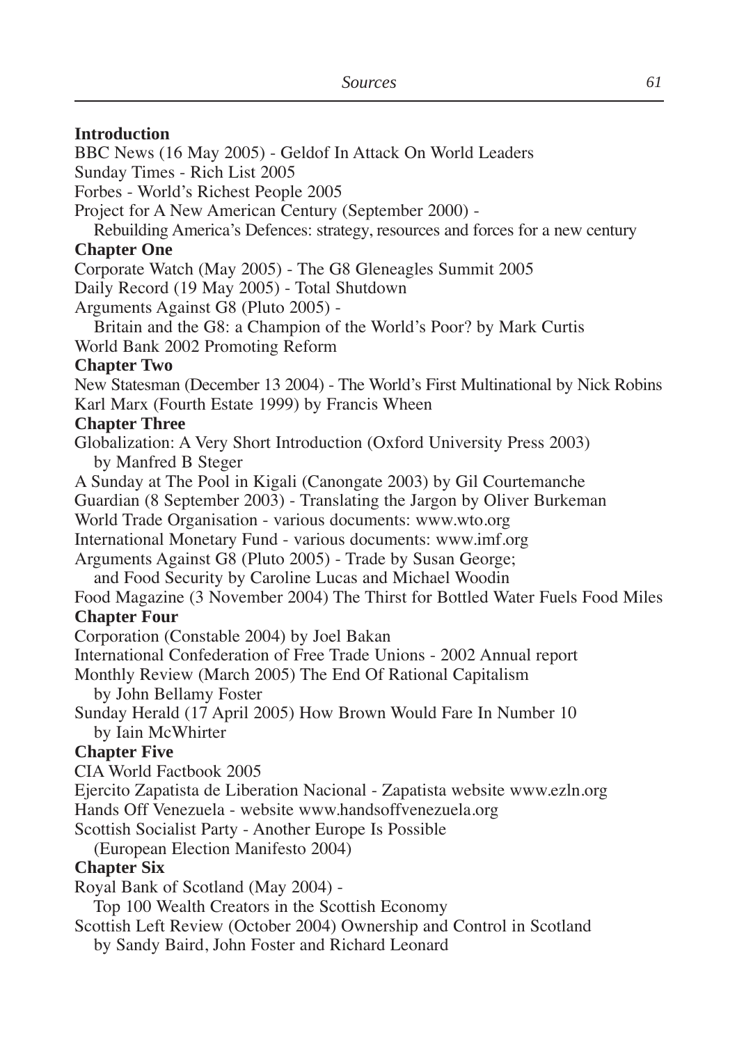**Introduction**

BBC News (16 May 2005) - Geldof In Attack On World Leaders
Sunday Times - Rich List 2005
Forbes - World's Richest People 2005
Project for A New American Century (September 2000) -
Rebuilding America's Defences: strategy, resources and forces for a new century

**Chapter One**

Corporate Watch (May 2005) - The G8 Gleneagles Summit 2005
Daily Record (19 May 2005) - Total Shutdown
Arguments Against G8 (Pluto 2005) -
Britain and the G8: a Champion of the World's Poor? by Mark Curtis
World Bank 2002 Promoting Reform

**Chapter Two**

New Statesman (December 13 2004) - The World's First Multinational by Nick Robins
Karl Marx (Fourth Estate 1999) by Francis Wheen

**Chapter Three**

Globalization: A Very Short Introduction (Oxford University Press 2003)
by Manfred B Steger
A Sunday at The Pool in Kigali (Canongate 2003) by Gil Courtemanche
Guardian (8 September 2003) - Translating the Jargon by Oliver Burkeman
World Trade Organisation - various documents: www.wto.org
International Monetary Fund - various documents: www.imf.org
Arguments Against G8 (Pluto 2005) - Trade by Susan George;
and Food Security by Caroline Lucas and Michael Woodin
Food Magazine (3 November 2004) The Thirst for Bottled Water Fuels Food Miles

**Chapter Four**

Corporation (Constable 2004) by Joel Bakan
International Confederation of Free Trade Unions - 2002 Annual report
Monthly Review (March 2005) The End Of Rational Capitalism
by John Bellamy Foster
Sunday Herald (17 April 2005) How Brown Would Fare In Number 10
by Iain McWhirter

**Chapter Five**

CIA World Factbook 2005
Ejercito Zapatista de Liberation Nacional - Zapatista website www.ezln.org
Hands Off Venezuela - website www.handsoffvenezuela.org
Scottish Socialist Party - Another Europe Is Possible
(European Election Manifesto 2004)

**Chapter Six**

Royal Bank of Scotland (May 2004) -
Top 100 Wealth Creators in the Scottish Economy
Scottish Left Review (October 2004) Ownership and Control in Scotland
by Sandy Baird, John Foster and Richard Leonard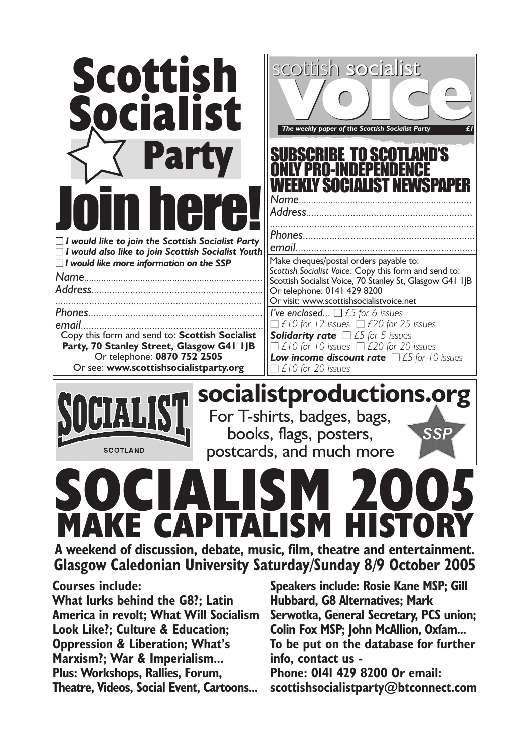# Scottish Socialist Party

# Join here!

☐ ***I would like to join the Scottish Socialist Party***
☐ ***I would also like to join Scottish Socialist Youth***
☐ ***I would like more information on the SSP***

*Name*......................................................................
*Address*..................................................................
..............................................................................
*Phones*...................................................................
*email*......................................................................

Copy this form and send to: **Scottish Socialist Party, 70 Stanley Street, Glasgow G41 1JB**
Or telephone: **0870 752 2505**
Or see: **www.scottishsocialistparty.org**

# scottish socialist voice

***The weekly paper of the Scottish Socialist Party*** ***£1***

## SUBSCRIBE TO SCOTLAND'S ONLY PRO-INDEPENDENCE WEEKLY SOCIALIST NEWSPAPER

*Name*......................................................................
*Address*..................................................................
..............................................................................
*Phones*...................................................................
*email*......................................................................

Make cheques/postal orders payable to:
*Scottish Socialist Voice*. Copy this form and send to:
Scottish Socialist Voice, 70 Stanley St, Glasgow G41 1JB
Or telephone: 0141 429 8200
Or visit: www.scottishsocialistvoice.net

*I've enclosed...* ☐ *£5 for 6 issues*
☐ *£10 for 12 issues* ☐ *£20 for 25 issues*
***Solidarity rate*** ☐ *£5 for 5 issues*
☐ *£10 for 10 issues* ☐ *£20 for 20 issues*
***Low income discount rate*** ☐ *£5 for 10 issues*
☐ *£10 for 20 issues*

SOCIALIST SCOTLAND

## socialistproductions.org

For T-shirts, badges, bags, books, flags, posters, postcards, and much more

SSP

# SOCIALISM 2005

## MAKE CAPITALISM HISTORY

**A weekend of discussion, debate, music, film, theatre and entertainment. Glasgow Caledonian University Saturday/Sunday 8/9 October 2005**

**Courses include:**
**What lurks behind the G8?; Latin America in revolt; What Will Socialism Look Like?; Culture & Education; Oppression & Liberation; What's Marxism?; War & Imperialism...**
**Plus: Workshops, Rallies, Forum, Theatre, Videos, Social Event, Cartoons...**

**Speakers include: Rosie Kane MSP; Gill Hubbard, G8 Alternatives; Mark Serwotka, General Secretary, PCS union; Colin Fox MSP; John McAllion, Oxfam...**
**To be put on the database for further info, contact us -**
**Phone: 0141 429 8200 Or email: scottishsocialistparty@btconnect.com**